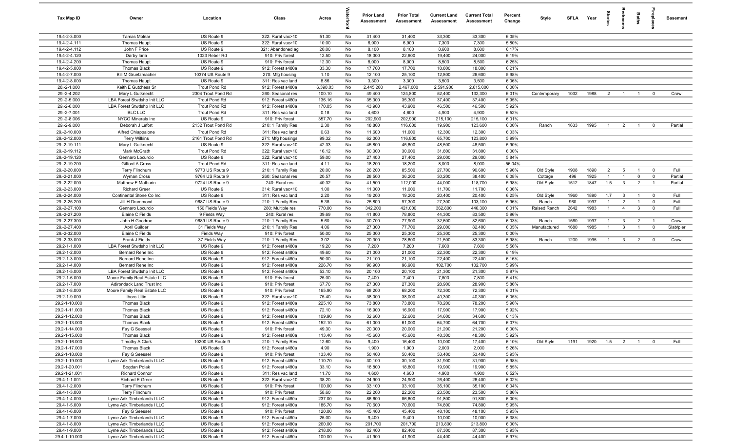| Tax Map ID | Owner | Location | Class | Acres | Waterfront | Prior Land Assessment | Prior Total Assessment | Current Land Assessment | Current Total Assessment | Percent Change | Style | SFLA | Year | Stories | Bedrooms | Baths | Fireplaces | Basement |
|---|---|---|---|---|---|---|---|---|---|---|---|---|---|---|---|---|---|---|
| 19.4-2-3.000 | Tamas Molnar | US Route 9 | 322: Rural vac>10 | 51.30 | No | 31,400 | 31,400 | 33,300 | 33,300 | 6.05% | | | | | | | | |
| 19.4-2-4.111 | Thomas Haupt | US Route 9 | 322: Rural vac>10 | 10.00 | No | 6,900 | 6,900 | 7,300 | 7,300 | 5.80% | | | | | | | | |
| 19.4-2-4.112 | John F Price | US Route 9 | 321: Abandoned ag | 20.00 | No | 8,100 | 8,100 | 8,600 | 8,600 | 6.17% | | | | | | | | |
| 19.4-2-4.120 | Darby Iaria | 1023 Reber Rd | 910: Priv forest | 12.50 | No | 18,300 | 22,600 | 19,400 | 24,000 | 6.19% | | | | | | | | |
| 19.4-2-4.200 | Thomas Haupt | US Route 9 | 910: Priv forest | 12.30 | No | 8,000 | 8,000 | 8,500 | 8,500 | 6.25% | | | | | | | | |
| 19.4-2-5.000 | Thomas Black | US Route 9 | 912: Forest s480a | 33.30 | No | 17,700 | 17,700 | 18,800 | 18,800 | 6.21% | | | | | | | | |
| 19.4-2-7.000 | Bill M Gruetzmacher | 10374 US Route 9 | 270: Mfg housing | 1.10 | No | 12,100 | 25,100 | 12,800 | 26,600 | 5.98% | | | | | | | | |
| 19.4-2-8.000 | Thomas Haupt | US Route 9 | 311: Res vac land | 8.86 | No | 3,300 | 3,300 | 3,500 | 3,500 | 6.06% | | | | | | | | |
| 28.-2-1.000 | Keith E Gutchess Sr | Trout Pond Rd | 912: Forest s480a | 6,390.03 | No | 2,445,200 | 2,467,000 | 2,591,900 | 2,615,000 | 6.00% | | | | | | | | |
| 29.-2-4.202 | Mary L Gutknecht | 2304 Trout Pond Rd | 260: Seasonal res | 100.10 | No | 49,400 | 124,800 | 52,400 | 132,300 | 6.01% | Contemporary | 1032 | 1988 | 2 | 1 | 1 | 0 | Crawl |
| 29.-2-5.000 | LBA Forest Stwdshp Init LLC | Trout Pond Rd | 912: Forest s480a | 136.16 | No | 35,300 | 35,300 | 37,400 | 37,400 | 5.95% | | | | | | | | |
| 29.-2-6.000 | LBA Forest Stwdshp Init LLC | Trout Pond Rd | 912: Forest s480a | 170.05 | No | 43,900 | 43,900 | 46,500 | 46,500 | 5.92% | | | | | | | | |
| 29.-2-7.001 | BLC LLC | Trout Pond Rd | 311: Res vac land | 0.18 | No | 4,600 | 4,600 | 4,900 | 4,900 | 6.52% | | | | | | | | |
| 29.-2-8.006 | NYCO Minerals Inc | US Route 9 | 910: Priv forest | 357.70 | No | 202,900 | 202,900 | 215,100 | 215,100 | 6.01% | | | | | | | | |
| 29.-2-9.000 | Deborah J Lefort | 2132 Trout Pond Rd | 210: 1 Family Res | 2.30 | No | 18,800 | 116,600 | 19,900 | 123,600 | 6.00% | Ranch | 1633 | 1995 | 1 | 2 | 1 | 0 | Partial |
| 29.-2-10.000 | Alfred Chiappalone | Trout Pond Rd | 311: Res vac land | 0.63 | No | 11,600 | 11,600 | 12,300 | 12,300 | 6.03% | | | | | | | | |
| 29.-2-12.000 | Terry Wilkins | 2161 Trout Pond Rd | 271: Mfg housings | 99.32 | No | 62,000 | 116,800 | 65,700 | 123,800 | 5.99% | | | | | | | | |
| 29.-2-19.111 | Mary L Gutknecht | US Route 9 | 322: Rural vac>10 | 42.33 | No | 45,800 | 45,800 | 48,500 | 48,500 | 5.90% | | | | | | | | |
| 29.-2-19.112 | Mark McGrath | Trout Pond Rd | 322: Rural vac>10 | 16.12 | No | 30,000 | 30,000 | 31,800 | 31,800 | 6.00% | | | | | | | | |
| 29.-2-19.120 | Gennaro Locurcio | US Route 9 | 322: Rural vac>10 | 59.00 | No | 27,400 | 27,400 | 29,000 | 29,000 | 5.84% | | | | | | | | |
| 29.-2-19.200 | Gifford A Cross | Trout Pond Rd | 311: Res vac land | 4.11 | No | 18,200 | 18,200 | 8,000 | 8,000 | -56.04% | | | | | | | | |
| 29.-2-20.000 | Terry Flinchum | 9770 US Route 9 | 210: 1 Family Res | 20.00 | No | 26,200 | 85,500 | 27,700 | 90,600 | 5.96% | Old Style | 1908 | 1890 | 2 | 5 | 1 | 0 | Full |
| 29.-2-21.000 | Wyman Cross | 9764 US Route 9 | 260: Seasonal res | 20.57 | No | 28,500 | 36,200 | 30,200 | 38,400 | 6.08% | Cottage | 496 | 1925 | 1 | 1 | 0 | 0 | Partial |
| 29.-2-22.000 | Matthew E Mathurin | 9724 US Route 9 | 240: Rural res | 40.32 | No | 41,500 | 112,000 | 44,000 | 118,700 | 5.98% | Old Style | 1512 | 1847 | 1.5 | 3 | 2 | 1 | Partial |
| 29.-2-23.000 | Richard Greer | US Route 9 | 314: Rural vac<10 | 1.00 | No | 11,000 | 11,000 | 11,700 | 11,700 | 6.36% | | | | | | | | |
| 29.-2-24.000 | Continental Stone Co Inc | US Route 9 | 311: Res vac land | 2.20 | No | 19,200 | 19,200 | 20,400 | 20,400 | 6.25% | Old Style | 1960 | 1890 | 1.7 | 3 | 1 | 0 | Full |
| 29.-2-25.200 | Jill H Drummond | 9687 US Route 9 | 210: 1 Family Res | 5.38 | No | 25,800 | 97,300 | 27,300 | 103,100 | 5.96% | Ranch | 960 | 1997 | 1 | 2 | 1 | 0 | Full |
| 29.-2-27.100 | Gennaro Locurcio | 150 Fields Way | 280: Multiple res | 770.00 | No | 342,200 | 421,000 | 362,800 | 446,300 | 6.01% | Raised Ranch | 2642 | 1983 | 1 | 4 | 3 | 0 | Full |
| 29.-2-27.200 | Elaine C Fields | 9 Fields Way | 240: Rural res | 39.69 | No | 41,800 | 78,800 | 44,300 | 83,500 | 5.96% | | | | | | | | |
| 29.-2-27.300 | John H Goodroe | 9689 US Route 9 | 210: 1 Family Res | 5.60 | No | 30,700 | 77,900 | 32,600 | 82,600 | 6.03% | Ranch | 1560 | 1997 | 1 | 3 | 2 | 1 | Crawl |
| 29.-2-27.400 | April Guilder | 31 Fields Way | 210: 1 Family Res | 4.06 | No | 27,300 | 77,700 | 29,000 | 82,400 | 6.05% | Manufactured | 1680 | 1985 | 1 | 3 | 1 | 0 | Slab/pier |
| 29.-2-32.000 | Elaine C Fields | Fields Way | 910: Priv forest | 50.00 | No | 25,300 | 25,300 | 25,300 | 25,300 | 0.00% | | | | | | | | |
| 29.-2-33.000 | Frank J Fields | 37 Fields Way | 210: 1 Family Res | 3.02 | No | 20,300 | 78,600 | 21,500 | 83,300 | 5.98% | Ranch | 1200 | 1995 | 1 | 3 | 2 | 0 | Crawl |
| 29.2-1-1.000 | LBA Forest Stwdshp Init LLC | US Route 9 | 912: Forest s480a | 19.20 | No | 7,200 | 7,200 | 7,600 | 7,600 | 5.56% | | | | | | | | |
| 29.2-1-2.000 | Bernard Rene Inc | US Route 9 | 912: Forest s480a | 49.60 | No | 21,000 | 21,000 | 22,300 | 22,300 | 6.19% | | | | | | | | |
| 29.2-1-3.000 | Bernard Rene Inc | US Route 9 | 912: Forest s480a | 50.00 | No | 21,100 | 21,100 | 22,400 | 22,400 | 6.16% | | | | | | | | |
| 29.2-1-4.000 | Bernard Rene Inc | US Route 9 | 912: Forest s480a | 226.70 | No | 96,900 | 96,900 | 102,700 | 102,700 | 5.99% | | | | | | | | |
| 29.2-1-5.000 | LBA Forest Stwdshp Init LLC | US Route 9 | 912: Forest s480a | 53.10 | No | 20,100 | 20,100 | 21,300 | 21,300 | 5.97% | | | | | | | | |
| 29.2-1-6.000 | Moore Family Real Estate LLC | US Route 9 | 910: Priv forest | 25.00 | No | 7,400 | 7,400 | 7,800 | 7,800 | 5.41% | | | | | | | | |
| 29.2-1-7.000 | Adirondack Land Trust Inc | US Route 9 | 910: Priv forest | 67.70 | No | 27,300 | 27,300 | 28,900 | 28,900 | 5.86% | | | | | | | | |
| 29.2-1-8.000 | Moore Family Real Estate LLC | US Route 9 | 910: Priv forest | 165.90 | No | 68,200 | 68,200 | 72,300 | 72,300 | 6.01% | | | | | | | | |
| 29.2-1-9.000 | Iboro Ultin | US Route 9 | 322: Rural vac>10 | 75.40 | No | 38,000 | 38,000 | 40,300 | 40,300 | 6.05% | | | | | | | | |
| 29.2-1-10.000 | Thomas Black | US Route 9 | 912: Forest s480a | 225.10 | No | 73,800 | 73,800 | 78,200 | 78,200 | 5.96% | | | | | | | | |
| 29.2-1-11.000 | Thomas Black | US Route 9 | 912: Forest s480a | 72.10 | No | 16,900 | 16,900 | 17,900 | 17,900 | 5.92% | | | | | | | | |
| 29.2-1-12.000 | Thomas Black | US Route 9 | 912: Forest s480a | 109.90 | No | 32,600 | 32,600 | 34,600 | 34,600 | 6.13% | | | | | | | | |
| 29.2-1-13.000 | Thomas Black | US Route 9 | 912: Forest s480a | 152.10 | No | 61,000 | 61,000 | 64,700 | 64,700 | 6.07% | | | | | | | | |
| 29.2-1-14.000 | Fay G Seessel | US Route 9 | 910: Priv forest | 49.30 | No | 20,000 | 20,000 | 21,200 | 21,200 | 6.00% | | | | | | | | |
| 29.2-1-15.000 | Thomas Black | US Route 9 | 912: Forest s480a | 113.40 | No | 45,600 | 45,600 | 48,300 | 48,300 | 5.92% | | | | | | | | |
| 29.2-1-16.000 | Timothy A Clark | 10200 US Route 9 | 210: 1 Family Res | 12.60 | No | 9,400 | 16,400 | 10,000 | 17,400 | 6.10% | Old Style | 1191 | 1920 | 1.5 | 2 | 1 | 0 | Full |
| 29.2-1-17.000 | Thomas Black | US Route 9 | 912: Forest s480a | 4.90 | No | 1,900 | 1,900 | 2,000 | 2,000 | 5.26% | | | | | | | | |
| 29.2-1-18.000 | Fay G Seessel | US Route 9 | 910: Priv forest | 133.40 | No | 50,400 | 50,400 | 53,400 | 53,400 | 5.95% | | | | | | | | |
| 29.2-1-19.000 | Lyme Adk Timberlands I LLC | US Route 9 | 912: Forest s480a | 110.70 | No | 30,100 | 30,100 | 31,900 | 31,900 | 5.98% | | | | | | | | |
| 29.2-1-20.001 | Bogdan Polak | US Route 9 | 912: Forest s480a | 33.10 | No | 18,800 | 18,800 | 19,900 | 19,900 | 5.85% | | | | | | | | |
| 29.2-1-21.001 | Richard Connor | US Route 9 | 311: Res vac land | 11.70 | No | 4,600 | 4,600 | 4,900 | 4,900 | 6.52% | | | | | | | | |
| 29.4-1-1.001 | Richard E Greer | US Route 9 | 322: Rural vac>10 | 38.20 | No | 24,900 | 24,900 | 26,400 | 26,400 | 6.02% | | | | | | | | |
| 29.4-1-2.000 | Terry Flinchum | US Route 9 | 910: Priv forest | 100.00 | No | 33,100 | 33,100 | 35,100 | 35,100 | 6.04% | | | | | | | | |
| 29.4-1-3.000 | Terry Flinchum | US Route 9 | 910: Priv forest | 58.60 | No | 22,200 | 22,200 | 23,500 | 23,500 | 5.86% | | | | | | | | |
| 29.4-1-4.000 | Lyme Adk Timberlands I LLC | US Route 9 | 912: Forest s480a | 237.00 | No | 86,600 | 86,600 | 91,800 | 91,800 | 6.00% | | | | | | | | |
| 29.4-1-5.000 | Lyme Adk Timberlands I LLC | US Route 9 | 912: Forest s480a | 186.70 | No | 70,600 | 70,600 | 74,800 | 74,800 | 5.95% | | | | | | | | |
| 29.4-1-6.000 | Fay G Seessel | US Route 9 | 910: Priv forest | 120.00 | No | 45,400 | 45,400 | 48,100 | 48,100 | 5.95% | | | | | | | | |
| 29.4-1-7.000 | Lyme Adk Timberlands I LLC | US Route 9 | 912: Forest s480a | 25.00 | No | 9,400 | 9,400 | 10,000 | 10,000 | 6.38% | | | | | | | | |
| 29.4-1-8.000 | Lyme Adk Timberlands I LLC | US Route 9 | 912: Forest s480a | 260.00 | No | 201,700 | 201,700 | 213,800 | 213,800 | 6.00% | | | | | | | | |
| 29.4-1-9.000 | Lyme Adk Timberlands I LLC | US Route 9 | 912: Forest s480a | 218.00 | No | 82,400 | 82,400 | 87,300 | 87,300 | 5.95% | | | | | | | | |
| 29.4-1-10.000 | Lyme Adk Timberlands I LLC | US Route 9 | 912: Forest s480a | 100.00 | Yes | 41,900 | 41,900 | 44,400 | 44,400 | 5.97% | | | | | | | | |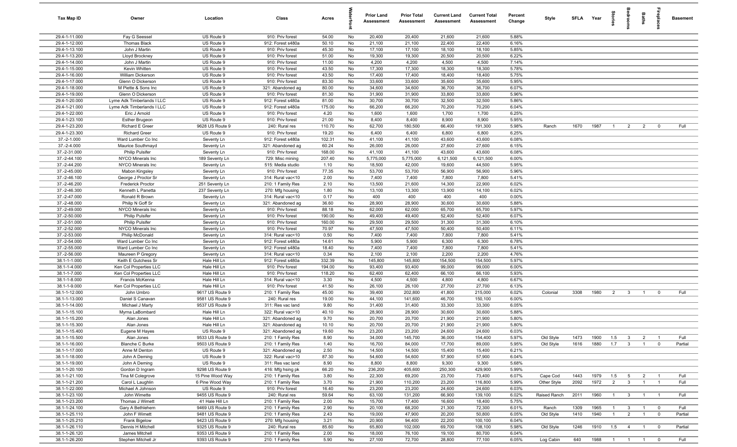| Tax Map ID | Owner | Location | Class | Acres | Waterfront | Prior Land Assessment | Prior Total Assessment | Current Land Assessment | Current Total Assessment | Percent Change | Style | SFLA | Year | Stories | Bedrooms | Baths | Fireplaces | Basement |
|---|---|---|---|---|---|---|---|---|---|---|---|---|---|---|---|---|---|---|
| 29.4-1-11.000 | Fay G Seessel | US Route 9 | 910: Priv forest | 54.00 | No | 20,400 | 20,400 | 21,600 | 21,600 | 5.88% | | | | | | | | |
| 29.4-1-12.000 | Thomas Black | US Route 9 | 912: Forest s480a | 50.10 | No | 21,100 | 21,100 | 22,400 | 22,400 | 6.16% | | | | | | | | |
| 29.4-1-13.100 | John J Martin | US Route 9 | 910: Priv forest | 45.30 | No | 17,100 | 17,100 | 18,100 | 18,100 | 5.85% | | | | | | | | |
| 29.4-1-13.200 | Lloyd Brockney | US Route 9 | 910: Priv forest | 51.00 | No | 19,300 | 19,300 | 20,500 | 20,500 | 6.22% | | | | | | | | |
| 29.4-1-14.000 | John J Martin | US Route 9 | 910: Priv forest | 11.00 | No | 4,200 | 4,200 | 4,500 | 4,500 | 7.14% | | | | | | | | |
| 29.4-1-15.000 | Kevin Whitten | US Route 9 | 910: Priv forest | 43.50 | No | 17,300 | 17,300 | 18,300 | 18,300 | 5.78% | | | | | | | | |
| 29.4-1-16.000 | William Dickerson | US Route 9 | 910: Priv forest | 43.50 | No | 17,400 | 17,400 | 18,400 | 18,400 | 5.75% | | | | | | | | |
| 29.4-1-17.000 | Glenn O Dickerson | US Route 9 | 910: Priv forest | 83.30 | No | 33,600 | 33,600 | 35,600 | 35,600 | 5.95% | | | | | | | | |
| 29.4-1-18.000 | M Piette & Sons Inc | US Route 9 | 321: Abandoned ag | 80.00 | No | 34,600 | 34,600 | 36,700 | 36,700 | 6.07% | | | | | | | | |
| 29.4-1-19.000 | Glenn O Dickerson | US Route 9 | 910: Priv forest | 81.30 | No | 31,900 | 31,900 | 33,800 | 33,800 | 5.96% | | | | | | | | |
| 29.4-1-20.000 | Lyme Adk Timberlands I LLC | US Route 9 | 912: Forest s480a | 81.00 | No | 30,700 | 30,700 | 32,500 | 32,500 | 5.86% | | | | | | | | |
| 29.4-1-21.000 | Lyme Adk Timberlands I LLC | US Route 9 | 912: Forest s480a | 175.00 | No | 66,200 | 66,200 | 70,200 | 70,200 | 6.04% | | | | | | | | |
| 29.4-1-22.000 | Eric J Arnold | US Route 9 | 910: Priv forest | 4.20 | No | 1,600 | 1,600 | 1,700 | 1,700 | 6.25% | | | | | | | | |
| 29.4-1-23.100 | Esther Brugeon | US Route 9 | 910: Priv forest | 21.00 | No | 8,400 | 8,400 | 8,900 | 8,900 | 5.95% | | | | | | | | |
| 29.4-1-23.200 | Richard E Greer | 9628 US Route 9 | 240: Rural res | 110.70 | No | 62,700 | 180,500 | 66,400 | 191,300 | 5.98% | Ranch | 1670 | 1987 | 1 | 2 | 2 | 0 | Full |
| 29.4-1-23.300 | Richard Greer | US Route 9 | 910: Priv forest | 19.20 | No | 6,400 | 6,400 | 6,800 | 6,800 | 6.25% | | | | | | | | |
| 37.-2-1.000 | Ward Lumber Co Inc | Seventy Ln | 912: Forest s480a | 102.31 | No | 41,100 | 41,100 | 43,600 | 43,600 | 6.08% | | | | | | | | |
| 37.-2-4.000 | Maurice Southmayd | Seventy Ln | 321: Abandoned ag | 60.24 | No | 26,000 | 26,000 | 27,600 | 27,600 | 6.15% | | | | | | | | |
| 37.-2-31.000 | Philip Pulsifer | Seventy Ln | 910: Priv forest | 168.00 | No | 41,100 | 41,100 | 43,600 | 43,600 | 6.08% | | | | | | | | |
| 37.-2-44.100 | NYCO Minerals Inc | 189 Seventy Ln | 729: Misc mining | 207.40 | No | 5,775,000 | 5,775,000 | 6,121,500 | 6,121,500 | 6.00% | | | | | | | | |
| 37.-2-44.200 | NYCO Minerals Inc | Seventy Ln | 515: Media studio | 1.10 | No | 18,500 | 42,000 | 19,600 | 44,500 | 5.95% | | | | | | | | |
| 37.-2-45.000 | Mabon Kingsley | Seventy Ln | 910: Priv forest | 77.35 | No | 53,700 | 53,700 | 56,900 | 56,900 | 5.96% | | | | | | | | |
| 37.-2-46.100 | George J Proctor Sr | Seventy Ln | 314: Rural vac<10 | 2.00 | No | 7,400 | 7,400 | 7,800 | 7,800 | 5.41% | | | | | | | | |
| 37.-2-46.200 | Frederick Proctor | 251 Seventy Ln | 210: 1 Family Res | 2.10 | No | 13,500 | 21,600 | 14,300 | 22,900 | 6.02% | | | | | | | | |
| 37.-2-46.300 | Kenneth L Panetta | 237 Seventy Ln | 270: Mfg housing | 1.80 | No | 13,100 | 13,300 | 13,900 | 14,100 | 6.02% | | | | | | | | |
| 37.-2-47.000 | Ronald R Brown | Seventy Ln | 314: Rural vac<10 | 0.17 | No | 400 | 400 | 400 | 400 | 0.00% | | | | | | | | |
| 37.-2-48.000 | Philip N Goff Sr | Seventy Ln | 321: Abandoned ag | 36.60 | No | 28,900 | 28,900 | 30,600 | 30,600 | 5.88% | | | | | | | | |
| 37.-2-49.000 | NYCO Minerals Inc | Seventy Ln | 910: Priv forest | 88.18 | No | 62,000 | 62,000 | 65,700 | 65,700 | 5.97% | | | | | | | | |
| 37.-2-50.000 | Philip Pulsifer | Seventy Ln | 910: Priv forest | 190.00 | No | 49,400 | 49,400 | 52,400 | 52,400 | 6.07% | | | | | | | | |
| 37.-2-51.000 | Philip Pulsifer | Seventy Ln | 910: Priv forest | 160.00 | No | 29,500 | 29,500 | 31,300 | 31,300 | 6.10% | | | | | | | | |
| 37.-2-52.000 | NYCO Minerals Inc | Seventy Ln | 910: Priv forest | 70.97 | No | 47,500 | 47,500 | 50,400 | 50,400 | 6.11% | | | | | | | | |
| 37.-2-53.000 | Philip McDonald | Seventy Ln | 314: Rural vac<10 | 0.50 | No | 7,400 | 7,400 | 7,800 | 7,800 | 5.41% | | | | | | | | |
| 37.-2-54.000 | Ward Lumber Co Inc | Seventy Ln | 912: Forest s480a | 14.61 | No | 5,900 | 5,900 | 6,300 | 6,300 | 6.78% | | | | | | | | |
| 37.-2-55.000 | Ward Lumber Co Inc | Seventy Ln | 912: Forest s480a | 18.40 | No | 7,400 | 7,400 | 7,800 | 7,800 | 5.41% | | | | | | | | |
| 37.-2-56.000 | Maureen P Gregory | Seventy Ln | 314: Rural vac<10 | 0.34 | No | 2,100 | 2,100 | 2,200 | 2,200 | 4.76% | | | | | | | | |
| 38.1-1-1.000 | Keith E Gutchess Sr | Hale Hill Ln | 912: Forest s480a | 332.39 | No | 145,800 | 145,800 | 154,500 | 154,500 | 5.97% | | | | | | | | |
| 38.1-1-4.000 | Ken Col Properties LLC | Hale Hill Ln | 910: Priv forest | 194.00 | No | 93,400 | 93,400 | 99,000 | 99,000 | 6.00% | | | | | | | | |
| 38.1-1-7.000 | Ken Col Properties LLC | Hale Hill Ln | 910: Priv forest | 118.20 | No | 62,400 | 62,400 | 66,100 | 66,100 | 5.93% | | | | | | | | |
| 38.1-1-8.000 | Francis McKenna | Hale Hill Ln | 314: Rural vac<10 | 3.30 | No | 4,500 | 4,500 | 4,800 | 4,800 | 6.67% | | | | | | | | |
| 38.1-1-9.000 | Ken Col Properties LLC | Hale Hill Ln | 910: Priv forest | 41.50 | No | 26,100 | 26,100 | 27,700 | 27,700 | 6.13% | | | | | | | | |
| 38.1-1-12.000 | John Umbro | 9617 US Route 9 | 210: 1 Family Res | 45.00 | No | 39,400 | 202,800 | 41,800 | 215,000 | 6.02% | Colonial | 3308 | 1980 | 2 | 3 | 1 | 0 | Full |
| 38.1-1-13.000 | Daniel S Canavan | 9581 US Route 9 | 240: Rural res | 19.00 | No | 44,100 | 141,600 | 46,700 | 150,100 | 6.00% | | | | | | | | |
| 38.1-1-14.000 | Michael J Marty | 9537 US Route 9 | 311: Res vac land | 9.80 | No | 31,400 | 31,400 | 33,300 | 33,300 | 6.05% | | | | | | | | |
| 38.1-1-15.100 | Myrna LaBombard | Hale Hill Ln | 322: Rural vac>10 | 40.10 | No | 28,900 | 28,900 | 30,600 | 30,600 | 5.88% | | | | | | | | |
| 38.1-1-15.200 | Alan Jones | Hale Hill Ln | 321: Abandoned ag | 9.70 | No | 20,700 | 20,700 | 21,900 | 21,900 | 5.80% | | | | | | | | |
| 38.1-1-15.300 | Alan Jones | Hale Hill Ln | 321: Abandoned ag | 10.10 | No | 20,700 | 20,700 | 21,900 | 21,900 | 5.80% | | | | | | | | |
| 38.1-1-15.400 | Eugene M Hayes | US Route 9 | 321: Abandoned ag | 19.60 | No | 23,200 | 23,200 | 24,600 | 24,600 | 6.03% | | | | | | | | |
| 38.1-1-15.500 | Alan Jones | 9533 US Route 9 | 210: 1 Family Res | 8.90 | No | 34,000 | 145,700 | 36,000 | 154,400 | 5.97% | Old Style | 1473 | 1900 | 1.5 | 3 | 2 | 1 | Full |
| 38.1-1-16.000 | Blanche C Burke | 9503 US Route 9 | 210: 1 Family Res | 1.40 | No | 16,700 | 84,000 | 17,700 | 89,000 | 5.95% | Old Style | 1616 | 1880 | 1.7 | 3 | 1 | 0 | Partial |
| 38.1-1-17.000 | Anne M Denton | US Route 9 | 321: Abandoned ag | 2.50 | No | 14,500 | 14,500 | 15,400 | 15,400 | 6.21% | | | | | | | | |
| 38.1-1-18.000 | John A Deming | US Route 9 | 322: Rural vac>10 | 87.30 | No | 54,600 | 54,600 | 57,900 | 57,900 | 6.04% | | | | | | | | |
| 38.1-1-19.000 | John A Deming | US Route 9 | 311: Res vac land | 8.90 | No | 8,800 | 8,800 | 9,300 | 9,300 | 5.68% | | | | | | | | |
| 38.1-1-20.100 | Gordon D Ingram | 9298 US Route 9 | 416: Mfg hsing pk | 66.20 | No | 236,200 | 405,600 | 250,300 | 429,900 | 5.99% | | | | | | | | |
| 38.1-1-21.100 | Tina M Colegrove | 15 Pine Wood Way | 210: 1 Family Res | 3.80 | No | 22,300 | 69,200 | 23,700 | 73,400 | 6.07% | Cape Cod | 1443 | 1979 | 1.5 | 5 | 2 | 1 | Full |
| 38.1-1-21.200 | Carol L Laughlin | 6 Pine Wood Way | 210: 1 Family Res | 3.70 | No | 21,900 | 110,200 | 23,200 | 116,800 | 5.99% | Other Style | 2092 | 1972 | 2 | 3 | 1 | 1 | Full |
| 38.1-1-22.000 | Michael A Johnson | US Route 9 | 910: Priv forest | 16.40 | No | 23,200 | 23,200 | 24,600 | 24,600 | 6.03% | | | | | | | | |
| 38.1-1-23.100 | John Wimette | 9455 US Route 9 | 240: Rural res | 59.64 | No | 63,100 | 131,200 | 66,900 | 139,100 | 6.02% | Raised Ranch | 2011 | 1960 | 1 | 3 | 1 | 1 | Full |
| 38.1-1-23.200 | Thomas J Wimett | 41 Hale Hill Ln | 210: 1 Family Res | 2.00 | No | 15,700 | 17,400 | 16,600 | 18,400 | 5.75% | | | | | | | | |
| 38.1-1-24.100 | Gary A Bethlehem | 9469 US Route 9 | 210: 1 Family Res | 2.90 | No | 20,100 | 68,200 | 21,300 | 72,300 | 6.01% | Ranch | 1309 | 1965 | 1 | 3 | 1 | 0 | Full |
| 38.1-1-25.110 | John F Wimett | 9481 US Route 9 | 210: 1 Family Res | 2.43 | No | 19,000 | 47,900 | 20,200 | 50,800 | 6.05% | Old Style | 1410 | 1940 | 1 | 2 | 1 | 0 | Partial |
| 38.1-1-25.210 | Frank Bigelow | 9423 US Route 9 | 270: Mfg housing | 3.21 | No | 20,900 | 94,400 | 22,200 | 100,100 | 6.04% | | | | | | | | |
| 38.1-1-26.110 | Dennis H Mitchell | 9325 US Route 9 | 240: Rural res | 85.60 | No | 65,800 | 102,000 | 69,700 | 108,100 | 5.98% | Old Style | 1246 | 1910 | 1.5 | 4 | 1 | 0 | Partial |
| 38.1-1-26.120 | James Mitchell | 9353 US Route 9 | 210: 1 Family Res | 2.00 | No | 18,000 | 76,100 | 19,100 | 80,700 | 6.04% | | | | | | | | |
| 38.1-1-26.200 | Stephen Mitchell Jr | 9393 US Route 9 | 210: 1 Family Res | 5.90 | No | 27,100 | 72,700 | 28,800 | 77,100 | 6.05% | Log Cabin | 640 | 1988 | 1 | 1 | 1 | 0 | Full |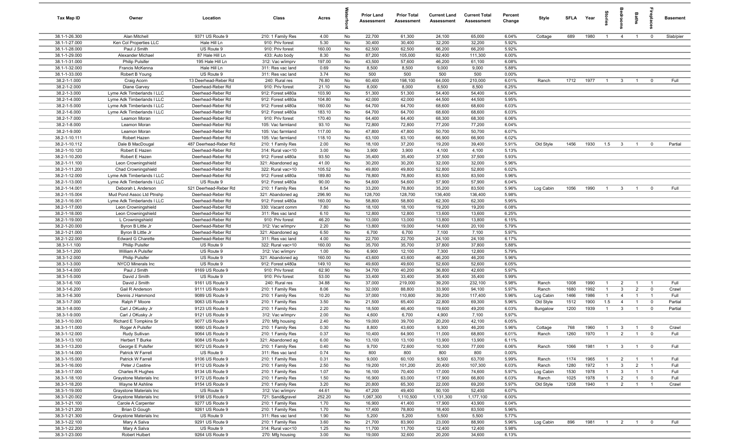| Tax Map ID | Owner | Location | Class | Acres | Waterfront | Prior Land Assessment | Prior Total Assessment | Current Land Assessment | Current Total Assessment | Percent Change | Style | SFLA | Year | Stories | Bedrooms | Baths | Fireplaces | Basement |
|---|---|---|---|---|---|---|---|---|---|---|---|---|---|---|---|---|---|---|
| 38.1-1-26.300 | Alan Mitchell | 9371 US Route 9 | 210: 1 Family Res | 4.00 | No | 22,700 | 61,300 | 24,100 | 65,000 | 6.04% | Cottage | 689 | 1980 | 1 | 4 | 1 | 0 | Slab/pier |
| 38.1-1-27.000 | Ken Col Properties LLC | Hale Hill Ln | 910: Priv forest | 5.30 | No | 30,400 | 30,400 | 32,200 | 32,200 | 5.92% | | | | | | | | |
| 38.1-1-28.000 | Paul J Smith | US Route 9 | 910: Priv forest | 160.00 | No | 62,500 | 62,500 | 66,200 | 66,200 | 5.92% | | | | | | | | |
| 38.1-1-29.000 | Alexander Michael | 87 Hale Hill Ln | 433: Auto body | 8.30 | No | 87,200 | 105,000 | 92,400 | 111,300 | 6.00% | | | | | | | | |
| 38.1-1-31.000 | Philip Pulsifer | 195 Hale Hill Ln | 312: Vac w/imprv | 197.00 | No | 43,500 | 57,600 | 46,200 | 61,100 | 6.08% | | | | | | | | |
| 38.1-1-32.000 | Francis McKenna | Hale Hill Ln | 311: Res vac land | 0.69 | No | 8,500 | 8,500 | 9,000 | 9,000 | 5.88% | | | | | | | | |
| 38.1-1-33.000 | Robert B Young | US Route 9 | 311: Res vac land | 3.74 | No | 500 | 500 | 500 | 500 | 0.00% | | | | | | | | |
| 38.2-1-1.000 | Craig Acorn | 13 Deerhead-Reber Rd | 240: Rural res | 76.80 | No | 60,400 | 198,100 | 64,000 | 210,000 | 6.01% | Ranch | 1712 | 1977 | 1 | 3 | 1 | 0 | Full |
| 38.2-1-2.000 | Diane Garvey | Deerhead-Reber Rd | 910: Priv forest | 21.10 | No | 8,000 | 8,000 | 8,500 | 8,500 | 6.25% | | | | | | | | |
| 38.2-1-3.000 | Lyme Adk Timberlands I LLC | Deerhead-Reber Rd | 912: Forest s480a | 103.90 | No | 51,300 | 51,300 | 54,400 | 54,400 | 6.04% | | | | | | | | |
| 38.2-1-4.000 | Lyme Adk Timberlands I LLC | Deerhead-Reber Rd | 912: Forest s480a | 104.80 | No | 42,000 | 42,000 | 44,500 | 44,500 | 5.95% | | | | | | | | |
| 38.2-1-5.000 | Lyme Adk Timberlands I LLC | Deerhead-Reber Rd | 912: Forest s480a | 160.00 | No | 64,700 | 64,700 | 68,600 | 68,600 | 6.03% | | | | | | | | |
| 38.2-1-6.000 | Lyme Adk Timberlands I LLC | Deerhead-Reber Rd | 912: Forest s480a | 183.10 | No | 64,700 | 64,700 | 68,600 | 68,600 | 6.03% | | | | | | | | |
| 38.2-1-7.000 | Leamon Moran | Deerhead-Reber Rd | 910: Priv forest | 170.40 | No | 64,400 | 64,400 | 68,300 | 68,300 | 6.06% | | | | | | | | |
| 38.2-1-8.000 | Leamon Moran | Deerhead-Reber Rd | 105: Vac farmland | 93.10 | No | 72,800 | 72,800 | 77,200 | 77,200 | 6.04% | | | | | | | | |
| 38.2-1-9.000 | Leamon Moran | Deerhead-Reber Rd | 105: Vac farmland | 117.00 | No | 47,800 | 47,800 | 50,700 | 50,700 | 6.07% | | | | | | | | |
| 38.2-1-10.111 | Robert Hazen | Deerhead-Reber Rd | 105: Vac farmland | 118.10 | No | 63,100 | 63,100 | 66,900 | 66,900 | 6.02% | | | | | | | | |
| 38.2-1-10.112 | Dale B MacDougal | 487 Deerhead-Reber Rd | 210: 1 Family Res | 2.00 | No | 18,100 | 37,200 | 19,200 | 39,400 | 5.91% | Old Style | 1456 | 1930 | 1.5 | 3 | 1 | 0 | Partial |
| 38.2-1-10.120 | Robert E Hazen | Deerhead-Reber Rd | 314: Rural vac<10 | 3.00 | No | 3,900 | 3,900 | 4,100 | 4,100 | 5.13% | | | | | | | | |
| 38.2-1-10.200 | Robert E Hazen | Deerhead-Reber Rd | 912: Forest s480a | 93.50 | No | 35,400 | 35,400 | 37,500 | 37,500 | 5.93% | | | | | | | | |
| 38.2-1-11.100 | Leon Crowningshield | Deerhead-Reber Rd | 321: Abandoned ag | 41.00 | No | 30,200 | 30,200 | 32,000 | 32,000 | 5.96% | | | | | | | | |
| 38.2-1-11.200 | Chad Crowningshield | Deerhead-Reber Rd | 322: Rural vac>10 | 105.52 | No | 49,800 | 49,800 | 52,800 | 52,800 | 6.02% | | | | | | | | |
| 38.2-1-12.000 | Lyme Adk Timberlands I LLC | Deerhead-Reber Rd | 912: Forest s480a | 189.80 | No | 78,800 | 78,800 | 83,500 | 83,500 | 5.96% | | | | | | | | |
| 38.2-1-13.000 | Lyme Adk Timberlands I LLC | US Route 9 | 912: Forest s480a | 90.00 | No | 54,600 | 54,600 | 57,900 | 57,900 | 6.04% | | | | | | | | |
| 38.2-1-14.001 | Deborah L Anderson | 521 Deerhead-Reber Rd | 210: 1 Family Res | 8.54 | No | 33,200 | 78,800 | 35,200 | 83,500 | 5.96% | Log Cabin | 1056 | 1990 | 1 | 3 | 1 | 0 | Full |
| 38.2-1-15.004 | Mud Pond Assoc Ltd Ptnshp | Deerhead-Reber Rd | 321: Abandoned ag | 296.90 | No | 128,700 | 128,700 | 136,400 | 136,400 | 5.98% | | | | | | | | |
| 38.2-1-16.001 | Lyme Adk Timberlands I LLC | Deerhead-Reber Rd | 912: Forest s480a | 160.00 | No | 58,800 | 58,800 | 62,300 | 62,300 | 5.95% | | | | | | | | |
| 38.2-1-17.000 | Leon Crowningshield | Deerhead-Reber Rd | 330: Vacant comm | 7.80 | No | 18,100 | 18,100 | 19,200 | 19,200 | 6.08% | | | | | | | | |
| 38.2-1-18.000 | Leon Crowningshield | Deerhead-Reber Rd | 311: Res vac land | 6.10 | No | 12,800 | 12,800 | 13,600 | 13,600 | 6.25% | | | | | | | | |
| 38.2-1-19.000 | L Crowningshield | Deerhead-Reber Rd | 910: Priv forest | 46.20 | No | 13,000 | 13,000 | 13,800 | 13,800 | 6.15% | | | | | | | | |
| 38.2-1-20.000 | Byron B Little Jr | Deerhead-Reber Rd | 312: Vac w/imprv | 2.20 | No | 13,800 | 19,000 | 14,600 | 20,100 | 5.79% | | | | | | | | |
| 38.2-1-21.000 | Byron B Little Jr | Deerhead-Reber Rd | 321: Abandoned ag | 6.50 | No | 6,700 | 6,700 | 7,100 | 7,100 | 5.97% | | | | | | | | |
| 38.2-1-22.000 | Edward G Charette | Deerhead-Reber Rd | 311: Res vac land | 4.00 | No | 22,700 | 22,700 | 24,100 | 24,100 | 6.17% | | | | | | | | |
| 38.3-1-1.100 | Philip Pulsifer | US Route 9 | 322: Rural vac>10 | 160.00 | No | 35,700 | 35,700 | 37,800 | 37,800 | 5.88% | | | | | | | | |
| 38.3-1-1.200 | William A Pulsifer | US Route 9 | 312: Vac w/imprv | 1.00 | No | 6,900 | 12,100 | 7,300 | 12,800 | 5.79% | | | | | | | | |
| 38.3-1-2.000 | Philip Pulsifer | US Route 9 | 321: Abandoned ag | 160.00 | No | 43,600 | 43,600 | 46,200 | 46,200 | 5.96% | | | | | | | | |
| 38.3-1-3.000 | NYCO Minerals Inc | US Route 9 | 912: Forest s480a | 149.10 | No | 49,600 | 49,600 | 52,600 | 52,600 | 6.05% | | | | | | | | |
| 38.3-1-4.000 | Paul J Smith | 9169 US Route 9 | 910: Priv forest | 62.90 | No | 34,700 | 40,200 | 36,800 | 42,600 | 5.97% | | | | | | | | |
| 38.3-1-5.000 | David J Smith | US Route 9 | 910: Priv forest | 53.00 | No | 33,400 | 33,400 | 35,400 | 35,400 | 5.99% | | | | | | | | |
| 38.3-1-6.100 | David J Smith | 9161 US Route 9 | 240: Rural res | 34.88 | No | 37,000 | 219,000 | 39,200 | 232,100 | 5.98% | Ranch | 1008 | 1990 | 1 | 2 | 1 | 1 | Full |
| 38.3-1-6.200 | Gail R Anderson | 9111 US Route 9 | 210: 1 Family Res | 8.06 | No | 32,000 | 88,800 | 33,900 | 94,100 | 5.97% | Ranch | 1680 | 1992 | 1 | 3 | 2 | 0 | Crawl |
| 38.3-1-6.300 | Dennis J Hammond | 9089 US Route 9 | 210: 1 Family Res | 10.20 | No | 37,000 | 110,800 | 39,200 | 117,400 | 5.96% | Log Cabin | 1466 | 1986 | 1 | 4 | 1 | 1 | Full |
| 38.3-1-7.000 | Ralph F Moore | 9063 US Route 9 | 210: 1 Family Res | 3.50 | No | 21,500 | 65,400 | 22,800 | 69,300 | 5.96% | Old Style | 1512 | 1900 | 1.5 | 4 | 1 | 0 | Partial |
| 38.3-1-8.000 | Carl J OKusky Jr | 9123 US Route 9 | 210: 1 Family Res | 2.20 | No | 18,500 | 46,400 | 19,600 | 49,200 | 6.03% | Bungalow | 1200 | 1939 | 1 | 3 | 1 | 0 | Partial |
| 38.3-1-9.000 | Carl J OKusky Jr | 9121 US Route 9 | 312: Vac w/imprv | 2.00 | No | 4,600 | 6,700 | 4,900 | 7,100 | 5.97% | | | | | | | | |
| 38.3-1-10.000 | Richard E Tompkins Sr | 9077 US Route 9 | 270: Mfg housing | 2.40 | No | 19,000 | 39,700 | 20,200 | 42,100 | 6.05% | | | | | | | | |
| 38.3-1-11.000 | Roger A Pulsifer | 9060 US Route 9 | 210: 1 Family Res | 0.30 | No | 8,800 | 43,600 | 9,300 | 46,200 | 5.96% | Cottage | 768 | 1960 | 1 | 3 | 1 | 0 | Crawl |
| 38.3-1-12.000 | Rudy Sullivan | 9064 US Route 9 | 210: 1 Family Res | 0.37 | No | 10,400 | 64,900 | 11,000 | 68,800 | 6.01% | Ranch | 1260 | 1970 | 1 | 2 | 1 | 0 | Full |
| 38.3-1-13.100 | Herbert T Burke | 9084 US Route 9 | 321: Abandoned ag | 6.00 | No | 13,100 | 13,100 | 13,900 | 13,900 | 6.11% | | | | | | | | |
| 38.3-1-13.200 | George E Pulsifer | 9072 US Route 9 | 210: 1 Family Res | 0.40 | No | 9,700 | 72,600 | 10,300 | 77,000 | 6.06% | Ranch | 1066 | 1981 | 1 | 3 | 1 | 0 | Full |
| 38.3-1-14.000 | Patrick W Farrell | US Route 9 | 311: Res vac land | 0.74 | No | 800 | 800 | 800 | 800 | 0.00% | | | | | | | | |
| 38.3-1-15.000 | Patrick W Farrell | 9106 US Route 9 | 210: 1 Family Res | 0.31 | No | 9,000 | 60,100 | 9,500 | 63,700 | 5.99% | Ranch | 1174 | 1965 | 1 | 2 | 1 | 1 | Full |
| 38.3-1-16.000 | Peter J Castine | 9112 US Route 9 | 210: 1 Family Res | 2.50 | No | 19,200 | 101,200 | 20,400 | 107,300 | 6.03% | Ranch | 1280 | 1972 | 1 | 3 | 2 | 1 | Full |
| 38.3-1-17.000 | Charles R Hughes | 9134 US Route 9 | 210: 1 Family Res | 1.07 | No | 16,100 | 70,400 | 17,000 | 74,600 | 5.97% | Log Cabin | 1530 | 1978 | 1 | 3 | 1 | 1 | Full |
| 38.3-1-18.100 | Graystone Materials Inc | 9172 US Route 9 | 210: 1 Family Res | 1.50 | No | 16,900 | 63,000 | 17,900 | 66,800 | 6.03% | Ranch | 1025 | 1978 | 1 | 2 | 1 | 0 | Full |
| 38.3-1-18.200 | Wayne M Ashline | 9154 US Route 9 | 210: 1 Family Res | 3.20 | No | 20,800 | 65,300 | 22,000 | 69,200 | 5.97% | Old Style | 1208 | 1940 | 1 | 2 | 1 | 1 | Crawl |
| 38.3-1-19.000 | Graystone Materials Inc | US Route 9 | 312: Vac w/imprv | 44.61 | No | 47,200 | 49,400 | 50,100 | 52,400 | 6.07% | | | | | | | | |
| 38.3-1-20.002 | Graystone Materials Inc | 9198 US Route 9 | 721: Sand&gravel | 252.20 | No | 1,067,300 | 1,110,500 | 1,131,300 | 1,177,100 | 6.00% | | | | | | | | |
| 38.3-1-21.100 | Carole A Carpenter | 9277 US Route 9 | 210: 1 Family Res | 1.70 | No | 16,900 | 41,400 | 17,900 | 43,900 | 6.04% | | | | | | | | |
| 38.3-1-21.200 | Brian D Gough | 9261 US Route 9 | 210: 1 Family Res | 1.70 | No | 17,400 | 78,800 | 18,400 | 83,500 | 5.96% | | | | | | | | |
| 38.3-1-21.300 | Graystone Materials Inc | US Route 9 | 311: Res vac land | 1.90 | No | 5,200 | 5,200 | 5,500 | 5,500 | 5.77% | | | | | | | | |
| 38.3-1-22.100 | Mary A Salva | 9291 US Route 9 | 210: 1 Family Res | 3.60 | No | 21,700 | 83,900 | 23,000 | 88,900 | 5.96% | Log Cabin | 896 | 1981 | 1 | 2 | 1 | 0 | Full |
| 38.3-1-22.200 | Mary A Salva | US Route 9 | 314: Rural vac<10 | 1.25 | No | 11,700 | 11,700 | 12,400 | 12,400 | 5.98% | | | | | | | | |
| 38.3-1-23.000 | Robert Hulbert | 9264 US Route 9 | 270: Mfg housing | 3.00 | No | 19,000 | 32,600 | 20,200 | 34,600 | 6.13% | | | | | | | | |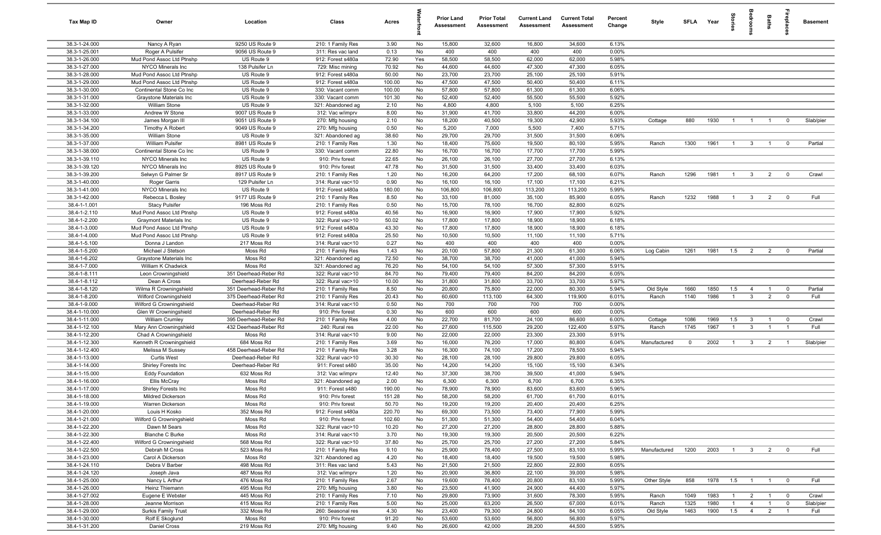| Tax Map ID | Owner | Location | Class | Acres | Waterfront | Prior Land Assessment | Prior Total Assessment | Current Land Assessment | Current Total Assessment | Percent Change | Style | SFLA | Year | Stories | Bedrooms | Baths | Fireplaces | Basement |
|---|---|---|---|---|---|---|---|---|---|---|---|---|---|---|---|---|---|---|
| 38.3-1-24.000 | Nancy A Ryan | 9250 US Route 9 | 210: 1 Family Res | 3.90 | No | 15,800 | 32,600 | 16,800 | 34,600 | 6.13% | | | | | | | | |
| 38.3-1-25.001 | Roger A Pulsifer | 9056 US Route 9 | 311: Res vac land | 0.13 | No | 400 | 400 | 400 | 400 | 0.00% | | | | | | | | |
| 38.3-1-26.000 | Mud Pond Assoc Ltd Ptnshp | US Route 9 | 912: Forest s480a | 72.90 | Yes | 58,500 | 58,500 | 62,000 | 62,000 | 5.98% | | | | | | | | |
| 38.3-1-27.000 | NYCO Minerals Inc | 138 Pulsifer Ln | 729: Misc mining | 70.92 | No | 44,600 | 44,600 | 47,300 | 47,300 | 6.05% | | | | | | | | |
| 38.3-1-28.000 | Mud Pond Assoc Ltd Ptnshp | US Route 9 | 912: Forest s480a | 50.00 | No | 23,700 | 23,700 | 25,100 | 25,100 | 5.91% | | | | | | | | |
| 38.3-1-29.000 | Mud Pond Assoc Ltd Ptnshp | US Route 9 | 912: Forest s480a | 100.00 | No | 47,500 | 47,500 | 50,400 | 50,400 | 6.11% | | | | | | | | |
| 38.3-1-30.000 | Continental Stone Co Inc | US Route 9 | 330: Vacant comm | 100.00 | No | 57,800 | 57,800 | 61,300 | 61,300 | 6.06% | | | | | | | | |
| 38.3-1-31.000 | Graystone Materials Inc | US Route 9 | 330: Vacant comm | 101.30 | No | 52,400 | 52,400 | 55,500 | 55,500 | 5.92% | | | | | | | | |
| 38.3-1-32.000 | William Stone | US Route 9 | 321: Abandoned ag | 2.10 | No | 4,800 | 4,800 | 5,100 | 5,100 | 6.25% | | | | | | | | |
| 38.3-1-33.000 | Andrew W Stone | 9007 US Route 9 | 312: Vac w/imprv | 8.00 | No | 31,900 | 41,700 | 33,800 | 44,200 | 6.00% | | | | | | | | |
| 38.3-1-34.100 | James Morgan III | 9051 US Route 9 | 270: Mfg housing | 2.10 | No | 18,200 | 40,500 | 19,300 | 42,900 | 5.93% | Cottage | 880 | 1930 | 1 | 1 | 1 | 0 | Slab/pier |
| 38.3-1-34.200 | Timothy A Robert | 9049 US Route 9 | 270: Mfg housing | 0.50 | No | 5,200 | 7,000 | 5,500 | 7,400 | 5.71% | | | | | | | | |
| 38.3-1-35.000 | William Stone | US Route 9 | 321: Abandoned ag | 38.60 | No | 29,700 | 29,700 | 31,500 | 31,500 | 6.06% | | | | | | | | |
| 38.3-1-37.000 | William Pulsifer | 8981 US Route 9 | 210: 1 Family Res | 1.30 | No | 18,400 | 75,600 | 19,500 | 80,100 | 5.95% | Ranch | 1300 | 1961 | 1 | 3 | 1 | 0 | Partial |
| 38.3-1-38.000 | Continental Stone Co Inc | US Route 9 | 330: Vacant comm | 22.80 | No | 16,700 | 16,700 | 17,700 | 17,700 | 5.99% | | | | | | | | |
| 38.3-1-39.110 | NYCO Minerals Inc | US Route 9 | 910: Priv forest | 22.65 | No | 26,100 | 26,100 | 27,700 | 27,700 | 6.13% | | | | | | | | |
| 38.3-1-39.120 | NYCO Minerals Inc | 8925 US Route 9 | 910: Priv forest | 47.78 | No | 31,500 | 31,500 | 33,400 | 33,400 | 6.03% | | | | | | | | |
| 38.3-1-39.200 | Selwyn G Palmer Sr | 8917 US Route 9 | 210: 1 Family Res | 1.20 | No | 16,200 | 64,200 | 17,200 | 68,100 | 6.07% | Ranch | 1296 | 1981 | 1 | 3 | 2 | 0 | Crawl |
| 38.3-1-40.000 | Roger Garris | 129 Pulsifer Ln | 314: Rural vac<10 | 0.90 | No | 16,100 | 16,100 | 17,100 | 17,100 | 6.21% | | | | | | | | |
| 38.3-1-41.000 | NYCO Minerals Inc | US Route 9 | 912: Forest s480a | 180.00 | No | 106,800 | 106,800 | 113,200 | 113,200 | 5.99% | | | | | | | | |
| 38.3-1-42.000 | Rebecca L Bosley | 9177 US Route 9 | 210: 1 Family Res | 8.50 | No | 33,100 | 81,000 | 35,100 | 85,900 | 6.05% | Ranch | 1232 | 1988 | 1 | 3 | 2 | 0 | Full |
| 38.4-1-1.001 | Stacy Pulsifer | 196 Moss Rd | 210: 1 Family Res | 0.50 | No | 15,700 | 78,100 | 16,700 | 82,800 | 6.02% | | | | | | | | |
| 38.4-1-2.110 | Mud Pond Assoc Ltd Ptnshp | US Route 9 | 912: Forest s480a | 40.56 | No | 16,900 | 16,900 | 17,900 | 17,900 | 5.92% | | | | | | | | |
| 38.4-1-2.200 | Graymont Materials Inc | US Route 9 | 322: Rural vac>10 | 50.02 | No | 17,800 | 17,800 | 18,900 | 18,900 | 6.18% | | | | | | | | |
| 38.4-1-3.000 | Mud Pond Assoc Ltd Ptnshp | US Route 9 | 912: Forest s480a | 43.30 | No | 17,800 | 17,800 | 18,900 | 18,900 | 6.18% | | | | | | | | |
| 38.4-1-4.000 | Mud Pond Assoc Ltd Ptnshp | US Route 9 | 912: Forest s480a | 25.50 | No | 10,500 | 10,500 | 11,100 | 11,100 | 5.71% | | | | | | | | |
| 38.4-1-5.100 | Donna J Landon | 217 Moss Rd | 314: Rural vac<10 | 0.27 | No | 400 | 400 | 400 | 400 | 0.00% | | | | | | | | |
| 38.4-1-5.200 | Michael J Stetson | Moss Rd | 210: 1 Family Res | 1.43 | No | 20,100 | 57,800 | 21,300 | 61,300 | 6.06% | Log Cabin | 1261 | 1981 | 1.5 | 2 | 2 | 0 | Partial |
| 38.4-1-6.202 | Graystone Materials Inc | Moss Rd | 321: Abandoned ag | 72.50 | No | 38,700 | 38,700 | 41,000 | 41,000 | 5.94% | | | | | | | | |
| 38.4-1-7.000 | William K Chadwick | Moss Rd | 321: Abandoned ag | 76.20 | No | 54,100 | 54,100 | 57,300 | 57,300 | 5.91% | | | | | | | | |
| 38.4-1-8.111 | Leon Crowningshield | 351 Deerhead-Reber Rd | 322: Rural vac>10 | 84.70 | No | 79,400 | 79,400 | 84,200 | 84,200 | 6.05% | | | | | | | | |
| 38.4-1-8.112 | Dean A Cross | Deerhead-Reber Rd | 322: Rural vac>10 | 10.00 | No | 31,800 | 31,800 | 33,700 | 33,700 | 5.97% | | | | | | | | |
| 38.4-1-8.120 | Wilma R Crowningshield | 351 Deerhead-Reber Rd | 210: 1 Family Res | 8.50 | No | 20,800 | 75,800 | 22,000 | 80,300 | 5.94% | Old Style | 1660 | 1850 | 1.5 | 4 | 1 | 0 | Partial |
| 38.4-1-8.200 | Wilford Crowningshield | 375 Deerhead-Reber Rd | 210: 1 Family Res | 20.43 | No | 60,600 | 113,100 | 64,300 | 119,900 | 6.01% | Ranch | 1140 | 1986 | 1 | 3 | 2 | 0 | Full |
| 38.4-1-9.000 | Wilford G Crowningshield | Deerhead-Reber Rd | 314: Rural vac<10 | 0.50 | No | 700 | 700 | 700 | 700 | 0.00% | | | | | | | | |
| 38.4-1-10.000 | Glen W Crowningshield | Deerhead-Reber Rd | 910: Priv forest | 0.30 | No | 600 | 600 | 600 | 600 | 0.00% | | | | | | | | |
| 38.4-1-11.000 | William Crumley | 395 Deerhead-Reber Rd | 210: 1 Family Res | 4.00 | No | 22,700 | 81,700 | 24,100 | 86,600 | 6.00% | Cottage | 1086 | 1969 | 1.5 | 3 | 1 | 0 | Crawl |
| 38.4-1-12.100 | Mary Ann Crowningshield | 432 Deerhead-Reber Rd | 240: Rural res | 22.00 | No | 27,600 | 115,500 | 29,200 | 122,400 | 5.97% | Ranch | 1745 | 1967 | 1 | 3 | 1 | 1 | Full |
| 38.4-1-12.200 | Chad A Crowningshield | Moss Rd | 314: Rural vac<10 | 9.00 | No | 22,000 | 22,000 | 23,300 | 23,300 | 5.91% | | | | | | | | |
| 38.4-1-12.300 | Kenneth R Crowningshield | 684 Moss Rd | 210: 1 Family Res | 3.69 | No | 16,000 | 76,200 | 17,000 | 80,800 | 6.04% | Manufactured | 0 | 2002 | 1 | 3 | 2 | 1 | Slab/pier |
| 38.4-1-12.400 | Melissa M Sussey | 458 Deerhead-Reber Rd | 210: 1 Family Res | 3.28 | No | 16,300 | 74,100 | 17,200 | 78,500 | 5.94% | | | | | | | | |
| 38.4-1-13.000 | Curtis West | Deerhead-Reber Rd | 322: Rural vac>10 | 30.30 | No | 28,100 | 28,100 | 29,800 | 29,800 | 6.05% | | | | | | | | |
| 38.4-1-14.000 | Shirley Forests Inc | Deerhead-Reber Rd | 911: Forest s480 | 35.00 | No | 14,200 | 14,200 | 15,100 | 15,100 | 6.34% | | | | | | | | |
| 38.4-1-15.000 | Eddy Foundation | 632 Moss Rd | 312: Vac w/imprv | 12.40 | No | 37,300 | 38,700 | 39,500 | 41,000 | 5.94% | | | | | | | | |
| 38.4-1-16.000 | Ellis McCray | Moss Rd | 321: Abandoned ag | 2.00 | No | 6,300 | 6,300 | 6,700 | 6,700 | 6.35% | | | | | | | | |
| 38.4-1-17.000 | Shirley Forests Inc | Moss Rd | 911: Forest s480 | 190.00 | No | 78,900 | 78,900 | 83,600 | 83,600 | 5.96% | | | | | | | | |
| 38.4-1-18.000 | Mildred Dickerson | Moss Rd | 910: Priv forest | 151.28 | No | 58,200 | 58,200 | 61,700 | 61,700 | 6.01% | | | | | | | | |
| 38.4-1-19.000 | Warren Dickerson | Moss Rd | 910: Priv forest | 50.70 | No | 19,200 | 19,200 | 20,400 | 20,400 | 6.25% | | | | | | | | |
| 38.4-1-20.000 | Louis H Kosko | 352 Moss Rd | 912: Forest s480a | 220.70 | No | 69,300 | 73,500 | 73,400 | 77,900 | 5.99% | | | | | | | | |
| 38.4-1-21.000 | Wilford G Crowningshield | Moss Rd | 910: Priv forest | 102.60 | No | 51,300 | 51,300 | 54,400 | 54,400 | 6.04% | | | | | | | | |
| 38.4-1-22.200 | Dawn M Sears | Moss Rd | 322: Rural vac>10 | 10.20 | No | 27,200 | 27,200 | 28,800 | 28,800 | 5.88% | | | | | | | | |
| 38.4-1-22.300 | Blanche C Burke | Moss Rd | 314: Rural vac<10 | 3.70 | No | 19,300 | 19,300 | 20,500 | 20,500 | 6.22% | | | | | | | | |
| 38.4-1-22.400 | Wilford G Crowningshield | 568 Moss Rd | 322: Rural vac>10 | 37.80 | No | 25,700 | 25,700 | 27,200 | 27,200 | 5.84% | | | | | | | | |
| 38.4-1-22.500 | Debrah M Cross | 523 Moss Rd | 210: 1 Family Res | 9.10 | No | 25,900 | 78,400 | 27,500 | 83,100 | 5.99% | Manufactured | 1200 | 2003 | 1 | 3 | 2 | 0 | Full |
| 38.4-1-23.000 | Carol A Dickerson | Moss Rd | 321: Abandoned ag | 4.20 | No | 18,400 | 18,400 | 19,500 | 19,500 | 5.98% | | | | | | | | |
| 38.4-1-24.110 | Debra V Barber | 498 Moss Rd | 311: Res vac land | 5.43 | No | 21,500 | 21,500 | 22,800 | 22,800 | 6.05% | | | | | | | | |
| 38.4-1-24.120 | Joseph Java | 487 Moss Rd | 312: Vac w/imprv | 1.20 | No | 20,900 | 36,800 | 22,100 | 39,000 | 5.98% | | | | | | | | |
| 38.4-1-25.000 | Nancy L Arthur | 476 Moss Rd | 210: 1 Family Res | 2.67 | No | 19,600 | 78,400 | 20,800 | 83,100 | 5.99% | Other Style | 858 | 1978 | 1.5 | 1 | 1 | 0 | Full |
| 38.4-1-26.000 | Heinz Thiemann | 495 Moss Rd | 270: Mfg housing | 3.80 | No | 23,500 | 41,900 | 24,900 | 44,400 | 5.97% | | | | | | | | |
| 38.4-1-27.002 | Eugene E Webster | 445 Moss Rd | 210: 1 Family Res | 7.10 | No | 29,800 | 73,900 | 31,600 | 78,300 | 5.95% | Ranch | 1049 | 1983 | 1 | 2 | 1 | 0 | Crawl |
| 38.4-1-28.000 | Jeanne Morrison | 415 Moss Rd | 210: 1 Family Res | 5.00 | No | 25,000 | 63,200 | 26,500 | 67,000 | 6.01% | Ranch | 1325 | 1980 | 1 | 4 | 1 | 0 | Slab/pier |
| 38.4-1-29.000 | Surkis Family Trust | 332 Moss Rd | 260: Seasonal res | 4.30 | No | 23,400 | 79,300 | 24,800 | 84,100 | 6.05% | Old Style | 1463 | 1900 | 1.5 | 4 | 2 | 1 | Full |
| 38.4-1-30.000 | Rolf E Skoglund | Moss Rd | 910: Priv forest | 91.20 | No | 53,600 | 53,600 | 56,800 | 56,800 | 5.97% | | | | | | | | |
| 38.4-1-31.200 | Daniel Cross | 219 Moss Rd | 270: Mfg housing | 9.40 | No | 26,600 | 42,000 | 28,200 | 44,500 | 5.95% | | | | | | | | |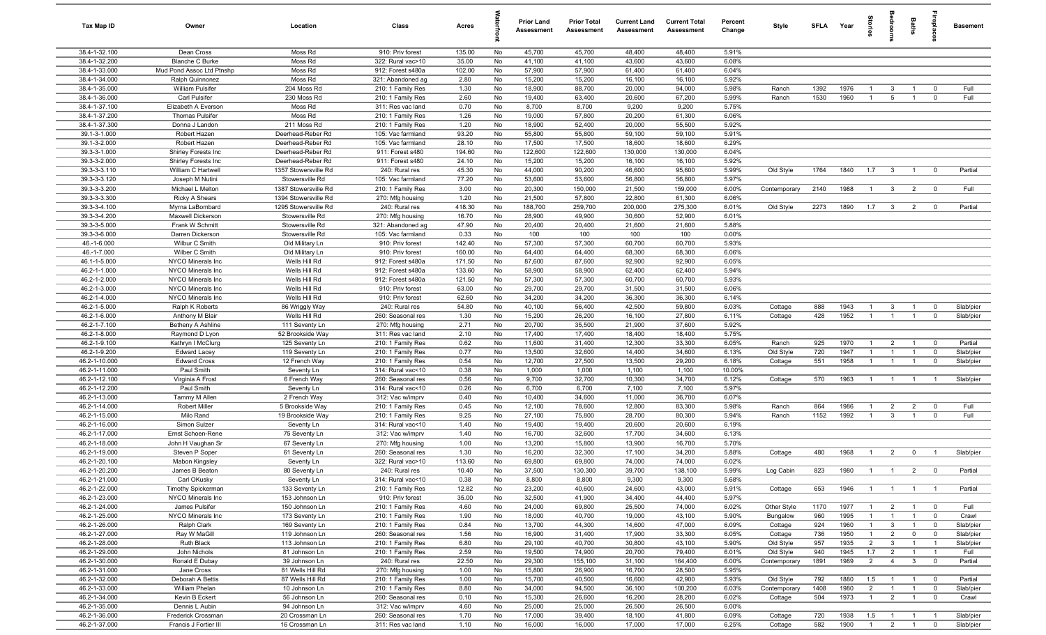| Tax Map ID | Owner | Location | Class | Acres | Waterfront | Prior Land Assessment | Prior Total Assessment | Current Land Assessment | Current Total Assessment | Percent Change | Style | SFLA | Year | Stories | Bedrooms | Baths | Fireplaces | Basement |
|---|---|---|---|---|---|---|---|---|---|---|---|---|---|---|---|---|---|---|
| 38.4-1-32.100 | Dean Cross | Moss Rd | 910: Priv forest | 135.00 | No | 45,700 | 45,700 | 48,400 | 48,400 | 5.91% | | | | | | | | |
| 38.4-1-32.200 | Blanche C Burke | Moss Rd | 322: Rural vac>10 | 35.00 | No | 41,100 | 41,100 | 43,600 | 43,600 | 6.08% | | | | | | | | |
| 38.4-1-33.000 | Mud Pond Assoc Ltd Ptnshp | Moss Rd | 912: Forest s480a | 102.00 | No | 57,900 | 57,900 | 61,400 | 61,400 | 6.04% | | | | | | | | |
| 38.4-1-34.000 | Ralph Quinnonez | Moss Rd | 321: Abandoned ag | 2.80 | No | 15,200 | 15,200 | 16,100 | 16,100 | 5.92% | | | | | | | | |
| 38.4-1-35.000 | William Pulsifer | 204 Moss Rd | 210: 1 Family Res | 1.30 | No | 18,900 | 88,700 | 20,000 | 94,000 | 5.98% | Ranch | 1392 | 1976 | 1 | 3 | 1 | 0 | Full |
| 38.4-1-36.000 | Carl Pulsifer | 230 Moss Rd | 210: 1 Family Res | 2.60 | No | 19,400 | 63,400 | 20,600 | 67,200 | 5.99% | Ranch | 1530 | 1960 | 1 | 5 | 1 | 0 | Full |
| 38.4-1-37.100 | Elizabeth A Everson | Moss Rd | 311: Res vac land | 0.70 | No | 8,700 | 8,700 | 9,200 | 9,200 | 5.75% | | | | | | | | |
| 38.4-1-37.200 | Thomas Pulsifer | Moss Rd | 210: 1 Family Res | 1.26 | No | 19,000 | 57,800 | 20,200 | 61,300 | 6.06% | | | | | | | | |
| 38.4-1-37.300 | Donna J Landon | 211 Moss Rd | 210: 1 Family Res | 1.20 | No | 18,900 | 52,400 | 20,000 | 55,500 | 5.92% | | | | | | | | |
| 39.1-3-1.000 | Robert Hazen | Deerhead-Reber Rd | 105: Vac farmland | 93.20 | No | 55,800 | 55,800 | 59,100 | 59,100 | 5.91% | | | | | | | | |
| 39.1-3-2.000 | Robert Hazen | Deerhead-Reber Rd | 105: Vac farmland | 28.10 | No | 17,500 | 17,500 | 18,600 | 18,600 | 6.29% | | | | | | | | |
| 39.3-3-1.000 | Shirley Forests Inc | Deerhead-Reber Rd | 911: Forest s480 | 194.60 | No | 122,600 | 122,600 | 130,000 | 130,000 | 6.04% | | | | | | | | |
| 39.3-3-2.000 | Shirley Forests Inc | Deerhead-Reber Rd | 911: Forest s480 | 24.10 | No | 15,200 | 15,200 | 16,100 | 16,100 | 5.92% | | | | | | | | |
| 39.3-3-3.110 | William C Hartwell | 1357 Stowersville Rd | 240: Rural res | 45.30 | No | 44,000 | 90,200 | 46,600 | 95,600 | 5.99% | Old Style | 1764 | 1840 | 1.7 | 3 | 1 | 0 | Partial |
| 39.3-3-3.120 | Joseph M Nutini | Stowersville Rd | 105: Vac farmland | 77.20 | No | 53,600 | 53,600 | 56,800 | 56,800 | 5.97% | | | | | | | | |
| 39.3-3-3.200 | Michael L Melton | 1387 Stowersville Rd | 210: 1 Family Res | 3.00 | No | 20,300 | 150,000 | 21,500 | 159,000 | 6.00% | Contemporary | 2140 | 1988 | 1 | 3 | 2 | 0 | Full |
| 39.3-3-3.300 | Ricky A Shears | 1394 Stowersville Rd | 270: Mfg housing | 1.20 | No | 21,500 | 57,800 | 22,800 | 61,300 | 6.06% | | | | | | | | |
| 39.3-3-4.100 | Myrna LaBombard | 1295 Stowersville Rd | 240: Rural res | 418.30 | No | 188,700 | 259,700 | 200,000 | 275,300 | 6.01% | Old Style | 2273 | 1890 | 1.7 | 3 | 2 | 0 | Partial |
| 39.3-3-4.200 | Maxwell Dickerson | Stowersville Rd | 270: Mfg housing | 16.70 | No | 28,900 | 49,900 | 30,600 | 52,900 | 6.01% | | | | | | | | |
| 39.3-3-5.000 | Frank W Schmitt | Stowersville Rd | 321: Abandoned ag | 47.90 | No | 20,400 | 20,400 | 21,600 | 21,600 | 5.88% | | | | | | | | |
| 39.3-3-6.000 | Darren Dickerson | Stowersville Rd | 105: Vac farmland | 0.33 | No | 100 | 100 | 100 | 100 | 0.00% | | | | | | | | |
| 46.-1-6.000 | Wilbur C Smith | Old Military Ln | 910: Priv forest | 142.40 | No | 57,300 | 57,300 | 60,700 | 60,700 | 5.93% | | | | | | | | |
| 46.-1-7.000 | Wilber C Smith | Old Military Ln | 910: Priv forest | 160.00 | No | 64,400 | 64,400 | 68,300 | 68,300 | 6.06% | | | | | | | | |
| 46.1-1-5.000 | NYCO Minerals Inc | Wells Hill Rd | 912: Forest s480a | 171.50 | No | 87,600 | 87,600 | 92,900 | 92,900 | 6.05% | | | | | | | | |
| 46.2-1-1.000 | NYCO Minerals Inc | Wells Hill Rd | 912: Forest s480a | 133.60 | No | 58,900 | 58,900 | 62,400 | 62,400 | 5.94% | | | | | | | | |
| 46.2-1-2.000 | NYCO Minerals Inc | Wells Hill Rd | 912: Forest s480a | 121.50 | No | 57,300 | 57,300 | 60,700 | 60,700 | 5.93% | | | | | | | | |
| 46.2-1-3.000 | NYCO Minerals Inc | Wells Hill Rd | 910: Priv forest | 63.00 | No | 29,700 | 29,700 | 31,500 | 31,500 | 6.06% | | | | | | | | |
| 46.2-1-4.000 | NYCO Minerals Inc | Wells Hill Rd | 910: Priv forest | 62.60 | No | 34,200 | 34,200 | 36,300 | 36,300 | 6.14% | | | | | | | | |
| 46.2-1-5.000 | Ralph K Roberts | 86 Wriggly Way | 240: Rural res | 54.80 | No | 40,100 | 56,400 | 42,500 | 59,800 | 6.03% | Cottage | 888 | 1943 | 1 | 3 | 1 | 0 | Slab/pier |
| 46.2-1-6.000 | Anthony M Blair | Wells Hill Rd | 260: Seasonal res | 1.30 | No | 15,200 | 26,200 | 16,100 | 27,800 | 6.11% | Cottage | 428 | 1952 | 1 | 1 | 1 | 0 | Slab/pier |
| 46.2-1-7.100 | Betheny A Ashline | 111 Seventy Ln | 270: Mfg housing | 2.71 | No | 20,700 | 35,500 | 21,900 | 37,600 | 5.92% | | | | | | | | |
| 46.2-1-8.000 | Raymond D Lyon | 52 Brookside Way | 311: Res vac land | 2.10 | No | 17,400 | 17,400 | 18,400 | 18,400 | 5.75% | | | | | | | | |
| 46.2-1-9.100 | Kathryn I McClurg | 125 Seventy Ln | 210: 1 Family Res | 0.62 | No | 11,600 | 31,400 | 12,300 | 33,300 | 6.05% | Ranch | 925 | 1970 | 1 | 2 | 1 | 0 | Partial |
| 46.2-1-9.200 | Edward Lacey | 119 Seventy Ln | 210: 1 Family Res | 0.77 | No | 13,500 | 32,600 | 14,400 | 34,600 | 6.13% | Old Style | 720 | 1947 | 1 | 1 | 1 | 0 | Slab/pier |
| 46.2-1-10.000 | Edward Cross | 12 French Way | 210: 1 Family Res | 0.54 | No | 12,700 | 27,500 | 13,500 | 29,200 | 6.18% | Cottage | 551 | 1958 | 1 | 1 | 1 | 0 | Slab/pier |
| 46.2-1-11.000 | Paul Smith | Seventy Ln | 314: Rural vac<10 | 0.38 | No | 1,000 | 1,000 | 1,100 | 1,100 | 10.00% | | | | | | | | |
| 46.2-1-12.100 | Virginia A Frost | 6 French Way | 260: Seasonal res | 0.56 | No | 9,700 | 32,700 | 10,300 | 34,700 | 6.12% | Cottage | 570 | 1963 | 1 | 1 | 1 | 1 | Slab/pier |
| 46.2-1-12.200 | Paul Smith | Seventy Ln | 314: Rural vac<10 | 0.26 | No | 6,700 | 6,700 | 7,100 | 7,100 | 5.97% | | | | | | | | |
| 46.2-1-13.000 | Tammy M Allen | 2 French Way | 312: Vac w/imprv | 0.40 | No | 10,400 | 34,600 | 11,000 | 36,700 | 6.07% | | | | | | | | |
| 46.2-1-14.000 | Robert Miller | 5 Brookside Way | 210: 1 Family Res | 0.45 | No | 12,100 | 78,600 | 12,800 | 83,300 | 5.98% | Ranch | 864 | 1986 | 1 | 2 | 2 | 0 | Full |
| 46.2-1-15.000 | Milo Rand | 19 Brookside Way | 210: 1 Family Res | 9.25 | No | 27,100 | 75,800 | 28,700 | 80,300 | 5.94% | Ranch | 1152 | 1992 | 1 | 3 | 1 | 0 | Full |
| 46.2-1-16.000 | Simon Sulzer | Seventy Ln | 314: Rural vac<10 | 1.40 | No | 19,400 | 19,400 | 20,600 | 20,600 | 6.19% | | | | | | | | |
| 46.2-1-17.000 | Ernst Schoen-Rene | 75 Seventy Ln | 312: Vac w/imprv | 1.40 | No | 16,700 | 32,600 | 17,700 | 34,600 | 6.13% | | | | | | | | |
| 46.2-1-18.000 | John H Vaughan Sr | 67 Seventy Ln | 270: Mfg housing | 1.00 | No | 13,200 | 15,800 | 13,900 | 16,700 | 5.70% | | | | | | | | |
| 46.2-1-19.000 | Steven P Soper | 61 Seventy Ln | 260: Seasonal res | 1.30 | No | 16,200 | 32,300 | 17,100 | 34,200 | 5.88% | Cottage | 480 | 1968 | 1 | 2 | 0 | 1 | Slab/pier |
| 46.2-1-20.100 | Mabon Kingsley | Seventy Ln | 322: Rural vac>10 | 113.60 | No | 69,800 | 69,800 | 74,000 | 74,000 | 6.02% | | | | | | | | |
| 46.2-1-20.200 | James B Beaton | 80 Seventy Ln | 240: Rural res | 10.40 | No | 37,500 | 130,300 | 39,700 | 138,100 | 5.99% | Log Cabin | 823 | 1980 | 1 | 1 | 2 | 0 | Partial |
| 46.2-1-21.000 | Carl OKusky | Seventy Ln | 314: Rural vac<10 | 0.38 | No | 8,800 | 8,800 | 9,300 | 9,300 | 5.68% | | | | | | | | |
| 46.2-1-22.000 | Timothy Spickerman | 133 Seventy Ln | 210: 1 Family Res | 12.82 | No | 23,200 | 40,600 | 24,600 | 43,000 | 5.91% | Cottage | 653 | 1946 | 1 | 1 | 1 | 1 | Partial |
| 46.2-1-23.000 | NYCO Minerals Inc | 153 Johnson Ln | 910: Priv forest | 35.00 | No | 32,500 | 41,900 | 34,400 | 44,400 | 5.97% | | | | | | | | |
| 46.2-1-24.000 | James Pulsifer | 150 Johnson Ln | 210: 1 Family Res | 4.60 | No | 24,000 | 69,800 | 25,500 | 74,000 | 6.02% | Other Style | 1170 | 1977 | 1 | 2 | 1 | 0 | Full |
| 46.2-1-25.000 | NYCO Minerals Inc | 173 Seventy Ln | 210: 1 Family Res | 1.90 | No | 18,000 | 40,700 | 19,000 | 43,100 | 5.90% | Bungalow | 960 | 1995 | 1 | 1 | 1 | 0 | Crawl |
| 46.2-1-26.000 | Ralph Clark | 169 Seventy Ln | 210: 1 Family Res | 0.84 | No | 13,700 | 44,300 | 14,600 | 47,000 | 6.09% | Cottage | 924 | 1960 | 1 | 3 | 1 | 0 | Slab/pier |
| 46.2-1-27.000 | Ray W MaGill | 119 Johnson Ln | 260: Seasonal res | 1.56 | No | 16,900 | 31,400 | 17,900 | 33,300 | 6.05% | Cottage | 736 | 1950 | 1 | 2 | 0 | 0 | Slab/pier |
| 46.2-1-28.000 | Ruth Black | 113 Johnson Ln | 210: 1 Family Res | 6.80 | No | 29,100 | 40,700 | 30,800 | 43,100 | 5.90% | Old Style | 957 | 1935 | 2 | 3 | 1 | 1 | Slab/pier |
| 46.2-1-29.000 | John Nichols | 81 Johnson Ln | 210: 1 Family Res | 2.59 | No | 19,500 | 74,900 | 20,700 | 79,400 | 6.01% | Old Style | 940 | 1945 | 1.7 | 2 | 1 | 1 | Full |
| 46.2-1-30.000 | Ronald E Dubay | 39 Johnson Ln | 240: Rural res | 22.50 | No | 29,300 | 155,100 | 31,100 | 164,400 | 6.00% | Contemporary | 1891 | 1989 | 2 | 4 | 3 | 0 | Partial |
| 46.2-1-31.000 | Jane Cross | 81 Wells Hill Rd | 270: Mfg housing | 1.00 | No | 15,800 | 26,900 | 16,700 | 28,500 | 5.95% | | | | | | | | |
| 46.2-1-32.000 | Deborah A Bettis | 87 Wells Hill Rd | 210: 1 Family Res | 1.00 | No | 15,700 | 40,500 | 16,600 | 42,900 | 5.93% | Old Style | 792 | 1880 | 1.5 | 1 | 1 | 0 | Partial |
| 46.2-1-33.000 | William Phelan | 10 Johnson Ln | 210: 1 Family Res | 8.80 | No | 34,000 | 94,500 | 36,100 | 100,200 | 6.03% | Contemporary | 1408 | 1980 | 2 | 1 | 1 | 0 | Slab/pier |
| 46.2-1-34.000 | Kevin B Eckert | 56 Johnson Ln | 260: Seasonal res | 0.10 | No | 15,300 | 26,600 | 16,200 | 28,200 | 6.02% | Cottage | 504 | 1973 | 1 | 2 | 1 | 0 | Crawl |
| 46.2-1-35.000 | Dennis L Aubin | 94 Johnson Ln | 312: Vac w/imprv | 4.60 | No | 25,000 | 25,000 | 26,500 | 26,500 | 6.00% | | | | | | | | |
| 46.2-1-36.000 | Frederick Crossman | 20 Crossman Ln | 260: Seasonal res | 1.70 | No | 17,000 | 39,400 | 18,100 | 41,800 | 6.09% | Cottage | 720 | 1938 | 1.5 | 1 | 1 | 1 | Slab/pier |
| 46.2-1-37.000 | Francis J Fortier III | 16 Crossman Ln | 311: Res vac land | 1.10 | No | 16,000 | 16,000 | 17,000 | 17,000 | 6.25% | Cottage | 582 | 1900 | 1 | 2 | 1 | 0 | Slab/pier |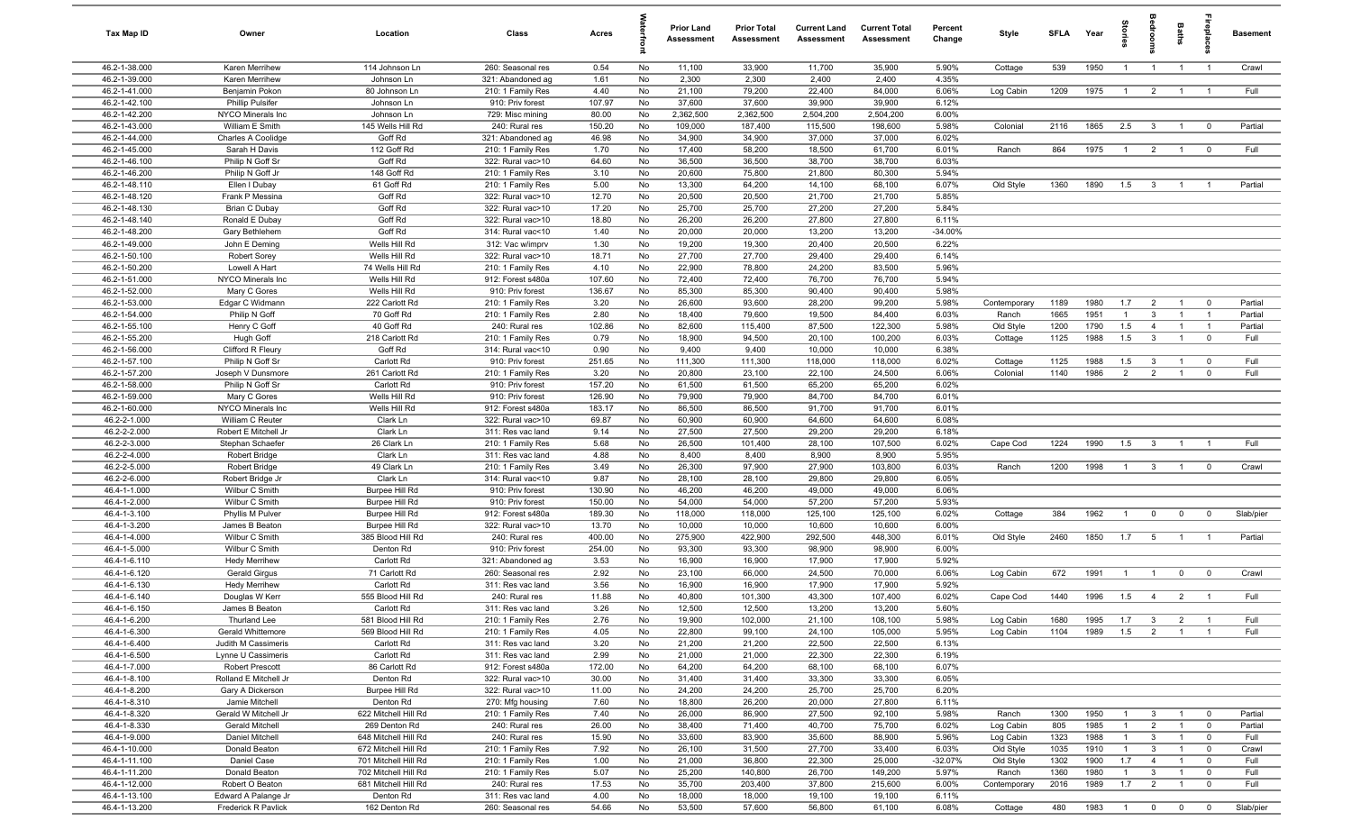| Tax Map ID | Owner | Location | Class | Acres | Waterfront | Prior Land Assessment | Prior Total Assessment | Current Land Assessment | Current Total Assessment | Percent Change | Style | SFLA | Year | Stories | Bedrooms | Baths | Fireplaces | Basement |
|---|---|---|---|---|---|---|---|---|---|---|---|---|---|---|---|---|---|---|
| 46.2-1-38.000 | Karen Merrihew | 114 Johnson Ln | 260: Seasonal res | 0.54 | No | 11,100 | 33,900 | 11,700 | 35,900 | 5.90% | Cottage | 539 | 1950 | 1 | 1 | 1 | 1 | Crawl |
| 46.2-1-39.000 | Karen Merrihew | Johnson Ln | 321: Abandoned ag | 1.61 | No | 2,300 | 2,300 | 2,400 | 2,400 | 4.35% | | | | | | | | |
| 46.2-1-41.000 | Benjamin Pokon | 80 Johnson Ln | 210: 1 Family Res | 4.40 | No | 21,100 | 79,200 | 22,400 | 84,000 | 6.06% | Log Cabin | 1209 | 1975 | 1 | 2 | 1 | 1 | Full |
| 46.2-1-42.100 | Phillip Pulsifer | Johnson Ln | 910: Priv forest | 107.97 | No | 37,600 | 37,600 | 39,900 | 39,900 | 6.12% | | | | | | | | |
| 46.2-1-42.200 | NYCO Minerals Inc | Johnson Ln | 729: Misc mining | 80.00 | No | 2,362,500 | 2,362,500 | 2,504,200 | 2,504,200 | 6.00% | | | | | | | | |
| 46.2-1-43.000 | William E Smith | 145 Wells Hill Rd | 240: Rural res | 150.20 | No | 109,000 | 187,400 | 115,500 | 198,600 | 5.98% | Colonial | 2116 | 1865 | 2.5 | 3 | 1 | 0 | Partial |
| 46.2-1-44.000 | Charles A Coolidge | Goff Rd | 321: Abandoned ag | 46.98 | No | 34,900 | 34,900 | 37,000 | 37,000 | 6.02% | | | | | | | | |
| 46.2-1-45.000 | Sarah H Davis | 112 Goff Rd | 210: 1 Family Res | 1.70 | No | 17,400 | 58,200 | 18,500 | 61,700 | 6.01% | Ranch | 864 | 1975 | 1 | 2 | 1 | 0 | Full |
| 46.2-1-46.100 | Philip N Goff Sr | Goff Rd | 322: Rural vac>10 | 64.60 | No | 36,500 | 36,500 | 38,700 | 38,700 | 6.03% | | | | | | | | |
| 46.2-1-46.200 | Philip N Goff Jr | 148 Goff Rd | 210: 1 Family Res | 3.10 | No | 20,600 | 75,800 | 21,800 | 80,300 | 5.94% | | | | | | | | |
| 46.2-1-48.110 | Ellen I Dubay | 61 Goff Rd | 210: 1 Family Res | 5.00 | No | 13,300 | 64,200 | 14,100 | 68,100 | 6.07% | Old Style | 1360 | 1890 | 1.5 | 3 | 1 | 1 | Partial |
| 46.2-1-48.120 | Frank P Messina | Goff Rd | 322: Rural vac>10 | 12.70 | No | 20,500 | 20,500 | 21,700 | 21,700 | 5.85% | | | | | | | | |
| 46.2-1-48.130 | Brian C Dubay | Goff Rd | 322: Rural vac>10 | 17.20 | No | 25,700 | 25,700 | 27,200 | 27,200 | 5.84% | | | | | | | | |
| 46.2-1-48.140 | Ronald E Dubay | Goff Rd | 322: Rural vac>10 | 18.80 | No | 26,200 | 26,200 | 27,800 | 27,800 | 6.11% | | | | | | | | |
| 46.2-1-48.200 | Gary Bethlehem | Goff Rd | 314: Rural vac<10 | 1.40 | No | 20,000 | 20,000 | 13,200 | 13,200 | -34.00% | | | | | | | | |
| 46.2-1-49.000 | John E Deming | Wells Hill Rd | 312: Vac w/imprv | 1.30 | No | 19,200 | 19,300 | 20,400 | 20,500 | 6.22% | | | | | | | | |
| 46.2-1-50.100 | Robert Sorey | Wells Hill Rd | 322: Rural vac>10 | 18.71 | No | 27,700 | 27,700 | 29,400 | 29,400 | 6.14% | | | | | | | | |
| 46.2-1-50.200 | Lowell A Hart | 74 Wells Hill Rd | 210: 1 Family Res | 4.10 | No | 22,900 | 78,800 | 24,200 | 83,500 | 5.96% | | | | | | | | |
| 46.2-1-51.000 | NYCO Minerals Inc | Wells Hill Rd | 912: Forest s480a | 107.60 | No | 72,400 | 72,400 | 76,700 | 76,700 | 5.94% | | | | | | | | |
| 46.2-1-52.000 | Mary C Gores | Wells Hill Rd | 910: Priv forest | 136.67 | No | 85,300 | 85,300 | 90,400 | 90,400 | 5.98% | | | | | | | | |
| 46.2-1-53.000 | Edgar C Widmann | 222 Carlott Rd | 210: 1 Family Res | 3.20 | No | 26,600 | 93,600 | 28,200 | 99,200 | 5.98% | Contemporary | 1189 | 1980 | 1.7 | 2 | 1 | 0 | Partial |
| 46.2-1-54.000 | Philip N Goff | 70 Goff Rd | 210: 1 Family Res | 2.80 | No | 18,400 | 79,600 | 19,500 | 84,400 | 6.03% | Ranch | 1665 | 1951 | 1 | 3 | 1 | 1 | Partial |
| 46.2-1-55.100 | Henry C Goff | 40 Goff Rd | 240: Rural res | 102.86 | No | 82,600 | 115,400 | 87,500 | 122,300 | 5.98% | Old Style | 1200 | 1790 | 1.5 | 4 | 1 | 1 | Partial |
| 46.2-1-55.200 | Hugh Goff | 218 Carlott Rd | 210: 1 Family Res | 0.79 | No | 18,900 | 94,500 | 20,100 | 100,200 | 6.03% | Cottage | 1125 | 1988 | 1.5 | 3 | 1 | 0 | Full |
| 46.2-1-56.000 | Clifford R Fleury | Goff Rd | 314: Rural vac<10 | 0.90 | No | 9,400 | 9,400 | 10,000 | 10,000 | 6.38% | | | | | | | | |
| 46.2-1-57.100 | Philip N Goff Sr | Carlott Rd | 910: Priv forest | 251.65 | No | 111,300 | 111,300 | 118,000 | 118,000 | 6.02% | Cottage | 1125 | 1988 | 1.5 | 3 | 1 | 0 | Full |
| 46.2-1-57.200 | Joseph V Dunsmore | 261 Carlott Rd | 210: 1 Family Res | 3.20 | No | 20,800 | 23,100 | 22,100 | 24,500 | 6.06% | Colonial | 1140 | 1986 | 2 | 2 | 1 | 0 | Full |
| 46.2-1-58.000 | Philip N Goff Sr | Carlott Rd | 910: Priv forest | 157.20 | No | 61,500 | 61,500 | 65,200 | 65,200 | 6.02% | | | | | | | | |
| 46.2-1-59.000 | Mary C Gores | Wells Hill Rd | 910: Priv forest | 126.90 | No | 79,900 | 79,900 | 84,700 | 84,700 | 6.01% | | | | | | | | |
| 46.2-1-60.000 | NYCO Minerals Inc | Wells Hill Rd | 912: Forest s480a | 183.17 | No | 86,500 | 86,500 | 91,700 | 91,700 | 6.01% | | | | | | | | |
| 46.2-2-1.000 | William C Reuter | Clark Ln | 322: Rural vac>10 | 69.87 | No | 60,900 | 60,900 | 64,600 | 64,600 | 6.08% | | | | | | | | |
| 46.2-2-2.000 | Robert E Mitchell Jr | Clark Ln | 311: Res vac land | 9.14 | No | 27,500 | 27,500 | 29,200 | 29,200 | 6.18% | | | | | | | | |
| 46.2-2-3.000 | Stephan Schaefer | 26 Clark Ln | 210: 1 Family Res | 5.68 | No | 26,500 | 101,400 | 28,100 | 107,500 | 6.02% | Cape Cod | 1224 | 1990 | 1.5 | 3 | 1 | 1 | Full |
| 46.2-2-4.000 | Robert Bridge | Clark Ln | 311: Res vac land | 4.88 | No | 8,400 | 8,400 | 8,900 | 8,900 | 5.95% | | | | | | | | |
| 46.2-2-5.000 | Robert Bridge | 49 Clark Ln | 210: 1 Family Res | 3.49 | No | 26,300 | 97,900 | 27,900 | 103,800 | 6.03% | Ranch | 1200 | 1998 | 1 | 3 | 1 | 0 | Crawl |
| 46.2-2-6.000 | Robert Bridge Jr | Clark Ln | 314: Rural vac<10 | 9.87 | No | 28,100 | 28,100 | 29,800 | 29,800 | 6.05% | | | | | | | | |
| 46.4-1-1.000 | Wilbur C Smith | Burpee Hill Rd | 910: Priv forest | 130.90 | No | 46,200 | 46,200 | 49,000 | 49,000 | 6.06% | | | | | | | | |
| 46.4-1-2.000 | Wilbur C Smith | Burpee Hill Rd | 910: Priv forest | 150.00 | No | 54,000 | 54,000 | 57,200 | 57,200 | 5.93% | | | | | | | | |
| 46.4-1-3.100 | Phyllis M Pulver | Burpee Hill Rd | 912: Forest s480a | 189.30 | No | 118,000 | 118,000 | 125,100 | 125,100 | 6.02% | Cottage | 384 | 1962 | 1 | 0 | 0 | 0 | Slab/pier |
| 46.4-1-3.200 | James B Beaton | Burpee Hill Rd | 322: Rural vac>10 | 13.70 | No | 10,000 | 10,000 | 10,600 | 10,600 | 6.00% | | | | | | | | |
| 46.4-1-4.000 | Wilbur C Smith | 385 Blood Hill Rd | 240: Rural res | 400.00 | No | 275,900 | 422,900 | 292,500 | 448,300 | 6.01% | Old Style | 2460 | 1850 | 1.7 | 5 | 1 | 1 | Partial |
| 46.4-1-5.000 | Wilbur C Smith | Denton Rd | 910: Priv forest | 254.00 | No | 93,300 | 93,300 | 98,900 | 98,900 | 6.00% | | | | | | | | |
| 46.4-1-6.110 | Hedy Merrihew | Carlott Rd | 321: Abandoned ag | 3.53 | No | 16,900 | 16,900 | 17,900 | 17,900 | 5.92% | | | | | | | | |
| 46.4-1-6.120 | Gerald Girgus | 71 Carlott Rd | 260: Seasonal res | 2.92 | No | 23,100 | 66,000 | 24,500 | 70,000 | 6.06% | Log Cabin | 672 | 1991 | 1 | 1 | 0 | 0 | Crawl |
| 46.4-1-6.130 | Hedy Merrihew | Carlott Rd | 311: Res vac land | 3.56 | No | 16,900 | 16,900 | 17,900 | 17,900 | 5.92% | | | | | | | | |
| 46.4-1-6.140 | Douglas W Kerr | 555 Blood Hill Rd | 240: Rural res | 11.88 | No | 40,800 | 101,300 | 43,300 | 107,400 | 6.02% | Cape Cod | 1440 | 1996 | 1.5 | 4 | 2 | 1 | Full |
| 46.4-1-6.150 | James B Beaton | Carlott Rd | 311: Res vac land | 3.26 | No | 12,500 | 12,500 | 13,200 | 13,200 | 5.60% | | | | | | | | |
| 46.4-1-6.200 | Thurland Lee | 581 Blood Hill Rd | 210: 1 Family Res | 2.76 | No | 19,900 | 102,000 | 21,100 | 108,100 | 5.98% | Log Cabin | 1680 | 1995 | 1.7 | 3 | 2 | 1 | Full |
| 46.4-1-6.300 | Gerald Whittemore | 569 Blood Hill Rd | 210: 1 Family Res | 4.05 | No | 22,800 | 99,100 | 24,100 | 105,000 | 5.95% | Log Cabin | 1104 | 1989 | 1.5 | 2 | 1 | 1 | Full |
| 46.4-1-6.400 | Judith M Cassimeris | Carlott Rd | 311: Res vac land | 3.20 | No | 21,200 | 21,200 | 22,500 | 22,500 | 6.13% | | | | | | | | |
| 46.4-1-6.500 | Lynne U Cassimeris | Carlott Rd | 311: Res vac land | 2.99 | No | 21,000 | 21,000 | 22,300 | 22,300 | 6.19% | | | | | | | | |
| 46.4-1-7.000 | Robert Prescott | 86 Carlott Rd | 912: Forest s480a | 172.00 | No | 64,200 | 64,200 | 68,100 | 68,100 | 6.07% | | | | | | | | |
| 46.4-1-8.100 | Rolland E Mitchell Jr | Denton Rd | 322: Rural vac>10 | 30.00 | No | 31,400 | 31,400 | 33,300 | 33,300 | 6.05% | | | | | | | | |
| 46.4-1-8.200 | Gary A Dickerson | Burpee Hill Rd | 322: Rural vac>10 | 11.00 | No | 24,200 | 24,200 | 25,700 | 25,700 | 6.20% | | | | | | | | |
| 46.4-1-8.310 | Jamie Mitchell | Denton Rd | 270: Mfg housing | 7.60 | No | 18,800 | 26,200 | 20,000 | 27,800 | 6.11% | | | | | | | | |
| 46.4-1-8.320 | Gerald W Mitchell Jr | 622 Mitchell Hill Rd | 210: 1 Family Res | 7.40 | No | 26,000 | 86,900 | 27,500 | 92,100 | 5.98% | Ranch | 1300 | 1950 | 1 | 3 | 1 | 0 | Partial |
| 46.4-1-8.330 | Gerald Mitchell | 269 Denton Rd | 240: Rural res | 26.00 | No | 38,400 | 71,400 | 40,700 | 75,700 | 6.02% | Log Cabin | 805 | 1985 | 1 | 2 | 1 | 0 | Partial |
| 46.4-1-9.000 | Daniel Mitchell | 648 Mitchell Hill Rd | 240: Rural res | 15.90 | No | 33,600 | 83,900 | 35,600 | 88,900 | 5.96% | Log Cabin | 1323 | 1988 | 1 | 3 | 1 | 0 | Full |
| 46.4-1-10.000 | Donald Beaton | 672 Mitchell Hill Rd | 210: 1 Family Res | 7.92 | No | 26,100 | 31,500 | 27,700 | 33,400 | 6.03% | Old Style | 1035 | 1910 | 1 | 3 | 1 | 0 | Crawl |
| 46.4-1-11.100 | Daniel Case | 701 Mitchell Hill Rd | 210: 1 Family Res | 1.00 | No | 21,000 | 36,800 | 22,300 | 25,000 | -32.07% | Old Style | 1302 | 1900 | 1.7 | 4 | 1 | 0 | Full |
| 46.4-1-11.200 | Donald Beaton | 702 Mitchell Hill Rd | 210: 1 Family Res | 5.07 | No | 25,200 | 140,800 | 26,700 | 149,200 | 5.97% | Ranch | 1360 | 1980 | 1 | 3 | 1 | 0 | Full |
| 46.4-1-12.000 | Robert O Beaton | 681 Mitchell Hill Rd | 240: Rural res | 17.53 | No | 35,700 | 203,400 | 37,800 | 215,600 | 6.00% | Contemporary | 2016 | 1989 | 1.7 | 2 | 1 | 0 | Full |
| 46.4-1-13.100 | Edward A Palange Jr | Denton Rd | 311: Res vac land | 4.00 | No | 18,000 | 18,000 | 19,100 | 19,100 | 6.11% | | | | | | | | |
| 46.4-1-13.200 | Frederick R Pavlick | 162 Denton Rd | 260: Seasonal res | 54.66 | No | 53,500 | 57,600 | 56,800 | 61,100 | 6.08% | Cottage | 480 | 1983 | 1 | 0 | 0 | 0 | Slab/pier |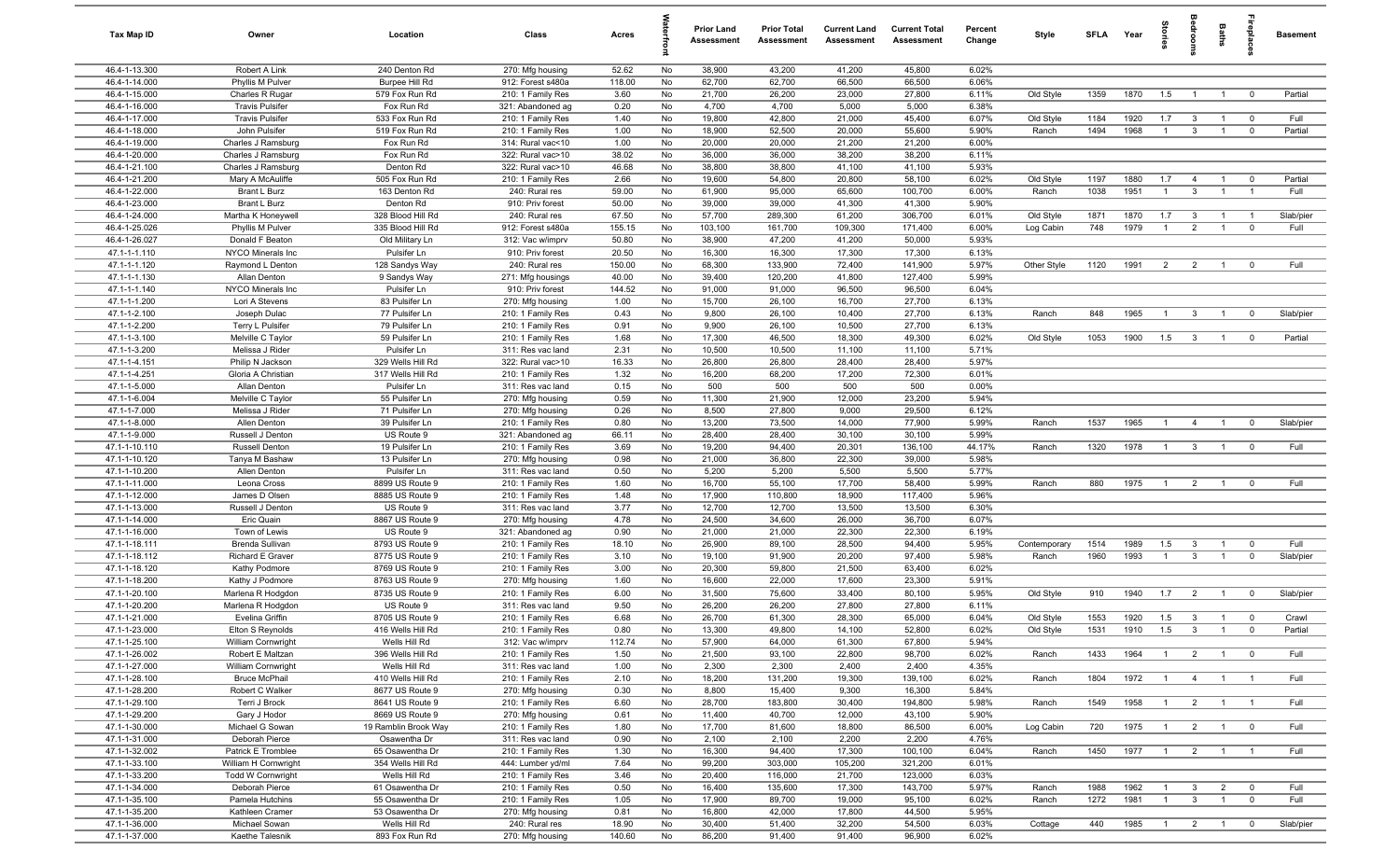| Tax Map ID | Owner | Location | Class | Acres | Waterfront | Prior Land Assessment | Prior Total Assessment | Current Land Assessment | Current Total Assessment | Percent Change | Style | SFLA | Year | Stories | Bedrooms | Baths | Fireplaces | Basement |
|---|---|---|---|---|---|---|---|---|---|---|---|---|---|---|---|---|---|---|
| 46.4-1-13.300 | Robert A Link | 240 Denton Rd | 270: Mfg housing | 52.62 | No | 38,900 | 43,200 | 41,200 | 45,800 | 6.02% | | | | | | | | |
| 46.4-1-14.000 | Phyllis M Pulver | Burpee Hill Rd | 912: Forest s480a | 118.00 | No | 62,700 | 62,700 | 66,500 | 66,500 | 6.06% | | | | | | | | |
| 46.4-1-15.000 | Charles R Rugar | 579 Fox Run Rd | 210: 1 Family Res | 3.60 | No | 21,700 | 26,200 | 23,000 | 27,800 | 6.11% | Old Style | 1359 | 1870 | 1.5 | 1 | 1 | 0 | Partial |
| 46.4-1-16.000 | Travis Pulsifer | Fox Run Rd | 321: Abandoned ag | 0.20 | No | 4,700 | 4,700 | 5,000 | 5,000 | 6.38% | | | | | | | | |
| 46.4-1-17.000 | Travis Pulsifer | 533 Fox Run Rd | 210: 1 Family Res | 1.40 | No | 19,800 | 42,800 | 21,000 | 45,400 | 6.07% | Old Style | 1184 | 1920 | 1.7 | 3 | 1 | 0 | Full |
| 46.4-1-18.000 | John Pulsifer | 519 Fox Run Rd | 210: 1 Family Res | 1.00 | No | 18,900 | 52,500 | 20,000 | 55,600 | 5.90% | Ranch | 1494 | 1968 | 1 | 3 | 1 | 0 | Partial |
| 46.4-1-19.000 | Charles J Ramsburg | Fox Run Rd | 314: Rural vac<10 | 1.00 | No | 20,000 | 20,000 | 21,200 | 21,200 | 6.00% | | | | | | | | |
| 46.4-1-20.000 | Charles J Ramsburg | Fox Run Rd | 322: Rural vac>10 | 38.02 | No | 36,000 | 36,000 | 38,200 | 38,200 | 6.11% | | | | | | | | |
| 46.4-1-21.100 | Charles J Ramsburg | Denton Rd | 322: Rural vac>10 | 46.68 | No | 38,800 | 38,800 | 41,100 | 41,100 | 5.93% | | | | | | | | |
| 46.4-1-21.200 | Mary A McAuliffe | 505 Fox Run Rd | 210: 1 Family Res | 2.66 | No | 19,600 | 54,800 | 20,800 | 58,100 | 6.02% | Old Style | 1197 | 1880 | 1.7 | 4 | 1 | 0 | Partial |
| 46.4-1-22.000 | Brant L Burz | 163 Denton Rd | 240: Rural res | 59.00 | No | 61,900 | 95,000 | 65,600 | 100,700 | 6.00% | Ranch | 1038 | 1951 | 1 | 3 | 1 | 1 | Full |
| 46.4-1-23.000 | Brant L Burz | Denton Rd | 910: Priv forest | 50.00 | No | 39,000 | 39,000 | 41,300 | 41,300 | 5.90% | | | | | | | | |
| 46.4-1-24.000 | Martha K Honeywell | 328 Blood Hill Rd | 240: Rural res | 67.50 | No | 57,700 | 289,300 | 61,200 | 306,700 | 6.01% | Old Style | 1871 | 1870 | 1.7 | 3 | 1 | 1 | Slab/pier |
| 46.4-1-25.026 | Phyllis M Pulver | 335 Blood Hill Rd | 912: Forest s480a | 155.15 | No | 103,100 | 161,700 | 109,300 | 171,400 | 6.00% | Log Cabin | 748 | 1979 | 1 | 2 | 1 | 0 | Full |
| 46.4-1-26.027 | Donald F Beaton | Old Military Ln | 312: Vac w/imprv | 50.80 | No | 38,900 | 47,200 | 41,200 | 50,000 | 5.93% | | | | | | | | |
| 47.1-1-1.110 | NYCO Minerals Inc | Pulsifer Ln | 910: Priv forest | 20.50 | No | 16,300 | 16,300 | 17,300 | 17,300 | 6.13% | | | | | | | | |
| 47.1-1-1.120 | Raymond L Denton | 128 Sandys Way | 240: Rural res | 150.00 | No | 68,300 | 133,900 | 72,400 | 141,900 | 5.97% | Other Style | 1120 | 1991 | 2 | 2 | 1 | 0 | Full |
| 47.1-1-1.130 | Allan Denton | 9 Sandys Way | 271: Mfg housings | 40.00 | No | 39,400 | 120,200 | 41,800 | 127,400 | 5.99% | | | | | | | | |
| 47.1-1-1.140 | NYCO Minerals Inc | Pulsifer Ln | 910: Priv forest | 144.52 | No | 91,000 | 91,000 | 96,500 | 96,500 | 6.04% | | | | | | | | |
| 47.1-1-1.200 | Lori A Stevens | 83 Pulsifer Ln | 270: Mfg housing | 1.00 | No | 15,700 | 26,100 | 16,700 | 27,700 | 6.13% | | | | | | | | |
| 47.1-1-2.100 | Joseph Dulac | 77 Pulsifer Ln | 210: 1 Family Res | 0.43 | No | 9,800 | 26,100 | 10,400 | 27,700 | 6.13% | Ranch | 848 | 1965 | 1 | 3 | 1 | 0 | Slab/pier |
| 47.1-1-2.200 | Terry L Pulsifer | 79 Pulsifer Ln | 210: 1 Family Res | 0.91 | No | 9,900 | 26,100 | 10,500 | 27,700 | 6.13% | | | | | | | | |
| 47.1-1-3.100 | Melville C Taylor | 59 Pulsifer Ln | 210: 1 Family Res | 1.68 | No | 17,300 | 46,500 | 18,300 | 49,300 | 6.02% | Old Style | 1053 | 1900 | 1.5 | 3 | 1 | 0 | Partial |
| 47.1-1-3.200 | Melissa J Rider | Pulsifer Ln | 311: Res vac land | 2.31 | No | 10,500 | 10,500 | 11,100 | 11,100 | 5.71% | | | | | | | | |
| 47.1-1-4.151 | Philip N Jackson | 329 Wells Hill Rd | 322: Rural vac>10 | 16.33 | No | 26,800 | 26,800 | 28,400 | 28,400 | 5.97% | | | | | | | | |
| 47.1-1-4.251 | Gloria A Christian | 317 Wells Hill Rd | 210: 1 Family Res | 1.32 | No | 16,200 | 68,200 | 17,200 | 72,300 | 6.01% | | | | | | | | |
| 47.1-1-5.000 | Allan Denton | Pulsifer Ln | 311: Res vac land | 0.15 | No | 500 | 500 | 500 | 500 | 0.00% | | | | | | | | |
| 47.1-1-6.004 | Melville C Taylor | 55 Pulsifer Ln | 270: Mfg housing | 0.59 | No | 11,300 | 21,900 | 12,000 | 23,200 | 5.94% | | | | | | | | |
| 47.1-1-7.000 | Melissa J Rider | 71 Pulsifer Ln | 270: Mfg housing | 0.26 | No | 8,500 | 27,800 | 9,000 | 29,500 | 6.12% | | | | | | | | |
| 47.1-1-8.000 | Allen Denton | 39 Pulsifer Ln | 210: 1 Family Res | 0.80 | No | 13,200 | 73,500 | 14,000 | 77,900 | 5.99% | Ranch | 1537 | 1965 | 1 | 4 | 1 | 0 | Slab/pier |
| 47.1-1-9.000 | Russell J Denton | US Route 9 | 321: Abandoned ag | 66.11 | No | 28,400 | 28,400 | 30,100 | 30,100 | 5.99% | | | | | | | | |
| 47.1-1-10.110 | Russell Denton | 19 Pulsifer Ln | 210: 1 Family Res | 3.69 | No | 19,200 | 94,400 | 20,301 | 136,100 | 44.17% | Ranch | 1320 | 1978 | 1 | 3 | 1 | 0 | Full |
| 47.1-1-10.120 | Tanya M Bashaw | 13 Pulsifer Ln | 270: Mfg housing | 0.98 | No | 21,000 | 36,800 | 22,300 | 39,000 | 5.98% | | | | | | | | |
| 47.1-1-10.200 | Allen Denton | Pulsifer Ln | 311: Res vac land | 0.50 | No | 5,200 | 5,200 | 5,500 | 5,500 | 5.77% | | | | | | | | |
| 47.1-1-11.000 | Leona Cross | 8899 US Route 9 | 210: 1 Family Res | 1.60 | No | 16,700 | 55,100 | 17,700 | 58,400 | 5.99% | Ranch | 880 | 1975 | 1 | 2 | 1 | 0 | Full |
| 47.1-1-12.000 | James D Olsen | 8885 US Route 9 | 210: 1 Family Res | 1.48 | No | 17,900 | 110,800 | 18,900 | 117,400 | 5.96% | | | | | | | | |
| 47.1-1-13.000 | Russell J Denton | US Route 9 | 311: Res vac land | 3.77 | No | 12,700 | 12,700 | 13,500 | 13,500 | 6.30% | | | | | | | | |
| 47.1-1-14.000 | Eric Quain | 8867 US Route 9 | 270: Mfg housing | 4.78 | No | 24,500 | 34,600 | 26,000 | 36,700 | 6.07% | | | | | | | | |
| 47.1-1-16.000 | Town of Lewis | US Route 9 | 321: Abandoned ag | 0.90 | No | 21,000 | 21,000 | 22,300 | 22,300 | 6.19% | | | | | | | | |
| 47.1-1-18.111 | Brenda Sullivan | 8793 US Route 9 | 210: 1 Family Res | 18.10 | No | 26,900 | 89,100 | 28,500 | 94,400 | 5.95% | Contemporary | 1514 | 1989 | 1.5 | 3 | 1 | 0 | Full |
| 47.1-1-18.112 | Richard E Graver | 8775 US Route 9 | 210: 1 Family Res | 3.10 | No | 19,100 | 91,900 | 20,200 | 97,400 | 5.98% | Ranch | 1960 | 1993 | 1 | 3 | 1 | 0 | Slab/pier |
| 47.1-1-18.120 | Kathy Podmore | 8769 US Route 9 | 210: 1 Family Res | 3.00 | No | 20,300 | 59,800 | 21,500 | 63,400 | 6.02% | | | | | | | | |
| 47.1-1-18.200 | Kathy J Podmore | 8763 US Route 9 | 270: Mfg housing | 1.60 | No | 16,600 | 22,000 | 17,600 | 23,300 | 5.91% | | | | | | | | |
| 47.1-1-20.100 | Marlena R Hodgdon | 8735 US Route 9 | 210: 1 Family Res | 6.00 | No | 31,500 | 75,600 | 33,400 | 80,100 | 5.95% | Old Style | 910 | 1940 | 1.7 | 2 | 1 | 0 | Slab/pier |
| 47.1-1-20.200 | Marlena R Hodgdon | US Route 9 | 311: Res vac land | 9.50 | No | 26,200 | 26,200 | 27,800 | 27,800 | 6.11% | | | | | | | | |
| 47.1-1-21.000 | Evelina Griffin | 8705 US Route 9 | 210: 1 Family Res | 6.68 | No | 26,700 | 61,300 | 28,300 | 65,000 | 6.04% | Old Style | 1553 | 1920 | 1.5 | 3 | 1 | 0 | Crawl |
| 47.1-1-23.000 | Elton S Reynolds | 416 Wells Hill Rd | 210: 1 Family Res | 0.80 | No | 13,300 | 49,800 | 14,100 | 52,800 | 6.02% | Old Style | 1531 | 1910 | 1.5 | 3 | 1 | 0 | Partial |
| 47.1-1-25.100 | William Cornwright | Wells Hill Rd | 312: Vac w/imprv | 112.74 | No | 57,900 | 64,000 | 61,300 | 67,800 | 5.94% | | | | | | | | |
| 47.1-1-26.002 | Robert E Maltzan | 396 Wells Hill Rd | 210: 1 Family Res | 1.50 | No | 21,500 | 93,100 | 22,800 | 98,700 | 6.02% | Ranch | 1433 | 1964 | 1 | 2 | 1 | 0 | Full |
| 47.1-1-27.000 | William Cornwright | Wells Hill Rd | 311: Res vac land | 1.00 | No | 2,300 | 2,300 | 2,400 | 2,400 | 4.35% | | | | | | | | |
| 47.1-1-28.100 | Bruce McPhail | 410 Wells Hill Rd | 210: 1 Family Res | 2.10 | No | 18,200 | 131,200 | 19,300 | 139,100 | 6.02% | Ranch | 1804 | 1972 | 1 | 4 | 1 | 1 | Full |
| 47.1-1-28.200 | Robert C Walker | 8677 US Route 9 | 270: Mfg housing | 0.30 | No | 8,800 | 15,400 | 9,300 | 16,300 | 5.84% | | | | | | | | |
| 47.1-1-29.100 | Terri J Brock | 8641 US Route 9 | 210: 1 Family Res | 6.60 | No | 28,700 | 183,800 | 30,400 | 194,800 | 5.98% | Ranch | 1549 | 1958 | 1 | 2 | 1 | 1 | Full |
| 47.1-1-29.200 | Gary J Hodor | 8669 US Route 9 | 270: Mfg housing | 0.61 | No | 11,400 | 40,700 | 12,000 | 43,100 | 5.90% | | | | | | | | |
| 47.1-1-30.000 | Michael G Sowan | 19 Ramblin Brook Way | 210: 1 Family Res | 1.80 | No | 17,700 | 81,600 | 18,800 | 86,500 | 6.00% | Log Cabin | 720 | 1975 | 1 | 2 | 1 | 0 | Full |
| 47.1-1-31.000 | Deborah Pierce | Osawentha Dr | 311: Res vac land | 0.90 | No | 2,100 | 2,100 | 2,200 | 2,200 | 4.76% | | | | | | | | |
| 47.1-1-32.002 | Patrick E Tromblee | 65 Osawentha Dr | 210: 1 Family Res | 1.30 | No | 16,300 | 94,400 | 17,300 | 100,100 | 6.04% | Ranch | 1450 | 1977 | 1 | 2 | 1 | 1 | Full |
| 47.1-1-33.100 | William H Cornwright | 354 Wells Hill Rd | 444: Lumber yd/ml | 7.64 | No | 99,200 | 303,000 | 105,200 | 321,200 | 6.01% | | | | | | | | |
| 47.1-1-33.200 | Todd W Cornwright | Wells Hill Rd | 210: 1 Family Res | 3.46 | No | 20,400 | 116,000 | 21,700 | 123,000 | 6.03% | | | | | | | | |
| 47.1-1-34.000 | Deborah Pierce | 61 Osawentha Dr | 210: 1 Family Res | 0.50 | No | 16,400 | 135,600 | 17,300 | 143,700 | 5.97% | Ranch | 1988 | 1962 | 1 | 3 | 2 | 0 | Full |
| 47.1-1-35.100 | Pamela Hutchins | 55 Osawentha Dr | 210: 1 Family Res | 1.05 | No | 17,900 | 89,700 | 19,000 | 95,100 | 6.02% | Ranch | 1272 | 1981 | 1 | 3 | 1 | 0 | Full |
| 47.1-1-35.200 | Kathleen Cramer | 53 Osawentha Dr | 270: Mfg housing | 0.81 | No | 16,800 | 42,000 | 17,800 | 44,500 | 5.95% | | | | | | | | |
| 47.1-1-36.000 | Michael Sowan | Wells Hill Rd | 240: Rural res | 18.90 | No | 30,400 | 51,400 | 32,200 | 54,500 | 6.03% | Cottage | 440 | 1985 | 1 | 2 | 1 | 0 | Slab/pier |
| 47.1-1-37.000 | Kaethe Talesnik | 893 Fox Run Rd | 270: Mfg housing | 140.60 | No | 86,200 | 91,400 | 91,400 | 96,900 | 6.02% | | | | | | | | |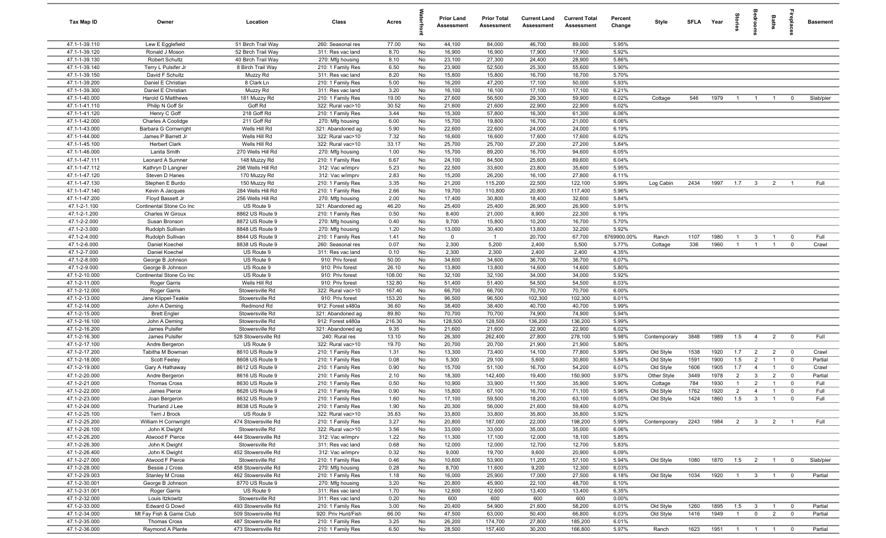| Tax Map ID | Owner | Location | Class | Acres | Waterfront | Prior Land Assessment | Prior Total Assessment | Current Land Assessment | Current Total Assessment | Percent Change | Style | SFLA | Year | Stories | Bedrooms | Baths | Fireplaces | Basement |
|---|---|---|---|---|---|---|---|---|---|---|---|---|---|---|---|---|---|---|
| 47.1-1-39.110 | Lew E Egglefield | 51 Birch Trail Way | 260: Seasonal res | 77.00 | No | 44,100 | 84,000 | 46,700 | 89,000 | 5.95% | | | | | | | | |
| 47.1-1-39.120 | Ronald J Moson | 52 Birch Trail Way | 311: Res vac land | 8.70 | No | 16,900 | 16,900 | 17,900 | 17,900 | 5.92% | | | | | | | | |
| 47.1-1-39.130 | Robert Schultz | 40 Birch Trail Way | 270: Mfg housing | 8.10 | No | 23,100 | 27,300 | 24,400 | 28,900 | 5.86% | | | | | | | | |
| 47.1-1-39.140 | Terry L Pulsifer Jr | 8 Birch Trail Way | 210: 1 Family Res | 6.50 | No | 23,900 | 52,500 | 25,300 | 55,600 | 5.90% | | | | | | | | |
| 47.1-1-39.150 | David F Schultz | Muzzy Rd | 311: Res vac land | 8.20 | No | 15,800 | 15,800 | 16,700 | 16,700 | 5.70% | | | | | | | | |
| 47.1-1-39.200 | Daniel E Christian | 8 Clark Ln | 210: 1 Family Res | 5.00 | No | 16,200 | 47,200 | 17,100 | 50,000 | 5.93% | | | | | | | | |
| 47.1-1-39.300 | Daniel E Christian | Muzzy Rd | 311: Res vac land | 3.20 | No | 16,100 | 16,100 | 17,100 | 17,100 | 6.21% | | | | | | | | |
| 47.1-1-40.000 | Harold G Matthews | 181 Muzzy Rd | 210: 1 Family Res | 19.00 | No | 27,600 | 56,500 | 29,300 | 59,900 | 6.02% | Cottage | 546 | 1979 | 1 | 1 | 1 | 0 | Slab/pier |
| 47.1-1-41.110 | Philip N Goff Sr | Goff Rd | 322: Rural vac>10 | 30.52 | No | 21,600 | 21,600 | 22,900 | 22,900 | 6.02% | | | | | | | | |
| 47.1-1-41.120 | Henry C Goff | 218 Goff Rd | 210: 1 Family Res | 3.44 | No | 15,300 | 57,800 | 16,300 | 61,300 | 6.06% | | | | | | | | |
| 47.1-1-42.000 | Charles A Coolidge | 211 Goff Rd | 270: Mfg housing | 6.00 | No | 15,700 | 19,800 | 16,700 | 21,000 | 6.06% | | | | | | | | |
| 47.1-1-43.000 | Barbara G Cornwright | Wells Hill Rd | 321: Abandoned ag | 5.90 | No | 22,600 | 22,600 | 24,000 | 24,000 | 6.19% | | | | | | | | |
| 47.1-1-44.000 | James P Barrett Jr | Wells Hill Rd | 322: Rural vac>10 | 7.32 | No | 16,600 | 16,600 | 17,600 | 17,600 | 6.02% | | | | | | | | |
| 47.1-1-45.100 | Herbert Clark | Wells Hill Rd | 322: Rural vac>10 | 33.17 | No | 25,700 | 25,700 | 27,200 | 27,200 | 5.84% | | | | | | | | |
| 47.1-1-46.000 | Lanita Smith | 270 Wells Hill Rd | 270: Mfg housing | 1.00 | No | 15,700 | 89,200 | 16,700 | 94,600 | 6.05% | | | | | | | | |
| 47.1-1-47.111 | Leonard A Sumner | 148 Muzzy Rd | 210: 1 Family Res | 6.67 | No | 24,100 | 84,500 | 25,600 | 89,600 | 6.04% | | | | | | | | |
| 47.1-1-47.112 | Kathryn D Langner | 298 Wells Hill Rd | 312: Vac w/imprv | 5.23 | No | 22,500 | 33,600 | 23,800 | 35,600 | 5.95% | | | | | | | | |
| 47.1-1-47.120 | Steven D Hanes | 170 Muzzy Rd | 312: Vac w/imprv | 2.83 | No | 15,200 | 26,200 | 16,100 | 27,800 | 6.11% | | | | | | | | |
| 47.1-1-47.130 | Stephen E Burdo | 150 Muzzy Rd | 210: 1 Family Res | 3.35 | No | 21,200 | 115,200 | 22,500 | 122,100 | 5.99% | Log Cabin | 2434 | 1997 | 1.7 | 3 | 2 | 1 | Full |
| 47.1-1-47.140 | Kevin A Jacques | 284 Wells Hill Rd | 210: 1 Family Res | 2.66 | No | 19,700 | 110,800 | 20,800 | 117,400 | 5.96% | | | | | | | | |
| 47.1-1-47.200 | Floyd Bassett Jr | 256 Wells Hill Rd | 270: Mfg housing | 2.00 | No | 17,400 | 30,800 | 18,400 | 32,600 | 5.84% | | | | | | | | |
| 47.1-2-1.100 | Continental Stone Co Inc | US Route 9 | 321: Abandoned ag | 46.20 | No | 25,400 | 25,400 | 26,900 | 26,900 | 5.91% | | | | | | | | |
| 47.1-2-1.200 | Charles W Giroux | 8862 US Route 9 | 210: 1 Family Res | 0.50 | No | 8,400 | 21,000 | 8,900 | 22,300 | 6.19% | | | | | | | | |
| 47.1-2-2.000 | Susan Bronson | 8872 US Route 9 | 270: Mfg housing | 0.40 | No | 9,700 | 15,800 | 10,200 | 16,700 | 5.70% | | | | | | | | |
| 47.1-2-3.000 | Rudolph Sullivan | 8848 US Route 9 | 270: Mfg housing | 1.20 | No | 13,000 | 30,400 | 13,800 | 32,200 | 5.92% | | | | | | | | |
| 47.1-2-4.000 | Rudolph Sullivan | 8844 US Route 9 | 210: 1 Family Res | 1.41 | No | 0 | 1 | 20,700 | 67,700 | 6769900.00% | Ranch | 1107 | 1980 | 1 | 3 | 1 | 0 | Full |
| 47.1-2-6.000 | Daniel Koechel | 8838 US Route 9 | 260: Seasonal res | 0.07 | No | 2,300 | 5,200 | 2,400 | 5,500 | 5.77% | Cottage | 336 | 1960 | 1 | 1 | 1 | 0 | Crawl |
| 47.1-2-7.000 | Daniel Koechel | US Route 9 | 311: Res vac land | 0.10 | No | 2,300 | 2,300 | 2,400 | 2,400 | 4.35% | | | | | | | | |
| 47.1-2-8.000 | George B Johnson | US Route 9 | 910: Priv forest | 50.00 | No | 34,600 | 34,600 | 36,700 | 36,700 | 6.07% | | | | | | | | |
| 47.1-2-9.000 | George B Johnson | US Route 9 | 910: Priv forest | 26.10 | No | 13,800 | 13,800 | 14,600 | 14,600 | 5.80% | | | | | | | | |
| 47.1-2-10.000 | Continental Stone Co Inc | US Route 9 | 910: Priv forest | 108.00 | No | 32,100 | 32,100 | 34,000 | 34,000 | 5.92% | | | | | | | | |
| 47.1-2-11.000 | Roger Garris | Wells Hill Rd | 910: Priv forest | 132.80 | No | 51,400 | 51,400 | 54,500 | 54,500 | 6.03% | | | | | | | | |
| 47.1-2-12.000 | Roger Garris | Stowersville Rd | 322: Rural vac>10 | 167.40 | No | 66,700 | 66,700 | 70,700 | 70,700 | 6.00% | | | | | | | | |
| 47.1-2-13.000 | Jane Klippel-Teakle | Stowersville Rd | 910: Priv forest | 153.20 | No | 96,500 | 96,500 | 102,300 | 102,300 | 6.01% | | | | | | | | |
| 47.1-2-14.000 | John A Deming | Redmond Rd | 912: Forest s480a | 36.60 | No | 38,400 | 38,400 | 40,700 | 40,700 | 5.99% | | | | | | | | |
| 47.1-2-15.000 | Brett Engler | Stowersville Rd | 321: Abandoned ag | 89.80 | No | 70,700 | 70,700 | 74,900 | 74,900 | 5.94% | | | | | | | | |
| 47.1-2-16.100 | John A Deming | Stowersville Rd | 912: Forest s480a | 216.30 | No | 128,500 | 128,500 | 136,200 | 136,200 | 5.99% | | | | | | | | |
| 47.1-2-16.200 | James Pulsifer | Stowersville Rd | 321: Abandoned ag | 9.35 | No | 21,600 | 21,600 | 22,900 | 22,900 | 6.02% | | | | | | | | |
| 47.1-2-16.300 | James Pulsifer | 528 Stowersville Rd | 240: Rural res | 13.10 | No | 26,300 | 262,400 | 27,800 | 278,100 | 5.98% | Contemporary | 3848 | 1989 | 1.5 | 4 | 2 | 0 | Full |
| 47.1-2-17.100 | Andre Bergeron | US Route 9 | 322: Rural vac>10 | 19.70 | No | 20,700 | 20,700 | 21,900 | 21,900 | 5.80% | | | | | | | | |
| 47.1-2-17.200 | Tabitha M Bowman | 8610 US Route 9 | 210: 1 Family Res | 1.31 | No | 13,300 | 73,400 | 14,100 | 77,800 | 5.99% | Old Style | 1538 | 1920 | 1.7 | 2 | 2 | 0 | Crawl |
| 47.1-2-18.000 | Scott Feeley | 8608 US Route 9 | 210: 1 Family Res | 0.08 | No | 5,300 | 29,100 | 5,600 | 30,800 | 5.84% | Old Style | 1591 | 1900 | 1.5 | 2 | 1 | 0 | Partial |
| 47.1-2-19.000 | Gary A Hathaway | 8612 US Route 9 | 210: 1 Family Res | 0.90 | No | 15,700 | 51,100 | 16,700 | 54,200 | 6.07% | Old Style | 1606 | 1905 | 1.7 | 4 | 1 | 0 | Crawl |
| 47.1-2-20.000 | Andre Bergeron | 8616 US Route 9 | 210: 1 Family Res | 2.10 | No | 18,300 | 142,400 | 19,400 | 150,900 | 5.97% | Other Style | 3449 | 1978 | 2 | 3 | 2 | 0 | Partial |
| 47.1-2-21.000 | Thomas Cross | 8630 US Route 9 | 210: 1 Family Res | 0.50 | No | 10,900 | 33,900 | 11,500 | 35,900 | 5.90% | Cottage | 784 | 1930 | 1 | 2 | 1 | 0 | Full |
| 47.1-2-22.000 | James Pierce | 8626 US Route 9 | 210: 1 Family Res | 0.90 | No | 15,800 | 67,100 | 16,700 | 71,100 | 5.96% | Old Style | 1762 | 1920 | 2 | 4 | 1 | 0 | Full |
| 47.1-2-23.000 | Joan Bergeron | 8632 US Route 9 | 210: 1 Family Res | 1.60 | No | 17,100 | 59,500 | 18,200 | 63,100 | 6.05% | Old Style | 1424 | 1860 | 1.5 | 3 | 1 | 0 | Full |
| 47.1-2-24.000 | Thurland J Lee | 8638 US Route 9 | 210: 1 Family Res | 1.90 | No | 20,300 | 56,000 | 21,600 | 59,400 | 6.07% | | | | | | | | |
| 47.1-2-25.100 | Terri J Brock | US Route 9 | 322: Rural vac>10 | 35.83 | No | 33,800 | 33,800 | 35,800 | 35,800 | 5.92% | | | | | | | | |
| 47.1-2-25.200 | William H Cornwright | 474 Stowersville Rd | 210: 1 Family Res | 3.27 | No | 20,800 | 187,000 | 22,000 | 198,200 | 5.99% | Contemporary | 2243 | 1984 | 2 | 3 | 2 | 1 | Full |
| 47.1-2-26.100 | John K Dwight | Stowersville Rd | 322: Rural vac>10 | 3.56 | No | 33,000 | 33,000 | 35,000 | 35,000 | 6.06% | | | | | | | | |
| 47.1-2-26.200 | Atwood F Pierce | 444 Stowersville Rd | 312: Vac w/imprv | 1.22 | No | 11,300 | 17,100 | 12,000 | 18,100 | 5.85% | | | | | | | | |
| 47.1-2-26.300 | John K Dwight | Stowersville Rd | 311: Res vac land | 0.68 | No | 12,000 | 12,000 | 12,700 | 12,700 | 5.83% | | | | | | | | |
| 47.1-2-26.400 | John K Dwight | 452 Stowersville Rd | 312: Vac w/imprv | 0.32 | No | 9,000 | 19,700 | 9,600 | 20,900 | 6.09% | | | | | | | | |
| 47.1-2-27.000 | Atwood F Pierce | Stowersville Rd | 210: 1 Family Res | 0.46 | No | 10,600 | 53,900 | 11,200 | 57,100 | 5.94% | Old Style | 1080 | 1870 | 1.5 | 2 | 1 | 0 | Slab/pier |
| 47.1-2-28.000 | Bessie J Cross | 458 Stowersville Rd | 270: Mfg housing | 0.28 | No | 8,700 | 11,600 | 9,200 | 12,300 | 6.03% | | | | | | | | |
| 47.1-2-29.003 | Stanley M Cross | 462 Stowersville Rd | 210: 1 Family Res | 1.18 | No | 16,000 | 25,900 | 17,000 | 27,500 | 6.18% | Old Style | 1034 | 1920 | 1 | 3 | 1 | 0 | Partial |
| 47.1-2-30.001 | George B Johnson | 8770 US Route 9 | 270: Mfg housing | 3.20 | No | 20,800 | 45,900 | 22,100 | 48,700 | 6.10% | | | | | | | | |
| 47.1-2-31.001 | Roger Garris | US Route 9 | 311: Res vac land | 1.70 | No | 12,600 | 12,600 | 13,400 | 13,400 | 6.35% | | | | | | | | |
| 47.1-2-32.000 | Louis Itzkowitz | Stowersville Rd | 311: Res vac land | 0.20 | No | 600 | 600 | 600 | 600 | 0.00% | | | | | | | | |
| 47.1-2-33.000 | Edward G Dowd | 493 Stowersville Rd | 210: 1 Family Res | 3.00 | No | 20,400 | 54,900 | 21,600 | 58,200 | 6.01% | Old Style | 1260 | 1895 | 1.5 | 3 | 1 | 0 | Partial |
| 47.1-2-34.000 | Mt Fay Fish & Game Club | 509 Stowersville Rd | 920: Priv Hunt/Fish | 66.00 | No | 47,500 | 63,000 | 50,400 | 66,800 | 6.03% | Old Style | 1416 | 1949 | 1 | 0 | 2 | 0 | Partial |
| 47.1-2-35.000 | Thomas Cross | 487 Stowersville Rd | 210: 1 Family Res | 3.25 | No | 26,200 | 174,700 | 27,800 | 185,200 | 6.01% | | | | | | | | |
| 47.1-2-36.000 | Raymond A Plante | 473 Stowersville Rd | 210: 1 Family Res | 6.50 | No | 28,500 | 157,400 | 30,200 | 166,800 | 5.97% | Ranch | 1623 | 1951 | 1 | 1 | 1 | 0 | Partial |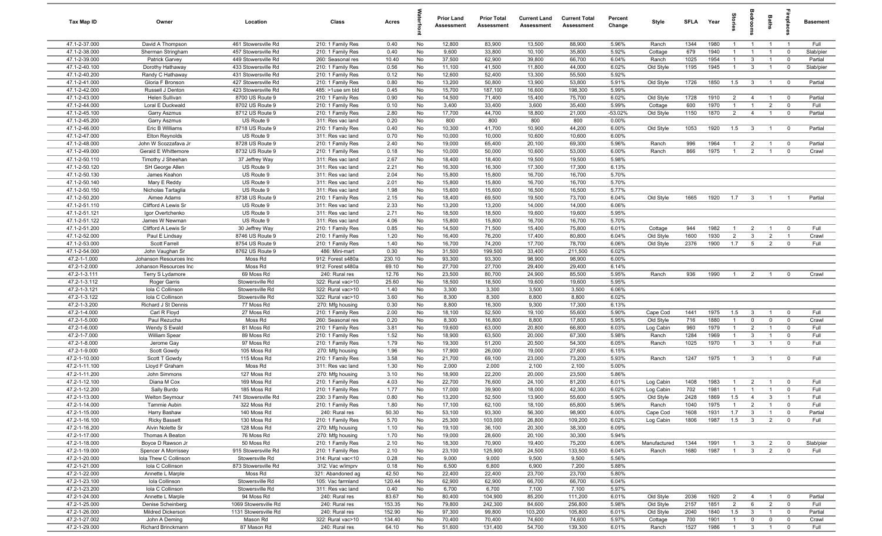| Tax Map ID | Owner | Location | Class | Acres | Waterfront | Prior Land Assessment | Prior Total Assessment | Current Land Assessment | Current Total Assessment | Percent Change | Style | SFLA | Year | Stories | Bedrooms | Baths | Fireplaces | Basement |
|---|---|---|---|---|---|---|---|---|---|---|---|---|---|---|---|---|---|---|
| 47.1-2-37.000 | David A Thompson | 461 Stowersville Rd | 210: 1 Family Res | 0.40 | No | 12,800 | 83,900 | 13,500 | 88,900 | 5.96% | Ranch | 1344 | 1980 | 1 | 1 | 1 | 1 | Full |
| 47.1-2-38.000 | Sherman Stringham | 457 Stowersville Rd | 210: 1 Family Res | 0.40 | No | 9,600 | 33,800 | 10,100 | 35,800 | 5.92% | Cottage | 679 | 1940 | 1 | 1 | 1 | 0 | Slab/pier |
| 47.1-2-39.000 | Patrick Garvey | 449 Stowersville Rd | 260: Seasonal res | 10.40 | No | 37,500 | 62,900 | 39,800 | 66,700 | 6.04% | Ranch | 1025 | 1954 | 1 | 3 | 1 | 0 | Partial |
| 47.1-2-40.100 | Dorothy Hathaway | 433 Stowersville Rd | 210: 1 Family Res | 0.56 | No | 11,100 | 41,500 | 11,800 | 44,000 | 6.02% | Old Style | 1195 | 1945 | 1 | 3 | 1 | 0 | Slab/pier |
| 47.1-2-40.200 | Randy C Hathaway | 431 Stowersville Rd | 210: 1 Family Res | 0.12 | No | 12,600 | 52,400 | 13,300 | 55,500 | 5.92% | | | | | | | | |
| 47.1-2-41.000 | Gloria F Bronson | 427 Stowersville Rd | 210: 1 Family Res | 0.80 | No | 13,200 | 50,800 | 13,900 | 53,800 | 5.91% | Old Style | 1726 | 1850 | 1.5 | 3 | 1 | 0 | Partial |
| 47.1-2-42.000 | Russell J Denton | 423 Stowersville Rd | 485: >1use sm bld | 0.45 | No | 15,700 | 187,100 | 16,600 | 198,300 | 5.99% | | | | | | | | |
| 47.1-2-43.000 | Helen Sullivan | 8700 US Route 9 | 210: 1 Family Res | 0.90 | No | 14,500 | 71,400 | 15,400 | 75,700 | 6.02% | Old Style | 1728 | 1910 | 2 | 4 | 1 | 0 | Partial |
| 47.1-2-44.000 | Loral E Duckwald | 8702 US Route 9 | 210: 1 Family Res | 0.10 | No | 3,400 | 33,400 | 3,600 | 35,400 | 5.99% | Cottage | 600 | 1970 | 1 | 1 | 2 | 0 | Full |
| 47.1-2-45.100 | Garry Aszmus | 8712 US Route 9 | 210: 1 Family Res | 2.80 | No | 17,700 | 44,700 | 18,800 | 21,000 | -53.02% | Old Style | 1150 | 1870 | 2 | 4 | 1 | 0 | Partial |
| 47.1-2-45.200 | Garry Aszmus | US Route 9 | 311: Res vac land | 0.20 | No | 800 | 800 | 800 | 800 | 0.00% | | | | | | | | |
| 47.1-2-46.000 | Eric B Williams | 8718 US Route 9 | 210: 1 Family Res | 0.40 | No | 10,300 | 41,700 | 10,900 | 44,200 | 6.00% | Old Style | 1053 | 1920 | 1.5 | 3 | 1 | 0 | Partial |
| 47.1-2-47.000 | Elton Reynolds | US Route 9 | 311: Res vac land | 0.70 | No | 10,000 | 10,000 | 10,600 | 10,600 | 6.00% | | | | | | | | |
| 47.1-2-48.000 | John W Scozzafava Jr | 8728 US Route 9 | 210: 1 Family Res | 2.40 | No | 19,000 | 65,400 | 20,100 | 69,300 | 5.96% | Ranch | 996 | 1964 | 1 | 2 | 1 | 0 | Partial |
| 47.1-2-49.000 | Gerald E Whittemore | 8732 US Route 9 | 210: 1 Family Res | 0.18 | No | 10,000 | 50,000 | 10,600 | 53,000 | 6.00% | Ranch | 866 | 1975 | 1 | 2 | 1 | 0 | Crawl |
| 47.1-2-50.110 | Timothy J Sheehan | 37 Jeffrey Way | 311: Res vac land | 2.67 | No | 18,400 | 18,400 | 19,500 | 19,500 | 5.98% | | | | | | | | |
| 47.1-2-50.120 | SH George Allen | US Route 9 | 311: Res vac land | 2.21 | No | 16,300 | 16,300 | 17,300 | 17,300 | 6.13% | | | | | | | | |
| 47.1-2-50.130 | James Keahon | US Route 9 | 311: Res vac land | 2.04 | No | 15,800 | 15,800 | 16,700 | 16,700 | 5.70% | | | | | | | | |
| 47.1-2-50.140 | Mary E Reddy | US Route 9 | 311: Res vac land | 2.01 | No | 15,800 | 15,800 | 16,700 | 16,700 | 5.70% | | | | | | | | |
| 47.1-2-50.150 | Nicholas Tartaglia | US Route 9 | 311: Res vac land | 1.98 | No | 15,600 | 15,600 | 16,500 | 16,500 | 5.77% | | | | | | | | |
| 47.1-2-50.200 | Aimee Adams | 8738 US Route 9 | 210: 1 Family Res | 2.15 | No | 18,400 | 69,500 | 19,500 | 73,700 | 6.04% | Old Style | 1665 | 1920 | 1.7 | 3 | 1 | 1 | Partial |
| 47.1-2-51.110 | Clifford A Lewis Sr | US Route 9 | 311: Res vac land | 2.33 | No | 13,200 | 13,200 | 14,000 | 14,000 | 6.06% | | | | | | | | |
| 47.1-2-51.121 | Igor Overtchenko | US Route 9 | 311: Res vac land | 2.71 | No | 18,500 | 18,500 | 19,600 | 19,600 | 5.95% | | | | | | | | |
| 47.1-2-51.122 | James W Newman | US Route 9 | 311: Res vac land | 4.06 | No | 15,800 | 15,800 | 16,700 | 16,700 | 5.70% | | | | | | | | |
| 47.1-2-51.200 | Clifford A Lewis Sr | 30 Jeffrey Way | 210: 1 Family Res | 0.85 | No | 14,500 | 71,500 | 15,400 | 75,800 | 6.01% | Cottage | 944 | 1982 | 1 | 2 | 1 | 0 | Full |
| 47.1-2-52.000 | Paul E Lindsay | 8746 US Route 9 | 210: 1 Family Res | 1.20 | No | 16,400 | 76,200 | 17,400 | 80,800 | 6.04% | Old Style | 1600 | 1930 | 2 | 3 | 2 | 1 | Crawl |
| 47.1-2-53.000 | Scott Farrell | 8754 US Route 9 | 210: 1 Family Res | 1.40 | No | 16,700 | 74,200 | 17,700 | 78,700 | 6.06% | Old Style | 2376 | 1900 | 1.7 | 5 | 2 | 0 | Full |
| 47.1-2-54.000 | John Vaughan Sr | 8762 US Route 9 | 486: Mini-mart | 0.30 | No | 31,500 | 199,500 | 33,400 | 211,500 | 6.02% | | | | | | | | |
| 47.2-1-1.000 | Johanson Resources Inc | Moss Rd | 912: Forest s480a | 230.10 | No | 93,300 | 93,300 | 98,900 | 98,900 | 6.00% | | | | | | | | |
| 47.2-1-2.000 | Johanson Resources Inc | Moss Rd | 912: Forest s480a | 69.10 | No | 27,700 | 27,700 | 29,400 | 29,400 | 6.14% | | | | | | | | |
| 47.2-1-3.111 | Terry S Lydamore | 69 Moss Rd | 240: Rural res | 12.76 | No | 23,500 | 80,700 | 24,900 | 85,500 | 5.95% | Ranch | 936 | 1990 | 1 | 2 | 1 | 0 | Crawl |
| 47.2-1-3.112 | Roger Garris | Stowersville Rd | 322: Rural vac>10 | 25.60 | No | 18,500 | 18,500 | 19,600 | 19,600 | 5.95% | | | | | | | | |
| 47.2-1-3.121 | Iola C Collinson | Stowersville Rd | 322: Rural vac>10 | 1.40 | No | 3,300 | 3,300 | 3,500 | 3,500 | 6.06% | | | | | | | | |
| 47.2-1-3.122 | Iola C Collinson | Stowersville Rd | 322: Rural vac>10 | 3.60 | No | 8,300 | 8,300 | 8,800 | 8,800 | 6.02% | | | | | | | | |
| 47.2-1-3.200 | Richard J St Dennis | 77 Moss Rd | 270: Mfg housing | 0.30 | No | 8,800 | 16,300 | 9,300 | 17,300 | 6.13% | | | | | | | | |
| 47.2-1-4.000 | Carl R Floyd | 27 Moss Rd | 210: 1 Family Res | 2.00 | No | 18,100 | 52,500 | 19,100 | 55,600 | 5.90% | Cape Cod | 1441 | 1975 | 1.5 | 3 | 1 | 0 | Full |
| 47.2-1-5.000 | Paul Rezucha | Moss Rd | 260: Seasonal res | 0.20 | No | 8,300 | 16,800 | 8,800 | 17,800 | 5.95% | Old Style | 716 | 1880 | 1 | 0 | 0 | 0 | Crawl |
| 47.2-1-6.000 | Wendy S Ewald | 81 Moss Rd | 210: 1 Family Res | 3.81 | No | 19,600 | 63,000 | 20,800 | 66,800 | 6.03% | Log Cabin | 960 | 1979 | 1 | 2 | 1 | 0 | Full |
| 47.2-1-7.000 | William Spear | 89 Moss Rd | 210: 1 Family Res | 1.52 | No | 18,900 | 63,500 | 20,000 | 67,300 | 5.98% | Ranch | 1284 | 1969 | 1 | 3 | 1 | 0 | Full |
| 47.2-1-8.000 | Jerome Gay | 97 Moss Rd | 210: 1 Family Res | 1.79 | No | 19,300 | 51,200 | 20,500 | 54,300 | 6.05% | Ranch | 1025 | 1970 | 1 | 3 | 1 | 0 | Full |
| 47.2-1-9.000 | Scott Gowdy | 105 Moss Rd | 270: Mfg housing | 1.96 | No | 17,900 | 26,000 | 19,000 | 27,600 | 6.15% | | | | | | | | |
| 47.2-1-10.000 | Scott T Gowdy | 115 Moss Rd | 210: 1 Family Res | 3.58 | No | 21,700 | 69,100 | 23,000 | 73,200 | 5.93% | Ranch | 1247 | 1975 | 1 | 3 | 1 | 0 | Full |
| 47.2-1-11.100 | Lloyd F Graham | Moss Rd | 311: Res vac land | 1.30 | No | 2,000 | 2,000 | 2,100 | 2,100 | 5.00% | | | | | | | | |
| 47.2-1-11.200 | John Simmons | 127 Moss Rd | 270: Mfg housing | 3.10 | No | 18,900 | 22,200 | 20,000 | 23,500 | 5.86% | | | | | | | | |
| 47.2-1-12.100 | Diana M Cox | 169 Moss Rd | 210: 1 Family Res | 4.03 | No | 22,700 | 76,600 | 24,100 | 81,200 | 6.01% | Log Cabin | 1408 | 1983 | 1 | 2 | 1 | 0 | Full |
| 47.2-1-12.200 | Sally Burdo | 185 Moss Rd | 210: 1 Family Res | 1.77 | No | 17,000 | 39,900 | 18,000 | 42,300 | 6.02% | Log Cabin | 702 | 1981 | 1 | 1 | 1 | 0 | Full |
| 47.2-1-13.000 | Welton Seymour | 741 Stowersville Rd | 230: 3 Family Res | 0.80 | No | 13,200 | 52,500 | 13,900 | 55,600 | 5.90% | Old Style | 2428 | 1869 | 1.5 | 4 | 3 | 1 | Full |
| 47.2-1-14.000 | Tammie Aubin | 322 Moss Rd | 210: 1 Family Res | 1.80 | No | 17,100 | 62,100 | 18,100 | 65,800 | 5.96% | Ranch | 1040 | 1975 | 1 | 2 | 1 | 0 | Full |
| 47.2-1-15.000 | Harry Bashaw | 140 Moss Rd | 240: Rural res | 50.30 | No | 53,100 | 93,300 | 56,300 | 98,900 | 6.00% | Cape Cod | 1608 | 1931 | 1.7 | 3 | 1 | 0 | Partial |
| 47.2-1-16.100 | Ricky Bassett | 130 Moss Rd | 210: 1 Family Res | 5.70 | No | 25,300 | 103,000 | 26,800 | 109,200 | 6.02% | Log Cabin | 1806 | 1987 | 1.5 | 3 | 2 | 0 | Full |
| 47.2-1-16.200 | Alvin Nolette Sr | 128 Moss Rd | 270: Mfg housing | 1.10 | No | 19,100 | 36,100 | 20,300 | 38,300 | 6.09% | | | | | | | | |
| 47.2-1-17.000 | Thomas A Beaton | 76 Moss Rd | 270: Mfg housing | 1.70 | No | 19,000 | 28,600 | 20,100 | 30,300 | 5.94% | | | | | | | | |
| 47.2-1-18.000 | Boyce D Rawson Jr | 50 Moss Rd | 210: 1 Family Res | 2.10 | No | 18,300 | 70,900 | 19,400 | 75,200 | 6.06% | Manufactured | 1344 | 1991 | 1 | 3 | 2 | 0 | Slab/pier |
| 47.2-1-19.000 | Spencer A Morrissey | 915 Stowersville Rd | 210: 1 Family Res | 2.10 | No | 23,100 | 125,900 | 24,500 | 133,500 | 6.04% | Ranch | 1680 | 1987 | 1 | 3 | 2 | 0 | Full |
| 47.2-1-20.000 | Iola Thew C Collinson | Stowersville Rd | 314: Rural vac<10 | 0.28 | No | 9,000 | 9,000 | 9,500 | 9,500 | 5.56% | | | | | | | | |
| 47.2-1-21.000 | Iola C Collinson | 873 Stowersville Rd | 312: Vac w/imprv | 0.18 | No | 6,500 | 6,800 | 6,900 | 7,200 | 5.88% | | | | | | | | |
| 47.2-1-22.000 | Annette L Marple | Moss Rd | 321: Abandoned ag | 42.50 | No | 22,400 | 22,400 | 23,700 | 23,700 | 5.80% | | | | | | | | |
| 47.2-1-23.100 | Iola Collinson | Stowersville Rd | 105: Vac farmland | 120.44 | No | 62,900 | 62,900 | 66,700 | 66,700 | 6.04% | | | | | | | | |
| 47.2-1-23.200 | Iola C Collinson | Stowersville Rd | 311: Res vac land | 0.40 | No | 6,700 | 6,700 | 7,100 | 7,100 | 5.97% | | | | | | | | |
| 47.2-1-24.000 | Annette L Marple | 94 Moss Rd | 240: Rural res | 83.67 | No | 80,400 | 104,900 | 85,200 | 111,200 | 6.01% | Old Style | 2036 | 1920 | 2 | 4 | 1 | 0 | Partial |
| 47.2-1-25.000 | Denise Scheinberg | 1069 Stowersville Rd | 240: Rural res | 153.35 | No | 79,800 | 242,300 | 84,600 | 256,800 | 5.98% | Old Style | 2157 | 1851 | 2 | 6 | 2 | 0 | Full |
| 47.2-1-26.000 | Mildred Dickerson | 1131 Stowersville Rd | 240: Rural res | 152.90 | No | 97,300 | 99,800 | 103,200 | 105,800 | 6.01% | Old Style | 2040 | 1840 | 1.5 | 3 | 1 | 0 | Partial |
| 47.2-1-27.002 | John A Deming | Mason Rd | 322: Rural vac>10 | 134.40 | No | 70,400 | 70,400 | 74,600 | 74,600 | 5.97% | Cottage | 700 | 1901 | 1 | 0 | 0 | 0 | Crawl |
| 47.2-1-29.000 | Richard Brinckmann | 87 Mason Rd | 240: Rural res | 64.10 | No | 51,600 | 131,400 | 54,700 | 139,300 | 6.01% | Ranch | 1527 | 1986 | 1 | 3 | 1 | 0 | Full |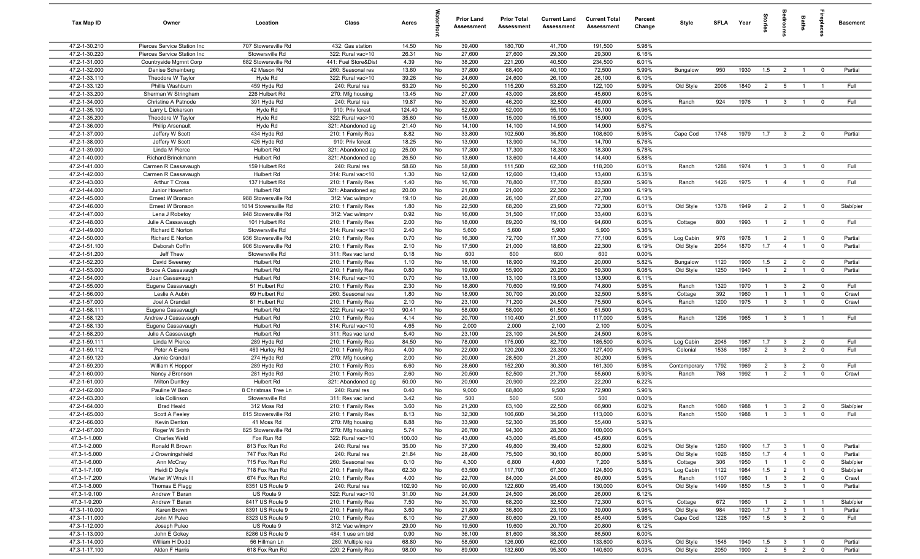| Tax Map ID | Owner | Location | Class | Acres | Waterfront | Prior Land Assessment | Prior Total Assessment | Current Land Assessment | Current Total Assessment | Percent Change | Style | SFLA | Year | Stories | Bedrooms | Baths | Fireplaces | Basement |
|---|---|---|---|---|---|---|---|---|---|---|---|---|---|---|---|---|---|---|
| 47.2-1-30.210 | Pierces Service Station Inc | 707 Stowersville Rd | 432: Gas station | 14.50 | No | 39,400 | 180,700 | 41,700 | 191,500 | 5.98% | | | | | | | | |
| 47.2-1-30.220 | Pierces Service Station Inc | Stowersville Rd | 322: Rural vac>10 | 26.31 | No | 27,600 | 27,600 | 29,300 | 29,300 | 6.16% | | | | | | | | |
| 47.2-1-31.000 | Countryside Mgmnt Corp | 682 Stowersville Rd | 441: Fuel Store&Dist | 4.39 | No | 38,200 | 221,200 | 40,500 | 234,500 | 6.01% | | | | | | | | |
| 47.2-1-32.000 | Denise Scheinberg | 42 Mason Rd | 260: Seasonal res | 13.60 | No | 37,800 | 68,400 | 40,100 | 72,500 | 5.99% | Bungalow | 950 | 1930 | 1.5 | 2 | 1 | 0 | Partial |
| 47.2-1-33.110 | Theodore W Taylor | Hyde Rd | 322: Rural vac>10 | 39.26 | No | 24,600 | 24,600 | 26,100 | 26,100 | 6.10% | | | | | | | | |
| 47.2-1-33.120 | Phillis Washburn | 459 Hyde Rd | 240: Rural res | 53.20 | No | 50,200 | 115,200 | 53,200 | 122,100 | 5.99% | Old Style | 2008 | 1840 | 2 | 5 | 1 | 1 | Full |
| 47.2-1-33.200 | Sherman W Stringham | 226 Hulbert Rd | 270: Mfg housing | 13.45 | No | 27,000 | 43,000 | 28,600 | 45,600 | 6.05% | | | | | | | | |
| 47.2-1-34.000 | Christine A Patnode | 391 Hyde Rd | 240: Rural res | 19.87 | No | 30,600 | 46,200 | 32,500 | 49,000 | 6.06% | Ranch | 924 | 1976 | 1 | 3 | 1 | 0 | Full |
| 47.2-1-35.100 | Larry L Dickerson | Hyde Rd | 910: Priv forest | 124.40 | No | 52,000 | 52,000 | 55,100 | 55,100 | 5.96% | | | | | | | | |
| 47.2-1-35.200 | Theodore W Taylor | Hyde Rd | 322: Rural vac>10 | 35.60 | No | 15,000 | 15,000 | 15,900 | 15,900 | 6.00% | | | | | | | | |
| 47.2-1-36.000 | Philip Arsenault | Hyde Rd | 321: Abandoned ag | 21.40 | No | 14,100 | 14,100 | 14,900 | 14,900 | 5.67% | | | | | | | | |
| 47.2-1-37.000 | Jeffery W Scott | 434 Hyde Rd | 210: 1 Family Res | 8.82 | No | 33,800 | 102,500 | 35,800 | 108,600 | 5.95% | Cape Cod | 1748 | 1979 | 1.7 | 3 | 2 | 0 | Partial |
| 47.2-1-38.000 | Jeffery W Scott | 426 Hyde Rd | 910: Priv forest | 18.25 | No | 13,900 | 13,900 | 14,700 | 14,700 | 5.76% | | | | | | | | |
| 47.2-1-39.000 | Linda M Pierce | Hulbert Rd | 321: Abandoned ag | 25.00 | No | 17,300 | 17,300 | 18,300 | 18,300 | 5.78% | | | | | | | | |
| 47.2-1-40.000 | Richard Brinckmann | Hulbert Rd | 321: Abandoned ag | 26.50 | No | 13,600 | 13,600 | 14,400 | 14,400 | 5.88% | | | | | | | | |
| 47.2-1-41.000 | Carmen R Cassavaugh | 159 Hulbert Rd | 240: Rural res | 58.60 | No | 58,800 | 111,500 | 62,300 | 118,200 | 6.01% | Ranch | 1288 | 1974 | 1 | 3 | 1 | 0 | Full |
| 47.2-1-42.000 | Carmen R Cassavaugh | Hulbert Rd | 314: Rural vac<10 | 1.30 | No | 12,600 | 12,600 | 13,400 | 13,400 | 6.35% | | | | | | | | |
| 47.2-1-43.000 | Arthur T Cross | 137 Hulbert Rd | 210: 1 Family Res | 1.40 | No | 16,700 | 78,800 | 17,700 | 83,500 | 5.96% | Ranch | 1426 | 1975 | 1 | 4 | 1 | 0 | Full |
| 47.2-1-44.000 | Junior Howerton | Hulbert Rd | 321: Abandoned ag | 20.00 | No | 21,000 | 21,000 | 22,300 | 22,300 | 6.19% | | | | | | | | |
| 47.2-1-45.000 | Ernest W Bronson | 988 Stowersville Rd | 312: Vac w/imprv | 19.10 | No | 26,000 | 26,100 | 27,600 | 27,700 | 6.13% | | | | | | | | |
| 47.2-1-46.000 | Ernest W Bronson | 1014 Stowersville Rd | 210: 1 Family Res | 1.80 | No | 22,500 | 68,200 | 23,900 | 72,300 | 6.01% | Old Style | 1378 | 1949 | 2 | 2 | 1 | 0 | Slab/pier |
| 47.2-1-47.000 | Lena J Robetoy | 948 Stowersville Rd | 312: Vac w/imprv | 0.92 | No | 16,000 | 31,500 | 17,000 | 33,400 | 6.03% | | | | | | | | |
| 47.2-1-48.000 | Julie A Cassavaugh | 101 Hulbert Rd | 210: 1 Family Res | 2.00 | No | 18,000 | 89,200 | 19,100 | 94,600 | 6.05% | Cottage | 800 | 1993 | 1 | 2 | 1 | 0 | Full |
| 47.2-1-49.000 | Richard E Norton | Stowersville Rd | 314: Rural vac<10 | 2.40 | No | 5,600 | 5,600 | 5,900 | 5,900 | 5.36% | | | | | | | | |
| 47.2-1-50.000 | Richard E Norton | 936 Stowersville Rd | 210: 1 Family Res | 0.70 | No | 16,300 | 72,700 | 17,300 | 77,100 | 6.05% | Log Cabin | 976 | 1978 | 1 | 2 | 1 | 0 | Partial |
| 47.2-1-51.100 | Deborah Coffin | 906 Stowersville Rd | 210: 1 Family Res | 2.10 | No | 17,500 | 21,000 | 18,600 | 22,300 | 6.19% | Old Style | 2054 | 1870 | 1.7 | 4 | 1 | 0 | Partial |
| 47.2-1-51.200 | Jeff Thew | Stowersville Rd | 311: Res vac land | 0.18 | No | 600 | 600 | 600 | 600 | 0.00% | | | | | | | | |
| 47.2-1-52.200 | David Sweeney | Hulbert Rd | 210: 1 Family Res | 1.10 | No | 18,100 | 18,900 | 19,200 | 20,000 | 5.82% | Bungalow | 1120 | 1900 | 1.5 | 2 | 0 | 0 | Partial |
| 47.2-1-53.000 | Bruce A Cassavaugh | Hulbert Rd | 210: 1 Family Res | 0.80 | No | 19,000 | 55,900 | 20,200 | 59,300 | 6.08% | Old Style | 1250 | 1940 | 1 | 2 | 1 | 0 | Partial |
| 47.2-1-54.000 | Joan Cassavaugh | Hulbert Rd | 314: Rural vac<10 | 0.70 | No | 13,100 | 13,100 | 13,900 | 13,900 | 6.11% | | | | | | | | |
| 47.2-1-55.000 | Eugene Cassavaugh | 51 Hulbert Rd | 210: 1 Family Res | 2.30 | No | 18,800 | 70,600 | 19,900 | 74,800 | 5.95% | Ranch | 1320 | 1970 | 1 | 3 | 2 | 0 | Full |
| 47.2-1-56.000 | Leslie A Aubin | 69 Hulbert Rd | 260: Seasonal res | 1.80 | No | 18,900 | 30,700 | 20,000 | 32,500 | 5.86% | Cottage | 392 | 1960 | 1 | 1 | 1 | 0 | Crawl |
| 47.2-1-57.000 | Joel A Crandall | 81 Hulbert Rd | 210: 1 Family Res | 2.10 | No | 23,100 | 71,200 | 24,500 | 75,500 | 6.04% | Ranch | 1200 | 1975 | 1 | 3 | 1 | 0 | Crawl |
| 47.2-1-58.111 | Eugene Cassavaugh | Hulbert Rd | 322: Rural vac>10 | 90.41 | No | 58,000 | 58,000 | 61,500 | 61,500 | 6.03% | | | | | | | | |
| 47.2-1-58.120 | Andrew J Cassavaugh | Hulbert Rd | 210: 1 Family Res | 4.14 | No | 20,700 | 110,400 | 21,900 | 117,000 | 5.98% | Ranch | 1296 | 1965 | 1 | 3 | 1 | 1 | Full |
| 47.2-1-58.130 | Eugene Cassavaugh | Hulbert Rd | 314: Rural vac<10 | 4.65 | No | 2,000 | 2,000 | 2,100 | 2,100 | 5.00% | | | | | | | | |
| 47.2-1-58.200 | Julie A Cassavaugh | Hulbert Rd | 311: Res vac land | 5.40 | No | 23,100 | 23,100 | 24,500 | 24,500 | 6.06% | | | | | | | | |
| 47.2-1-59.111 | Linda M Pierce | 289 Hyde Rd | 210: 1 Family Res | 84.50 | No | 78,000 | 175,000 | 82,700 | 185,500 | 6.00% | Log Cabin | 2048 | 1987 | 1.7 | 3 | 2 | 0 | Full |
| 47.2-1-59.112 | Peter A Evens | 469 Hurley Rd | 210: 1 Family Res | 4.00 | No | 22,000 | 120,200 | 23,300 | 127,400 | 5.99% | Colonial | 1536 | 1987 | 2 | 3 | 2 | 0 | Full |
| 47.2-1-59.120 | Jamie Crandall | 274 Hyde Rd | 270: Mfg housing | 2.00 | No | 20,000 | 28,500 | 21,200 | 30,200 | 5.96% | | | | | | | | |
| 47.2-1-59.200 | William K Hopper | 289 Hyde Rd | 210: 1 Family Res | 6.60 | No | 28,600 | 152,200 | 30,300 | 161,300 | 5.98% | Contemporary | 1792 | 1969 | 2 | 3 | 2 | 0 | Full |
| 47.2-1-60.000 | Nancy J Bronson | 281 Hyde Rd | 210: 1 Family Res | 2.60 | No | 20,500 | 52,500 | 21,700 | 55,600 | 5.90% | Ranch | 768 | 1992 | 1 | 2 | 1 | 0 | Crawl |
| 47.2-1-61.000 | Milton Duntley | Hulbert Rd | 321: Abandoned ag | 50.00 | No | 20,900 | 20,900 | 22,200 | 22,200 | 6.22% | | | | | | | | |
| 47.2-1-62.000 | Pauline W Bezio | 8 Christmas Tree Ln | 240: Rural res | 0.40 | No | 9,000 | 68,800 | 9,500 | 72,900 | 5.96% | | | | | | | | |
| 47.2-1-63.200 | Iola Collinson | Stowersville Rd | 311: Res vac land | 3.42 | No | 500 | 500 | 500 | 500 | 0.00% | | | | | | | | |
| 47.2-1-64.000 | Brad Heald | 312 Moss Rd | 210: 1 Family Res | 3.60 | No | 21,200 | 63,100 | 22,500 | 66,900 | 6.02% | Ranch | 1080 | 1988 | 1 | 3 | 2 | 0 | Slab/pier |
| 47.2-1-65.000 | Scott A Feeley | 815 Stowersville Rd | 210: 1 Family Res | 8.13 | No | 32,300 | 106,600 | 34,200 | 113,000 | 6.00% | Ranch | 1500 | 1988 | 1 | 3 | 1 | 0 | Full |
| 47.2-1-66.000 | Kevin Denton | 41 Moss Rd | 270: Mfg housing | 8.88 | No | 33,900 | 52,300 | 35,900 | 55,400 | 5.93% | | | | | | | | |
| 47.2-1-67.000 | Roger W Smith | 825 Stowersville Rd | 270: Mfg housing | 5.74 | No | 26,700 | 94,300 | 28,300 | 100,000 | 6.04% | | | | | | | | |
| 47.3-1-1.000 | Charles Weld | Fox Run Rd | 322: Rural vac>10 | 100.00 | No | 43,000 | 43,000 | 45,600 | 45,600 | 6.05% | | | | | | | | |
| 47.3-1-2.000 | Ronald R Brown | 813 Fox Run Rd | 240: Rural res | 35.00 | No | 37,200 | 49,800 | 39,400 | 52,800 | 6.02% | Old Style | 1260 | 1900 | 1.7 | 3 | 1 | 0 | Partial |
| 47.3-1-5.000 | J Crowningshield | 747 Fox Run Rd | 240: Rural res | 21.84 | No | 28,400 | 75,500 | 30,100 | 80,000 | 5.96% | Old Style | 1026 | 1850 | 1.7 | 4 | 1 | 0 | Partial |
| 47.3-1-6.000 | Ann McCray | 715 Fox Run Rd | 260: Seasonal res | 0.10 | No | 4,300 | 6,800 | 4,600 | 7,200 | 5.88% | Cottage | 306 | 1950 | 1 | 1 | 0 | 0 | Slab/pier |
| 47.3-1-7.100 | Heidi D Doyle | 718 Fox Run Rd | 210: 1 Family Res | 62.30 | No | 63,500 | 117,700 | 67,300 | 124,800 | 6.03% | Log Cabin | 1122 | 1984 | 1.5 | 2 | 1 | 0 | Slab/pier |
| 47.3-1-7.200 | Walter W Wnuk III | 674 Fox Run Rd | 210: 1 Family Res | 4.00 | No | 22,700 | 84,000 | 24,000 | 89,000 | 5.95% | Ranch | 1107 | 1980 | 1 | 3 | 2 | 0 | Crawl |
| 47.3-1-8.000 | Thomas E Flagg | 8351 US Route 9 | 240: Rural res | 102.90 | No | 90,000 | 122,600 | 95,400 | 130,000 | 6.04% | Old Style | 1499 | 1850 | 1.5 | 3 | 1 | 0 | Partial |
| 47.3-1-9.100 | Andrew T Baran | US Route 9 | 322: Rural vac>10 | 31.00 | No | 24,500 | 24,500 | 26,000 | 26,000 | 6.12% | | | | | | | | |
| 47.3-1-9.200 | Andrew T Baran | 8417 US Route 9 | 210: 1 Family Res | 7.50 | No | 30,700 | 68,200 | 32,500 | 72,300 | 6.01% | Cottage | 672 | 1960 | 1 | 2 | 1 | 1 | Slab/pier |
| 47.3-1-10.000 | Karen Brown | 8391 US Route 9 | 210: 1 Family Res | 3.60 | No | 21,800 | 36,800 | 23,100 | 39,000 | 5.98% | Old Style | 984 | 1920 | 1.7 | 3 | 1 | 1 | Partial |
| 47.3-1-11.000 | John M Puleo | 8323 US Route 9 | 210: 1 Family Res | 6.10 | No | 27,500 | 80,600 | 29,100 | 85,400 | 5.96% | Cape Cod | 1228 | 1957 | 1.5 | 3 | 2 | 0 | Full |
| 47.3-1-12.000 | Joseph Puleo | US Route 9 | 312: Vac w/imprv | 29.00 | No | 19,500 | 19,600 | 20,700 | 20,800 | 6.12% | | | | | | | | |
| 47.3-1-13.000 | John E Gokey | 8286 US Route 9 | 484: 1 use sm bld | 0.90 | No | 36,100 | 81,600 | 38,300 | 86,500 | 6.00% | | | | | | | | |
| 47.3-1-14.000 | William H Dodd | 56 Hillman Ln | 280: Multiple res | 68.80 | No | 58,500 | 126,000 | 62,000 | 133,600 | 6.03% | Old Style | 1548 | 1940 | 1.5 | 3 | 1 | 0 | Partial |
| 47.3-1-17.100 | Alden F Harris | 618 Fox Run Rd | 220: 2 Family Res | 98.00 | No | 89,900 | 132,600 | 95,300 | 140,600 | 6.03% | Old Style | 2050 | 1900 | 2 | 5 | 2 | 0 | Partial |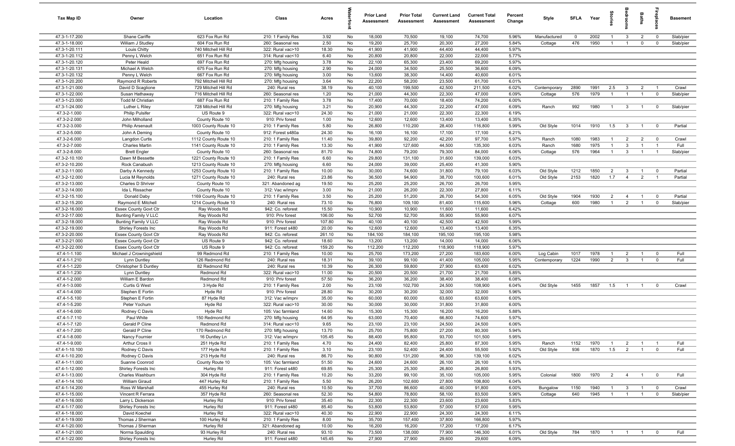| Tax Map ID | Owner | Location | Class | Acres | Waterfront | Prior Land Assessment | Prior Total Assessment | Current Land Assessment | Current Total Assessment | Percent Change | Style | SFLA | Year | Stories | Bedrooms | Baths | Fireplaces | Basement |
|---|---|---|---|---|---|---|---|---|---|---|---|---|---|---|---|---|---|---|
| 47.3-1-17.200 | Shane Cariffe | 623 Fox Run Rd | 210: 1 Family Res | 3.92 | No | 18,000 | 70,500 | 19,100 | 74,700 | 5.96% | Manufactured | 0 | 2002 | 1 | 3 | 2 | 0 | Slab/pier |
| 47.3-1-18.000 | William J Studley | 604 Fox Run Rd | 260: Seasonal res | 2.50 | No | 19,200 | 25,700 | 20,300 | 27,200 | 5.84% | Cottage | 476 | 1950 | 1 | 1 | 0 | 0 | Slab/pier |
| 47.3-1-20.111 | Louis Chitty | 740 Mitchell Hill Rd | 322: Rural vac>10 | 18.30 | No | 41,900 | 41,900 | 44,400 | 44,400 | 5.97% | | | | | | | | |
| 47.3-1-20.112 | Penny L Welch | 651 Fox Run Rd | 314: Rural vac<10 | 6.40 | No | 20,800 | 20,800 | 22,000 | 22,000 | 5.77% | | | | | | | | |
| 47.3-1-20.120 | Peter Heald | 697 Fox Run Rd | 270: Mfg housing | 3.78 | No | 22,100 | 65,300 | 23,400 | 69,200 | 5.97% | | | | | | | | |
| 47.3-1-20.131 | Michael A Welch | 675 Fox Run Rd | 270: Mfg housing | 2.90 | No | 24,000 | 34,500 | 25,500 | 36,600 | 6.09% | | | | | | | | |
| 47.3-1-20.132 | Penny L Welch | 667 Fox Run Rd | 270: Mfg housing | 3.00 | No | 13,600 | 38,300 | 14,400 | 40,600 | 6.01% | | | | | | | | |
| 47.3-1-20.200 | Raymond R Roberts | 792 Mitchell Hill Rd | 270: Mfg housing | 3.64 | No | 22,200 | 58,200 | 23,500 | 61,700 | 6.01% | | | | | | | | |
| 47.3-1-21.000 | David D Scaglione | 729 Mitchell Hill Rd | 240: Rural res | 38.19 | No | 40,100 | 199,500 | 42,500 | 211,500 | 6.02% | Contemporary | 2890 | 1991 | 2.5 | 3 | 2 | 1 | Crawl |
| 47.3-1-22.000 | Susan Hathaway | 716 Mitchell Hill Rd | 260: Seasonal res | 1.20 | No | 21,000 | 44,300 | 22,300 | 47,000 | 6.09% | Cottage | 576 | 1979 | 1 | 1 | 1 | 0 | Slab/pier |
| 47.3-1-23.000 | Todd M Christian | 687 Fox Run Rd | 210: 1 Family Res | 3.78 | No | 17,400 | 70,000 | 18,400 | 74,200 | 6.00% | | | | | | | | |
| 47.3-1-24.000 | Luther L Riley | 728 Mitchell Hill Rd | 270: Mfg housing | 3.21 | No | 20,900 | 44,300 | 22,200 | 47,000 | 6.09% | Ranch | 992 | 1980 | 1 | 3 | 1 | 0 | Slab/pier |
| 47.3-2-1.000 | Philip Pulsifer | US Route 9 | 322: Rural vac>10 | 24.30 | No | 21,000 | 21,000 | 22,300 | 22,300 | 6.19% | | | | | | | | |
| 47.3-2-2.000 | John Milholland | County Route 10 | 910: Priv forest | 1.00 | No | 12,600 | 12,600 | 13,400 | 13,400 | 6.35% | | | | | | | | |
| 47.3-2-3.000 | Philip Arsenault | 1003 County Route 10 | 210: 1 Family Res | 5.80 | No | 26,800 | 110,200 | 28,400 | 116,800 | 5.99% | Old Style | 1014 | 1910 | 1.5 | 3 | 1 | 0 | Partial |
| 47.3-2-5.000 | John A Deming | County Route 10 | 912: Forest s480a | 24.30 | No | 16,100 | 16,100 | 17,100 | 17,100 | 6.21% | | | | | | | | |
| 47.3-2-6.000 | Langdon Curtis | 1112 County Route 10 | 210: 1 Family Res | 11.40 | No | 39,800 | 92,200 | 42,200 | 97,700 | 5.97% | Ranch | 1080 | 1983 | 1 | 2 | 2 | 0 | Crawl |
| 47.3-2-7.000 | Charles Martin | 1141 County Route 10 | 210: 1 Family Res | 13.30 | No | 41,900 | 127,600 | 44,500 | 135,300 | 6.03% | Ranch | 1680 | 1975 | 1 | 3 | 1 | 1 | Full |
| 47.3-2-8.000 | Brett Engler | County Route 10 | 260: Seasonal res | 81.70 | No | 74,800 | 79,200 | 79,300 | 84,000 | 6.06% | Cottage | 576 | 1964 | 1 | 3 | 1 | 1 | Slab/pier |
| 47.3-2-10.100 | Dawn M Bessette | 1221 County Route 10 | 210: 1 Family Res | 6.60 | No | 29,800 | 131,100 | 31,600 | 139,000 | 6.03% | | | | | | | | |
| 47.3-2-10.200 | Rock Canabush | 1213 County Route 10 | 270: Mfg housing | 6.60 | No | 24,000 | 39,000 | 25,400 | 41,300 | 5.90% | | | | | | | | |
| 47.3-2-11.000 | Darby A Kennedy | 1253 County Route 10 | 210: 1 Family Res | 10.00 | No | 30,000 | 74,600 | 31,800 | 79,100 | 6.03% | Old Style | 1212 | 1850 | 2 | 3 | 1 | 0 | Partial |
| 47.3-2-12.000 | Lucia M Reynolds | 1271 County Route 10 | 240: Rural res | 23.86 | No | 36,500 | 94,900 | 38,700 | 100,600 | 6.01% | Old Style | 2153 | 1820 | 1.7 | 4 | 2 | 1 | Partial |
| 47.3-2-13.000 | Charles D Shriver | County Route 10 | 321: Abandoned ag | 19.50 | No | 25,200 | 25,200 | 26,700 | 26,700 | 5.95% | | | | | | | | |
| 47.3-2-14.000 | Ida L Rissacher | County Route 10 | 312: Vac w/imprv | 3.00 | No | 21,000 | 26,200 | 22,300 | 27,800 | 6.11% | | | | | | | | |
| 47.3-2-15.100 | Donald Daby | 1169 County Route 10 | 210: 1 Family Res | 3.50 | No | 25,200 | 51,200 | 26,700 | 54,300 | 6.05% | Old Style | 1904 | 1930 | 2 | 4 | 1 | 0 | Partial |
| 47.3-2-15.200 | Raymond E Mitchell | 1214 County Route 10 | 240: Rural res | 73.10 | No | 76,800 | 109,100 | 81,400 | 115,600 | 5.96% | Cottage | 600 | 1980 | 1 | 2 | 1 | 0 | Slab/pier |
| 47.3-2-16.000 | Essex County Govt Ctr | Ray Woods Rd | 942: Co. reforest | 15.50 | No | 10,900 | 10,900 | 11,600 | 11,600 | 6.42% | | | | | | | | |
| 47.3-2-17.000 | Bunting Family V LLC | Ray Woods Rd | 910: Priv forest | 106.00 | No | 52,700 | 52,700 | 55,900 | 55,900 | 6.07% | | | | | | | | |
| 47.3-2-18.000 | Bunting Family V LLC | Ray Woods Rd | 910: Priv forest | 107.80 | No | 40,100 | 40,100 | 42,500 | 42,500 | 5.99% | | | | | | | | |
| 47.3-2-19.000 | Shirley Forests Inc | Ray Woods Rd | 911: Forest s480 | 20.00 | No | 12,600 | 12,600 | 13,400 | 13,400 | 6.35% | | | | | | | | |
| 47.3-2-20.000 | Essex County Govt Ctr | Ray Woods Rd | 942: Co. reforest | 261.10 | No | 184,100 | 184,100 | 195,100 | 195,100 | 5.98% | | | | | | | | |
| 47.3-2-21.000 | Essex County Govt Ctr | US Route 9 | 942: Co. reforest | 18.60 | No | 13,200 | 13,200 | 14,000 | 14,000 | 6.06% | | | | | | | | |
| 47.3-2-22.000 | Essex County Govt Ctr | US Route 9 | 942: Co. reforest | 159.20 | No | 112,200 | 112,200 | 118,900 | 118,900 | 5.97% | | | | | | | | |
| 47.4-1-1.100 | Michael J Crowningshield | 99 Redmond Rd | 210: 1 Family Res | 10.00 | No | 25,700 | 173,200 | 27,200 | 183,600 | 6.00% | Log Cabin | 1017 | 1978 | 1 | 2 | 1 | 0 | Full |
| 47.4-1-1.210 | Lynn Duntley | 126 Redmond Rd | 240: Rural res | 18.31 | No | 39,100 | 99,100 | 41,400 | 105,000 | 5.95% | Contemporary | 1224 | 1990 | 2 | 3 | 1 | 0 | Full |
| 47.4-1-1.220 | Christopher S Duntley | 82 Redmond Rd | 240: Rural res | 10.39 | No | 26,300 | 59,800 | 27,900 | 63,400 | 6.02% | | | | | | | | |
| 47.4-1-1.230 | Lynn Duntley | Redmond Rd | 322: Rural vac>10 | 11.00 | No | 20,500 | 20,500 | 21,700 | 21,700 | 5.85% | | | | | | | | |
| 47.4-1-2.000 | William E Bardon | Redmond Rd | 910: Priv forest | 57.50 | No | 36,200 | 36,200 | 38,400 | 38,400 | 6.08% | | | | | | | | |
| 47.4-1-3.000 | Curtis G West | 3 Hyde Rd | 210: 1 Family Res | 2.00 | No | 23,100 | 102,700 | 24,500 | 108,900 | 6.04% | Old Style | 1455 | 1857 | 1.5 | 1 | 1 | 0 | Crawl |
| 47.4-1-4.000 | Stephen E Fortin | Hyde Rd | 910: Priv forest | 28.80 | No | 30,200 | 30,200 | 32,000 | 32,000 | 5.96% | | | | | | | | |
| 47.4-1-5.100 | Stephen E Fortin | 87 Hyde Rd | 312: Vac w/imprv | 35.00 | No | 60,000 | 60,000 | 63,600 | 63,600 | 6.00% | | | | | | | | |
| 47.4-1-5.200 | Peter Yochum | Hyde Rd | 322: Rural vac>10 | 30.00 | No | 30,000 | 30,000 | 31,800 | 31,800 | 6.00% | | | | | | | | |
| 47.4-1-6.000 | Rodney C Davis | Hyde Rd | 105: Vac farmland | 14.60 | No | 15,300 | 15,300 | 16,200 | 16,200 | 5.88% | | | | | | | | |
| 47.4-1-7.110 | Paul White | 150 Redmond Rd | 270: Mfg housing | 64.95 | No | 63,000 | 70,400 | 66,800 | 74,600 | 5.97% | | | | | | | | |
| 47.4-1-7.120 | Gerald P Cline | Redmond Rd | 314: Rural vac<10 | 9.65 | No | 23,100 | 23,100 | 24,500 | 24,500 | 6.06% | | | | | | | | |
| 47.4-1-7.200 | Gerald P Cline | 170 Redmond Rd | 270: Mfg housing | 13.70 | No | 25,700 | 75,800 | 27,200 | 80,300 | 5.94% | | | | | | | | |
| 47.4-1-8.000 | Nancy Fournier | 16 Duntley Ln | 312: Vac w/imprv | 105.45 | No | 88,400 | 95,800 | 93,700 | 101,500 | 5.95% | | | | | | | | |
| 47.4-1-9.000 | Arthur Cross II | 251 Hyde Rd | 210: 1 Family Res | 4.70 | No | 24,400 | 82,400 | 25,800 | 87,300 | 5.95% | Ranch | 1152 | 1970 | 1 | 2 | 1 | 1 | Full |
| 47.4-1-10.100 | Rodney C Davis | 177 Hyde Rd | 210: 1 Family Res | 3.10 | No | 23,100 | 52,400 | 24,400 | 55,500 | 5.92% | Old Style | 936 | 1870 | 1.5 | 2 | 1 | 0 | Full |
| 47.4-1-10.200 | Rodney C Davis | 213 Hyde Rd | 240: Rural res | 86.70 | No | 90,800 | 131,200 | 96,300 | 139,100 | 6.02% | | | | | | | | |
| 47.4-1-11.000 | Suanne Coonrod | County Route 10 | 105: Vac farmland | 51.50 | No | 24,600 | 24,600 | 26,100 | 26,100 | 6.10% | | | | | | | | |
| 47.4-1-12.000 | Shirley Forests Inc | Hurley Rd | 911: Forest s480 | 69.85 | No | 25,300 | 25,300 | 26,800 | 26,800 | 5.93% | | | | | | | | |
| 47.4-1-13.000 | Charles Washburn | 304 Hyde Rd | 210: 1 Family Res | 10.20 | No | 33,200 | 99,100 | 35,100 | 105,000 | 5.95% | Colonial | 1800 | 1970 | 2 | 4 | 1 | 0 | Full |
| 47.4-1-14.100 | William Giraud | 447 Hurley Rd | 210: 1 Family Res | 5.50 | No | 26,200 | 102,600 | 27,800 | 108,800 | 6.04% | | | | | | | | |
| 47.4-1-14.200 | Ross W Marshall | 455 Hurley Rd | 240: Rural res | 10.50 | No | 37,700 | 86,600 | 40,000 | 91,800 | 6.00% | Bungalow | 1150 | 1940 | 1 | 3 | 1 | 0 | Crawl |
| 47.4-1-15.000 | Vincent R Ferrara | 357 Hyde Rd | 260: Seasonal res | 52.30 | No | 54,800 | 78,800 | 58,100 | 83,500 | 5.96% | Cottage | 640 | 1945 | 1 | 1 | 1 | 0 | Slab/pier |
| 47.4-1-16.000 | Larry L Dickerson | Hurley Rd | 910: Priv forest | 35.40 | No | 22,300 | 22,300 | 23,600 | 23,600 | 5.83% | | | | | | | | |
| 47.4-1-17.000 | Shirley Forests Inc | Hurley Rd | 911: Forest s480 | 85.40 | No | 53,800 | 53,800 | 57,000 | 57,000 | 5.95% | | | | | | | | |
| 47.4-1-18.000 | David Koechel | Hurley Rd | 322: Rural vac>10 | 40.30 | No | 22,900 | 22,900 | 24,300 | 24,300 | 6.11% | | | | | | | | |
| 47.4-1-19.000 | Thomas J Sherman | 100 Hurley Rd | 210: 1 Family Res | 8.00 | No | 35,700 | 157,400 | 37,800 | 166,800 | 5.97% | | | | | | | | |
| 47.4-1-20.000 | Thomas J Sherman | Hurley Rd | 321: Abandoned ag | 10.00 | No | 16,200 | 16,200 | 17,200 | 17,200 | 6.17% | | | | | | | | |
| 47.4-1-21.000 | Norma Spaulding | 93 Hurley Rd | 240: Rural res | 93.10 | No | 73,500 | 138,000 | 77,900 | 146,300 | 6.01% | Old Style | 784 | 1870 | 1 | 1 | 1 | 0 | Full |
| 47.4-1-22.000 | Shirley Forests Inc | Hurley Rd | 911: Forest s480 | 145.45 | No | 27,900 | 27,900 | 29,600 | 29,600 | 6.09% | | | | | | | | |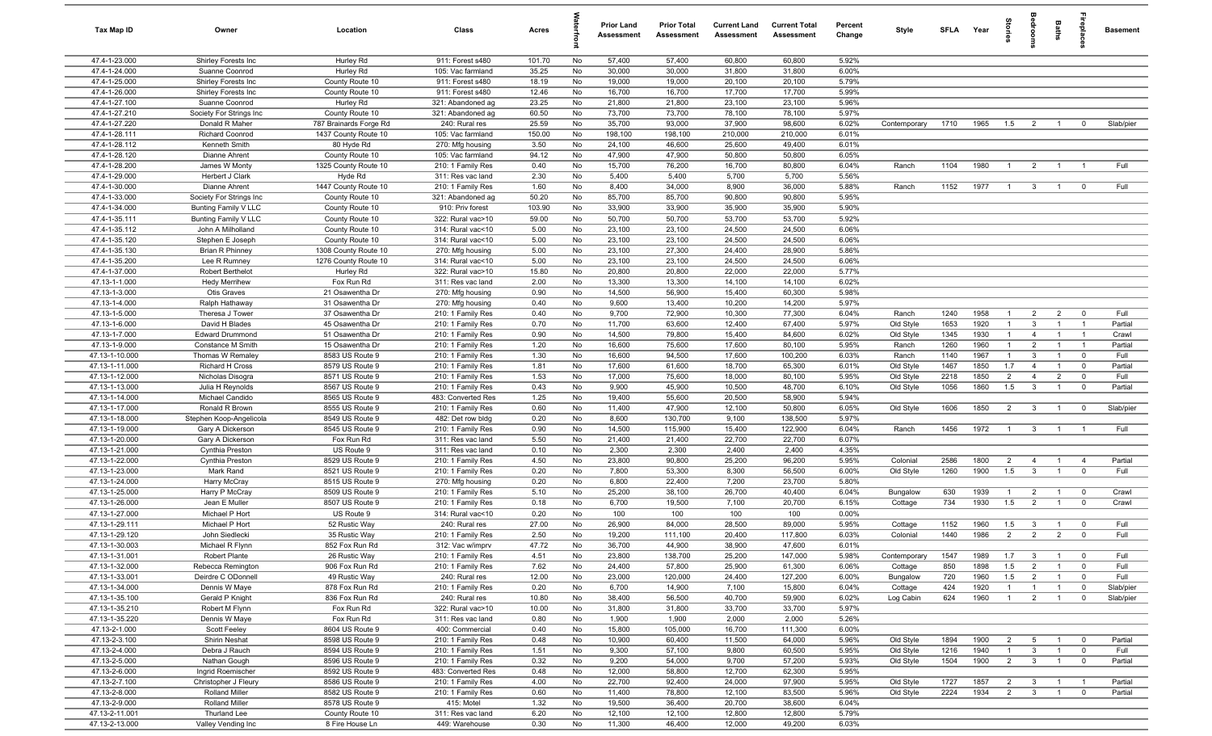| Tax Map ID | Owner | Location | Class | Acres | Waterfront | Prior Land Assessment | Prior Total Assessment | Current Land Assessment | Current Total Assessment | Percent Change | Style | SFLA | Year | Stories | Bedrooms | Baths | Fireplaces | Basement |
|---|---|---|---|---|---|---|---|---|---|---|---|---|---|---|---|---|---|---|
| 47.4-1-23.000 | Shirley Forests Inc | Hurley Rd | 911: Forest s480 | 101.70 | No | 57,400 | 57,400 | 60,800 | 60,800 | 5.92% | | | | | | | | |
| 47.4-1-24.000 | Suanne Coonrod | Hurley Rd | 105: Vac farmland | 35.25 | No | 30,000 | 30,000 | 31,800 | 31,800 | 6.00% | | | | | | | | |
| 47.4-1-25.000 | Shirley Forests Inc | County Route 10 | 911: Forest s480 | 18.19 | No | 19,000 | 19,000 | 20,100 | 20,100 | 5.79% | | | | | | | | |
| 47.4-1-26.000 | Shirley Forests Inc | County Route 10 | 911: Forest s480 | 12.46 | No | 16,700 | 16,700 | 17,700 | 17,700 | 5.99% | | | | | | | | |
| 47.4-1-27.100 | Suanne Coonrod | Hurley Rd | 321: Abandoned ag | 23.25 | No | 21,800 | 21,800 | 23,100 | 23,100 | 5.96% | | | | | | | | |
| 47.4-1-27.210 | Society For Strings Inc | County Route 10 | 321: Abandoned ag | 60.50 | No | 73,700 | 73,700 | 78,100 | 78,100 | 5.97% | | | | | | | | |
| 47.4-1-27.220 | Donald R Maher | 787 Brainards Forge Rd | 240: Rural res | 25.59 | No | 35,700 | 93,000 | 37,900 | 98,600 | 6.02% | Contemporary | 1710 | 1965 | 1.5 | 2 | 1 | 0 | Slab/pier |
| 47.4-1-28.111 | Richard Coonrod | 1437 County Route 10 | 105: Vac farmland | 150.00 | No | 198,100 | 198,100 | 210,000 | 210,000 | 6.01% | | | | | | | | |
| 47.4-1-28.112 | Kenneth Smith | 80 Hyde Rd | 270: Mfg housing | 3.50 | No | 24,100 | 46,600 | 25,600 | 49,400 | 6.01% | | | | | | | | |
| 47.4-1-28.120 | Dianne Ahrent | County Route 10 | 105: Vac farmland | 94.12 | No | 47,900 | 47,900 | 50,800 | 50,800 | 6.05% | | | | | | | | |
| 47.4-1-28.200 | James W Monty | 1325 County Route 10 | 210: 1 Family Res | 0.40 | No | 15,700 | 76,200 | 16,700 | 80,800 | 6.04% | Ranch | 1104 | 1980 | 1 | 2 | 1 | 1 | Full |
| 47.4-1-29.000 | Herbert J Clark | Hyde Rd | 311: Res vac land | 2.30 | No | 5,400 | 5,400 | 5,700 | 5,700 | 5.56% | | | | | | | | |
| 47.4-1-30.000 | Dianne Ahrent | 1447 County Route 10 | 210: 1 Family Res | 1.60 | No | 8,400 | 34,000 | 8,900 | 36,000 | 5.88% | Ranch | 1152 | 1977 | 1 | 3 | 1 | 0 | Full |
| 47.4-1-33.000 | Society For Strings Inc | County Route 10 | 321: Abandoned ag | 50.20 | No | 85,700 | 85,700 | 90,800 | 90,800 | 5.95% | | | | | | | | |
| 47.4-1-34.000 | Bunting Family V LLC | County Route 10 | 910: Priv forest | 103.90 | No | 33,900 | 33,900 | 35,900 | 35,900 | 5.90% | | | | | | | | |
| 47.4-1-35.111 | Bunting Family V LLC | County Route 10 | 322: Rural vac>10 | 59.00 | No | 50,700 | 50,700 | 53,700 | 53,700 | 5.92% | | | | | | | | |
| 47.4-1-35.112 | John A Milholland | County Route 10 | 314: Rural vac<10 | 5.00 | No | 23,100 | 23,100 | 24,500 | 24,500 | 6.06% | | | | | | | | |
| 47.4-1-35.120 | Stephen E Joseph | County Route 10 | 314: Rural vac<10 | 5.00 | No | 23,100 | 23,100 | 24,500 | 24,500 | 6.06% | | | | | | | | |
| 47.4-1-35.130 | Brian R Phinney | 1308 County Route 10 | 270: Mfg housing | 5.00 | No | 23,100 | 27,300 | 24,400 | 28,900 | 5.86% | | | | | | | | |
| 47.4-1-35.200 | Lee R Rumney | 1276 County Route 10 | 314: Rural vac<10 | 5.00 | No | 23,100 | 23,100 | 24,500 | 24,500 | 6.06% | | | | | | | | |
| 47.4-1-37.000 | Robert Berthelot | Hurley Rd | 322: Rural vac>10 | 15.80 | No | 20,800 | 20,800 | 22,000 | 22,000 | 5.77% | | | | | | | | |
| 47.13-1-1.000 | Hedy Merrihew | Fox Run Rd | 311: Res vac land | 2.00 | No | 13,300 | 13,300 | 14,100 | 14,100 | 6.02% | | | | | | | | |
| 47.13-1-3.000 | Otis Graves | 21 Osawentha Dr | 270: Mfg housing | 0.90 | No | 14,500 | 56,900 | 15,400 | 60,300 | 5.98% | | | | | | | | |
| 47.13-1-4.000 | Ralph Hathaway | 31 Osawentha Dr | 270: Mfg housing | 0.40 | No | 9,600 | 13,400 | 10,200 | 14,200 | 5.97% | | | | | | | | |
| 47.13-1-5.000 | Theresa J Tower | 37 Osawentha Dr | 210: 1 Family Res | 0.40 | No | 9,700 | 72,900 | 10,300 | 77,300 | 6.04% | Ranch | 1240 | 1958 | 1 | 2 | 2 | 0 | Full |
| 47.13-1-6.000 | David H Blades | 45 Osawentha Dr | 210: 1 Family Res | 0.70 | No | 11,700 | 63,600 | 12,400 | 67,400 | 5.97% | Old Style | 1653 | 1920 | 1 | 3 | 1 | 1 | Partial |
| 47.13-1-7.000 | Edward Drummond | 51 Osawentha Dr | 210: 1 Family Res | 0.90 | No | 14,500 | 79,800 | 15,400 | 84,600 | 6.02% | Old Style | 1345 | 1930 | 1 | 4 | 1 | 1 | Crawl |
| 47.13-1-9.000 | Constance M Smith | 15 Osawentha Dr | 210: 1 Family Res | 1.20 | No | 16,600 | 75,600 | 17,600 | 80,100 | 5.95% | Ranch | 1260 | 1960 | 1 | 2 | 1 | 1 | Partial |
| 47.13-1-10.000 | Thomas W Remaley | 8583 US Route 9 | 210: 1 Family Res | 1.30 | No | 16,600 | 94,500 | 17,600 | 100,200 | 6.03% | Ranch | 1140 | 1967 | 1 | 3 | 1 | 0 | Full |
| 47.13-1-11.000 | Richard H Cross | 8579 US Route 9 | 210: 1 Family Res | 1.81 | No | 17,600 | 61,600 | 18,700 | 65,300 | 6.01% | Old Style | 1467 | 1850 | 1.7 | 4 | 1 | 0 | Partial |
| 47.13-1-12.000 | Nicholas Disogra | 8571 US Route 9 | 210: 1 Family Res | 1.53 | No | 17,000 | 75,600 | 18,000 | 80,100 | 5.95% | Old Style | 2218 | 1850 | 2 | 4 | 2 | 0 | Full |
| 47.13-1-13.000 | Julia H Reynolds | 8567 US Route 9 | 210: 1 Family Res | 0.43 | No | 9,900 | 45,900 | 10,500 | 48,700 | 6.10% | Old Style | 1056 | 1860 | 1.5 | 3 | 1 | 0 | Partial |
| 47.13-1-14.000 | Michael Candido | 8565 US Route 9 | 483: Converted Res | 1.25 | No | 19,400 | 55,600 | 20,500 | 58,900 | 5.94% | | | | | | | | |
| 47.13-1-17.000 | Ronald R Brown | 8555 US Route 9 | 210: 1 Family Res | 0.60 | No | 11,400 | 47,900 | 12,100 | 50,800 | 6.05% | Old Style | 1606 | 1850 | 2 | 3 | 1 | 0 | Slab/pier |
| 47.13-1-18.000 | Stephen Koop-Angelicola | 8549 US Route 9 | 482: Det row bldg | 0.20 | No | 8,600 | 130,700 | 9,100 | 138,500 | 5.97% | | | | | | | | |
| 47.13-1-19.000 | Gary A Dickerson | 8545 US Route 9 | 210: 1 Family Res | 0.90 | No | 14,500 | 115,900 | 15,400 | 122,900 | 6.04% | Ranch | 1456 | 1972 | 1 | 3 | 1 | 1 | Full |
| 47.13-1-20.000 | Gary A Dickerson | Fox Run Rd | 311: Res vac land | 5.50 | No | 21,400 | 21,400 | 22,700 | 22,700 | 6.07% | | | | | | | | |
| 47.13-1-21.000 | Cynthia Preston | US Route 9 | 311: Res vac land | 0.10 | No | 2,300 | 2,300 | 2,400 | 2,400 | 4.35% | | | | | | | | |
| 47.13-1-22.000 | Cynthia Preston | 8529 US Route 9 | 210: 1 Family Res | 4.50 | No | 23,800 | 90,800 | 25,200 | 96,200 | 5.95% | Colonial | 2586 | 1800 | 2 | 4 | 1 | 4 | Partial |
| 47.13-1-23.000 | Mark Rand | 8521 US Route 9 | 210: 1 Family Res | 0.20 | No | 7,800 | 53,300 | 8,300 | 56,500 | 6.00% | Old Style | 1260 | 1900 | 1.5 | 3 | 1 | 0 | Full |
| 47.13-1-24.000 | Harry McCray | 8515 US Route 9 | 270: Mfg housing | 0.20 | No | 6,800 | 22,400 | 7,200 | 23,700 | 5.80% | | | | | | | | |
| 47.13-1-25.000 | Harry P McCray | 8509 US Route 9 | 210: 1 Family Res | 5.10 | No | 25,200 | 38,100 | 26,700 | 40,400 | 6.04% | Bungalow | 630 | 1939 | 1 | 2 | 1 | 0 | Crawl |
| 47.13-1-26.000 | Jean E Muller | 8507 US Route 9 | 210: 1 Family Res | 0.18 | No | 6,700 | 19,500 | 7,100 | 20,700 | 6.15% | Cottage | 734 | 1930 | 1.5 | 2 | 1 | 0 | Crawl |
| 47.13-1-27.000 | Michael P Hort | US Route 9 | 314: Rural vac<10 | 0.20 | No | 100 | 100 | 100 | 100 | 0.00% | | | | | | | | |
| 47.13-1-29.111 | Michael P Hort | 52 Rustic Way | 240: Rural res | 27.00 | No | 26,900 | 84,000 | 28,500 | 89,000 | 5.95% | Cottage | 1152 | 1960 | 1.5 | 3 | 1 | 0 | Full |
| 47.13-1-29.120 | John Siedlecki | 35 Rustic Way | 210: 1 Family Res | 2.50 | No | 19,200 | 111,100 | 20,400 | 117,800 | 6.03% | Colonial | 1440 | 1986 | 2 | 2 | 2 | 0 | Full |
| 47.13-1-30.003 | Michael R Flynn | 852 Fox Run Rd | 312: Vac w/imprv | 47.72 | No | 36,700 | 44,900 | 38,900 | 47,600 | 6.01% | | | | | | | | |
| 47.13-1-31.001 | Robert Plante | 26 Rustic Way | 210: 1 Family Res | 4.51 | No | 23,800 | 138,700 | 25,200 | 147,000 | 5.98% | Contemporary | 1547 | 1989 | 1.7 | 3 | 1 | 0 | Full |
| 47.13-1-32.000 | Rebecca Remington | 906 Fox Run Rd | 210: 1 Family Res | 7.62 | No | 24,400 | 57,800 | 25,900 | 61,300 | 6.06% | Cottage | 850 | 1898 | 1.5 | 2 | 1 | 0 | Full |
| 47.13-1-33.001 | Deirdre C ODonnell | 49 Rustic Way | 240: Rural res | 12.00 | No | 23,000 | 120,000 | 24,400 | 127,200 | 6.00% | Bungalow | 720 | 1960 | 1.5 | 2 | 1 | 0 | Full |
| 47.13-1-34.000 | Dennis W Maye | 878 Fox Run Rd | 210: 1 Family Res | 0.20 | No | 6,700 | 14,900 | 7,100 | 15,800 | 6.04% | Cottage | 424 | 1920 | 1 | 1 | 1 | 0 | Slab/pier |
| 47.13-1-35.100 | Gerald P Knight | 836 Fox Run Rd | 240: Rural res | 10.80 | No | 38,400 | 56,500 | 40,700 | 59,900 | 6.02% | Log Cabin | 624 | 1960 | 1 | 2 | 1 | 0 | Slab/pier |
| 47.13-1-35.210 | Robert M Flynn | Fox Run Rd | 322: Rural vac>10 | 10.00 | No | 31,800 | 31,800 | 33,700 | 33,700 | 5.97% | | | | | | | | |
| 47.13-1-35.220 | Dennis W Maye | Fox Run Rd | 311: Res vac land | 0.80 | No | 1,900 | 1,900 | 2,000 | 2,000 | 5.26% | | | | | | | | |
| 47.13-2-1.000 | Scott Feeley | 8604 US Route 9 | 400: Commercial | 0.40 | No | 15,800 | 105,000 | 16,700 | 111,300 | 6.00% | | | | | | | | |
| 47.13-2-3.100 | Shirin Neshat | 8598 US Route 9 | 210: 1 Family Res | 0.48 | No | 10,900 | 60,400 | 11,500 | 64,000 | 5.96% | Old Style | 1894 | 1900 | 2 | 5 | 1 | 0 | Partial |
| 47.13-2-4.000 | Debra J Rauch | 8594 US Route 9 | 210: 1 Family Res | 1.51 | No | 9,300 | 57,100 | 9,800 | 60,500 | 5.95% | Old Style | 1216 | 1940 | 1 | 3 | 1 | 0 | Full |
| 47.13-2-5.000 | Nathan Gough | 8596 US Route 9 | 210: 1 Family Res | 0.32 | No | 9,200 | 54,000 | 9,700 | 57,200 | 5.93% | Old Style | 1504 | 1900 | 2 | 3 | 1 | 0 | Partial |
| 47.13-2-6.000 | Ingrid Roemischer | 8592 US Route 9 | 483: Converted Res | 0.48 | No | 12,000 | 58,800 | 12,700 | 62,300 | 5.95% | | | | | | | | |
| 47.13-2-7.100 | Christopher J Fleury | 8586 US Route 9 | 210: 1 Family Res | 4.00 | No | 22,700 | 92,400 | 24,000 | 97,900 | 5.95% | Old Style | 1727 | 1857 | 2 | 3 | 1 | 1 | Partial |
| 47.13-2-8.000 | Rolland Miller | 8582 US Route 9 | 210: 1 Family Res | 0.60 | No | 11,400 | 78,800 | 12,100 | 83,500 | 5.96% | Old Style | 2224 | 1934 | 2 | 3 | 1 | 0 | Partial |
| 47.13-2-9.000 | Rolland Miller | 8578 US Route 9 | 415: Motel | 1.32 | No | 19,500 | 36,400 | 20,700 | 38,600 | 6.04% | | | | | | | | |
| 47.13-2-11.001 | Thurland Lee | County Route 10 | 311: Res vac land | 6.20 | No | 12,100 | 12,100 | 12,800 | 12,800 | 5.79% | | | | | | | | |
| 47.13-2-13.000 | Valley Vending Inc | 8 Fire House Ln | 449: Warehouse | 0.30 | No | 11,300 | 46,400 | 12,000 | 49,200 | 6.03% | | | | | | | | |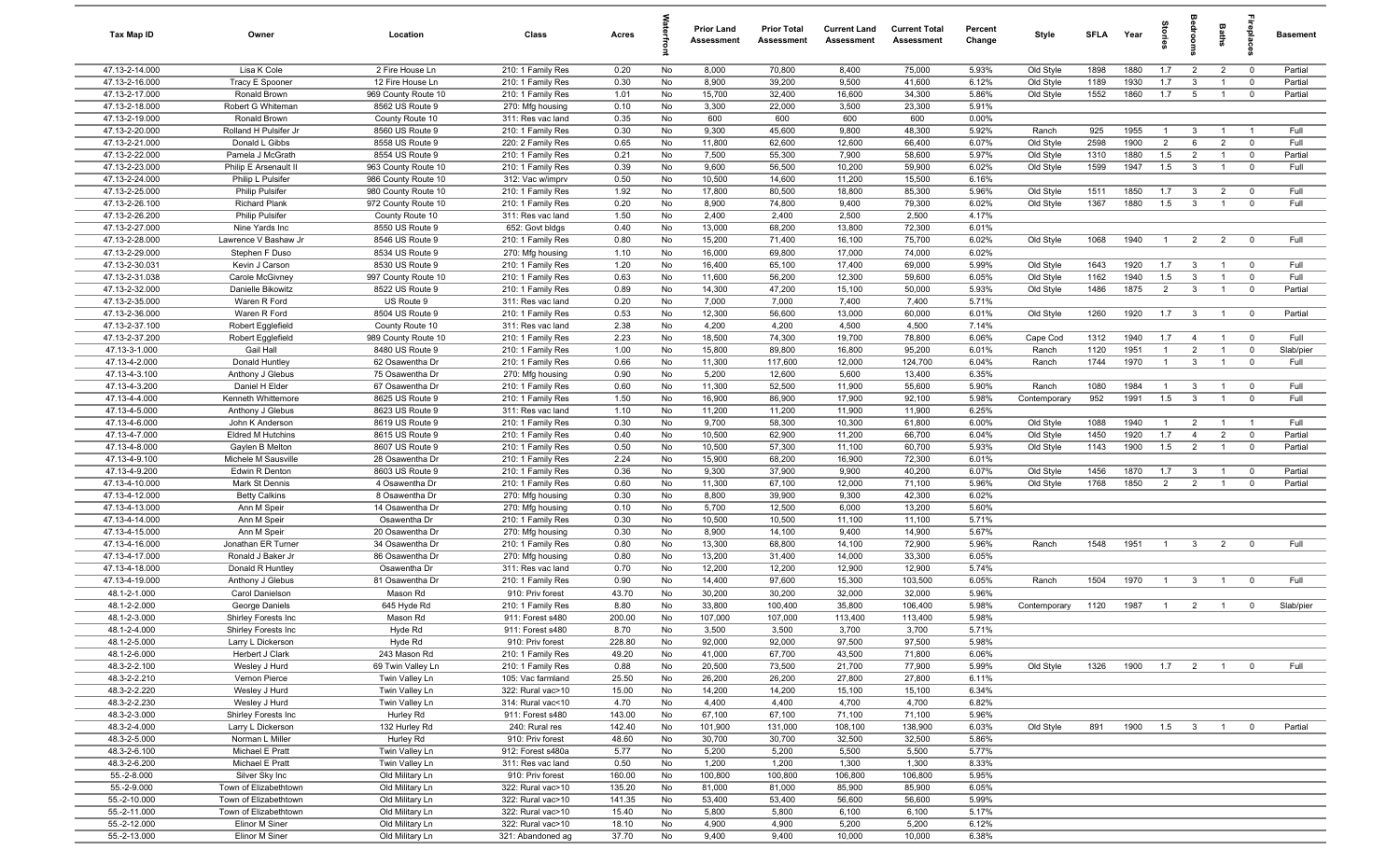| Tax Map ID | Owner | Location | Class | Acres | Waterfront | Prior Land Assessment | Prior Total Assessment | Current Land Assessment | Current Total Assessment | Percent Change | Style | SFLA | Year | Stories | Bedrooms | Baths | Fireplaces | Basement |
|---|---|---|---|---|---|---|---|---|---|---|---|---|---|---|---|---|---|---|
| 47.13-2-14.000 | Lisa K Cole | 2 Fire House Ln | 210: 1 Family Res | 0.20 | No | 8,000 | 70,800 | 8,400 | 75,000 | 5.93% | Old Style | 1898 | 1880 | 1.7 | 2 | 2 | 0 | Partial |
| 47.13-2-16.000 | Tracy E Spooner | 12 Fire House Ln | 210: 1 Family Res | 0.30 | No | 8,900 | 39,200 | 9,500 | 41,600 | 6.12% | Old Style | 1189 | 1930 | 1.7 | 3 | 1 | 0 | Partial |
| 47.13-2-17.000 | Ronald Brown | 969 County Route 10 | 210: 1 Family Res | 1.01 | No | 15,700 | 32,400 | 16,600 | 34,300 | 5.86% | Old Style | 1552 | 1860 | 1.7 | 5 | 1 | 0 | Partial |
| 47.13-2-18.000 | Robert G Whiteman | 8562 US Route 9 | 270: Mfg housing | 0.10 | No | 3,300 | 22,000 | 3,500 | 23,300 | 5.91% | | | | | | | | |
| 47.13-2-19.000 | Ronald Brown | County Route 10 | 311: Res vac land | 0.35 | No | 600 | 600 | 600 | 600 | 0.00% | | | | | | | | |
| 47.13-2-20.000 | Rolland H Pulsifer Jr | 8560 US Route 9 | 210: 1 Family Res | 0.30 | No | 9,300 | 45,600 | 9,800 | 48,300 | 5.92% | Ranch | 925 | 1955 | 1 | 3 | 1 | 1 | Full |
| 47.13-2-21.000 | Donald L Gibbs | 8558 US Route 9 | 220: 2 Family Res | 0.65 | No | 11,800 | 62,600 | 12,600 | 66,400 | 6.07% | Old Style | 2598 | 1900 | 2 | 6 | 2 | 0 | Full |
| 47.13-2-22.000 | Pamela J McGrath | 8554 US Route 9 | 210: 1 Family Res | 0.21 | No | 7,500 | 55,300 | 7,900 | 58,600 | 5.97% | Old Style | 1310 | 1880 | 1.5 | 2 | 1 | 0 | Partial |
| 47.13-2-23.000 | Philip E Arsenault II | 963 County Route 10 | 210: 1 Family Res | 0.39 | No | 9,600 | 56,500 | 10,200 | 59,900 | 6.02% | Old Style | 1599 | 1947 | 1.5 | 3 | 1 | 0 | Full |
| 47.13-2-24.000 | Philip L Pulsifer | 986 County Route 10 | 312: Vac w/imprv | 0.50 | No | 10,500 | 14,600 | 11,200 | 15,500 | 6.16% | | | | | | | | |
| 47.13-2-25.000 | Philip Pulsifer | 980 County Route 10 | 210: 1 Family Res | 1.92 | No | 17,800 | 80,500 | 18,800 | 85,300 | 5.96% | Old Style | 1511 | 1850 | 1.7 | 3 | 2 | 0 | Full |
| 47.13-2-26.100 | Richard Plank | 972 County Route 10 | 210: 1 Family Res | 0.20 | No | 8,900 | 74,800 | 9,400 | 79,300 | 6.02% | Old Style | 1367 | 1880 | 1.5 | 3 | 1 | 0 | Full |
| 47.13-2-26.200 | Philip Pulsifer | County Route 10 | 311: Res vac land | 1.50 | No | 2,400 | 2,400 | 2,500 | 2,500 | 4.17% | | | | | | | | |
| 47.13-2-27.000 | Nine Yards Inc | 8550 US Route 9 | 652: Govt bldgs | 0.40 | No | 13,000 | 68,200 | 13,800 | 72,300 | 6.01% | | | | | | | | |
| 47.13-2-28.000 | Lawrence V Bashaw Jr | 8546 US Route 9 | 210: 1 Family Res | 0.80 | No | 15,200 | 71,400 | 16,100 | 75,700 | 6.02% | Old Style | 1068 | 1940 | 1 | 2 | 2 | 0 | Full |
| 47.13-2-29.000 | Stephen F Duso | 8534 US Route 9 | 270: Mfg housing | 1.10 | No | 16,000 | 69,800 | 17,000 | 74,000 | 6.02% | | | | | | | | |
| 47.13-2-30.031 | Kevin J Carson | 8530 US Route 9 | 210: 1 Family Res | 1.20 | No | 16,400 | 65,100 | 17,400 | 69,000 | 5.99% | Old Style | 1643 | 1920 | 1.7 | 3 | 1 | 0 | Full |
| 47.13-2-31.038 | Carole McGivney | 997 County Route 10 | 210: 1 Family Res | 0.63 | No | 11,600 | 56,200 | 12,300 | 59,600 | 6.05% | Old Style | 1162 | 1940 | 1.5 | 3 | 1 | 0 | Full |
| 47.13-2-32.000 | Danielle Bikowitz | 8522 US Route 9 | 210: 1 Family Res | 0.89 | No | 14,300 | 47,200 | 15,100 | 50,000 | 5.93% | Old Style | 1486 | 1875 | 2 | 3 | 1 | 0 | Partial |
| 47.13-2-35.000 | Waren R Ford | US Route 9 | 311: Res vac land | 0.20 | No | 7,000 | 7,000 | 7,400 | 7,400 | 5.71% | | | | | | | | |
| 47.13-2-36.000 | Waren R Ford | 8504 US Route 9 | 210: 1 Family Res | 0.53 | No | 12,300 | 56,600 | 13,000 | 60,000 | 6.01% | Old Style | 1260 | 1920 | 1.7 | 3 | 1 | 0 | Partial |
| 47.13-2-37.100 | Robert Egglefield | County Route 10 | 311: Res vac land | 2.38 | No | 4,200 | 4,200 | 4,500 | 4,500 | 7.14% | | | | | | | | |
| 47.13-2-37.200 | Robert Egglefield | 989 County Route 10 | 210: 1 Family Res | 2.23 | No | 18,500 | 74,300 | 19,700 | 78,800 | 6.06% | Cape Cod | 1312 | 1940 | 1.7 | 4 | 1 | 0 | Full |
| 47.13-3-1.000 | Gail Hall | 8480 US Route 9 | 210: 1 Family Res | 1.00 | No | 15,800 | 89,800 | 16,800 | 95,200 | 6.01% | Ranch | 1120 | 1951 | 1 | 2 | 1 | 0 | Slab/pier |
| 47.13-4-2.000 | Donald Huntley | 62 Osawentha Dr | 210: 1 Family Res | 0.66 | No | 11,300 | 117,600 | 12,000 | 124,700 | 6.04% | Ranch | 1744 | 1970 | 1 | 3 | 1 | 0 | Full |
| 47.13-4-3.100 | Anthony J Glebus | 75 Osawentha Dr | 270: Mfg housing | 0.90 | No | 5,200 | 12,600 | 5,600 | 13,400 | 6.35% | | | | | | | | |
| 47.13-4-3.200 | Daniel H Elder | 67 Osawentha Dr | 210: 1 Family Res | 0.60 | No | 11,300 | 52,500 | 11,900 | 55,600 | 5.90% | Ranch | 1080 | 1984 | 1 | 3 | 1 | 0 | Full |
| 47.13-4-4.000 | Kenneth Whittemore | 8625 US Route 9 | 210: 1 Family Res | 1.50 | No | 16,900 | 86,900 | 17,900 | 92,100 | 5.98% | Contemporary | 952 | 1991 | 1.5 | 3 | 1 | 0 | Full |
| 47.13-4-5.000 | Anthony J Glebus | 8623 US Route 9 | 311: Res vac land | 1.10 | No | 11,200 | 11,200 | 11,900 | 11,900 | 6.25% | | | | | | | | |
| 47.13-4-6.000 | John K Anderson | 8619 US Route 9 | 210: 1 Family Res | 0.30 | No | 9,700 | 58,300 | 10,300 | 61,800 | 6.00% | Old Style | 1088 | 1940 | 1 | 2 | 1 | 1 | Full |
| 47.13-4-7.000 | Eldred M Hutchins | 8615 US Route 9 | 210: 1 Family Res | 0.40 | No | 10,500 | 62,900 | 11,200 | 66,700 | 6.04% | Old Style | 1450 | 1920 | 1.7 | 4 | 2 | 0 | Partial |
| 47.13-4-8.000 | Gaylen B Melton | 8607 US Route 9 | 210: 1 Family Res | 0.50 | No | 10,500 | 57,300 | 11,100 | 60,700 | 5.93% | Old Style | 1143 | 1900 | 1.5 | 2 | 1 | 0 | Partial |
| 47.13-4-9.100 | Michele M Sausville | 28 Osawentha Dr | 210: 1 Family Res | 2.24 | No | 15,900 | 68,200 | 16,900 | 72,300 | 6.01% | | | | | | | | |
| 47.13-4-9.200 | Edwin R Denton | 8603 US Route 9 | 210: 1 Family Res | 0.36 | No | 9,300 | 37,900 | 9,900 | 40,200 | 6.07% | Old Style | 1456 | 1870 | 1.7 | 3 | 1 | 0 | Partial |
| 47.13-4-10.000 | Mark St Dennis | 4 Osawentha Dr | 210: 1 Family Res | 0.60 | No | 11,300 | 67,100 | 12,000 | 71,100 | 5.96% | Old Style | 1768 | 1850 | 2 | 2 | 1 | 0 | Partial |
| 47.13-4-12.000 | Betty Calkins | 8 Osawentha Dr | 270: Mfg housing | 0.30 | No | 8,800 | 39,900 | 9,300 | 42,300 | 6.02% | | | | | | | | |
| 47.13-4-13.000 | Ann M Speir | 14 Osawentha Dr | 270: Mfg housing | 0.10 | No | 5,700 | 12,500 | 6,000 | 13,200 | 5.60% | | | | | | | | |
| 47.13-4-14.000 | Ann M Speir | Osawentha Dr | 210: 1 Family Res | 0.30 | No | 10,500 | 10,500 | 11,100 | 11,100 | 5.71% | | | | | | | | |
| 47.13-4-15.000 | Ann M Speir | 20 Osawentha Dr | 270: Mfg housing | 0.30 | No | 8,900 | 14,100 | 9,400 | 14,900 | 5.67% | | | | | | | | |
| 47.13-4-16.000 | Jonathan ER Turner | 34 Osawentha Dr | 210: 1 Family Res | 0.80 | No | 13,300 | 68,800 | 14,100 | 72,900 | 5.96% | Ranch | 1548 | 1951 | 1 | 3 | 2 | 0 | Full |
| 47.13-4-17.000 | Ronald J Baker Jr | 86 Osawentha Dr | 270: Mfg housing | 0.80 | No | 13,200 | 31,400 | 14,000 | 33,300 | 6.05% | | | | | | | | |
| 47.13-4-18.000 | Donald R Huntley | Osawentha Dr | 311: Res vac land | 0.70 | No | 12,200 | 12,200 | 12,900 | 12,900 | 5.74% | | | | | | | | |
| 47.13-4-19.000 | Anthony J Glebus | 81 Osawentha Dr | 210: 1 Family Res | 0.90 | No | 14,400 | 97,600 | 15,300 | 103,500 | 6.05% | Ranch | 1504 | 1970 | 1 | 3 | 1 | 0 | Full |
| 48.1-2-1.000 | Carol Danielson | Mason Rd | 910: Priv forest | 43.70 | No | 30,200 | 30,200 | 32,000 | 32,000 | 5.96% | | | | | | | | |
| 48.1-2-2.000 | George Daniels | 645 Hyde Rd | 210: 1 Family Res | 8.80 | No | 33,800 | 100,400 | 35,800 | 106,400 | 5.98% | Contemporary | 1120 | 1987 | 1 | 2 | 1 | 0 | Slab/pier |
| 48.1-2-3.000 | Shirley Forests Inc | Mason Rd | 911: Forest s480 | 200.00 | No | 107,000 | 107,000 | 113,400 | 113,400 | 5.98% | | | | | | | | |
| 48.1-2-4.000 | Shirley Forests Inc | Hyde Rd | 911: Forest s480 | 8.70 | No | 3,500 | 3,500 | 3,700 | 3,700 | 5.71% | | | | | | | | |
| 48.1-2-5.000 | Larry L Dickerson | Hyde Rd | 910: Priv forest | 228.80 | No | 92,000 | 92,000 | 97,500 | 97,500 | 5.98% | | | | | | | | |
| 48.1-2-6.000 | Herbert J Clark | 243 Mason Rd | 210: 1 Family Res | 49.20 | No | 41,000 | 67,700 | 43,500 | 71,800 | 6.06% | | | | | | | | |
| 48.3-2-2.100 | Wesley J Hurd | 69 Twin Valley Ln | 210: 1 Family Res | 0.88 | No | 20,500 | 73,500 | 21,700 | 77,900 | 5.99% | Old Style | 1326 | 1900 | 1.7 | 2 | 1 | 0 | Full |
| 48.3-2-2.210 | Vernon Pierce | Twin Valley Ln | 105: Vac farmland | 25.50 | No | 26,200 | 26,200 | 27,800 | 27,800 | 6.11% | | | | | | | | |
| 48.3-2-2.220 | Wesley J Hurd | Twin Valley Ln | 322: Rural vac>10 | 15.00 | No | 14,200 | 14,200 | 15,100 | 15,100 | 6.34% | | | | | | | | |
| 48.3-2-2.230 | Wesley J Hurd | Twin Valley Ln | 314: Rural vac<10 | 4.70 | No | 4,400 | 4,400 | 4,700 | 4,700 | 6.82% | | | | | | | | |
| 48.3-2-3.000 | Shirley Forests Inc | Hurley Rd | 911: Forest s480 | 143.00 | No | 67,100 | 67,100 | 71,100 | 71,100 | 5.96% | | | | | | | | |
| 48.3-2-4.000 | Larry L Dickerson | 132 Hurley Rd | 240: Rural res | 142.40 | No | 101,900 | 131,000 | 108,100 | 138,900 | 6.03% | Old Style | 891 | 1900 | 1.5 | 3 | 1 | 0 | Partial |
| 48.3-2-5.000 | Norman L Miller | Hurley Rd | 910: Priv forest | 48.60 | No | 30,700 | 30,700 | 32,500 | 32,500 | 5.86% | | | | | | | | |
| 48.3-2-6.100 | Michael E Pratt | Twin Valley Ln | 912: Forest s480a | 5.77 | No | 5,200 | 5,200 | 5,500 | 5,500 | 5.77% | | | | | | | | |
| 48.3-2-6.200 | Michael E Pratt | Twin Valley Ln | 311: Res vac land | 0.50 | No | 1,200 | 1,200 | 1,300 | 1,300 | 8.33% | | | | | | | | |
| 55.-2-8.000 | Silver Sky Inc | Old Military Ln | 910: Priv forest | 160.00 | No | 100,800 | 100,800 | 106,800 | 106,800 | 5.95% | | | | | | | | |
| 55.-2-9.000 | Town of Elizabethtown | Old Military Ln | 322: Rural vac>10 | 135.20 | No | 81,000 | 81,000 | 85,900 | 85,900 | 6.05% | | | | | | | | |
| 55.-2-10.000 | Town of Elizabethtown | Old Military Ln | 322: Rural vac>10 | 141.35 | No | 53,400 | 53,400 | 56,600 | 56,600 | 5.99% | | | | | | | | |
| 55.-2-11.000 | Town of Elizabethtown | Old Military Ln | 322: Rural vac>10 | 15.40 | No | 5,800 | 5,800 | 6,100 | 6,100 | 5.17% | | | | | | | | |
| 55.-2-12.000 | Elinor M Siner | Old Military Ln | 322: Rural vac>10 | 18.10 | No | 4,900 | 4,900 | 5,200 | 5,200 | 6.12% | | | | | | | | |
| 55.-2-13.000 | Elinor M Siner | Old Military Ln | 321: Abandoned ag | 37.70 | No | 9,400 | 9,400 | 10,000 | 10,000 | 6.38% | | | | | | | | |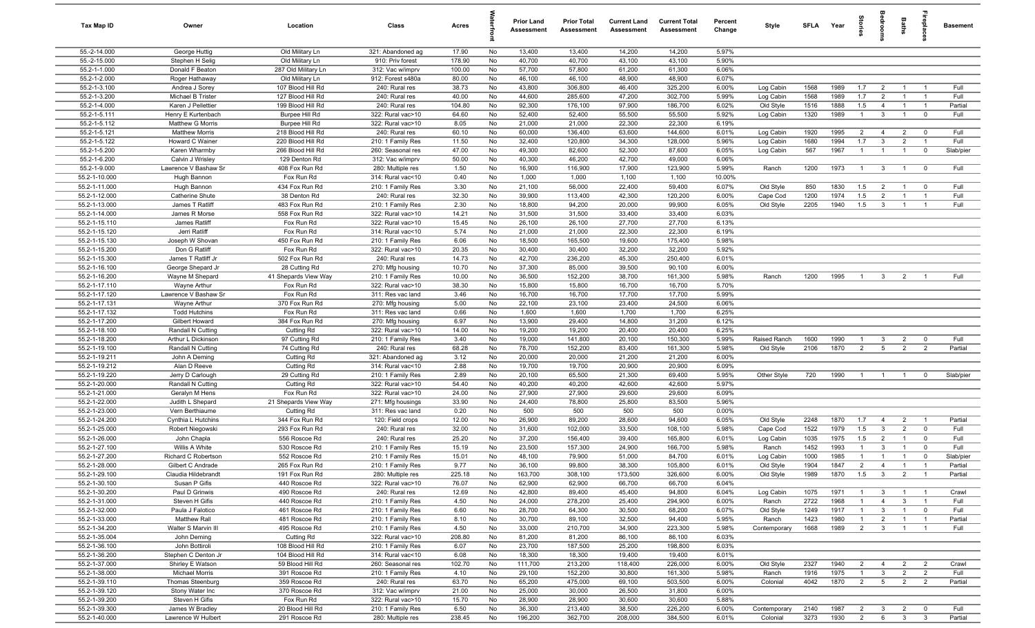| Tax Map ID | Owner | Location | Class | Acres | Waterfront | Prior Land Assessment | Prior Total Assessment | Current Land Assessment | Current Total Assessment | Percent Change | Style | SFLA | Year | Stories | Bedrooms | Baths | Fireplaces | Basement |
|---|---|---|---|---|---|---|---|---|---|---|---|---|---|---|---|---|---|---|
| 55.-2-14.000 | George Huttig | Old Military Ln | 321: Abandoned ag | 17.90 | No | 13,400 | 13,400 | 14,200 | 14,200 | 5.97% | | | | | | | | |
| 55.-2-15.000 | Stephen H Selig | Old Military Ln | 910: Priv forest | 178.90 | No | 40,700 | 40,700 | 43,100 | 43,100 | 5.90% | | | | | | | | |
| 55.2-1-1.000 | Donald F Beaton | 287 Old Military Ln | 312: Vac w/imprv | 100.00 | No | 57,700 | 57,800 | 61,200 | 61,300 | 6.06% | | | | | | | | |
| 55.2-1-2.000 | Roger Hathaway | Old Military Ln | 912: Forest s480a | 80.00 | No | 46,100 | 46,100 | 48,900 | 48,900 | 6.07% | | | | | | | | |
| 55.2-1-3.100 | Andrea J Sorey | 107 Blood Hill Rd | 240: Rural res | 38.73 | No | 43,800 | 306,800 | 46,400 | 325,200 | 6.00% | Log Cabin | 1568 | 1989 | 1.7 | 2 | 1 | 1 | Full |
| 55.2-1-3.200 | Michael B Trister | 127 Blood Hill Rd | 240: Rural res | 40.00 | No | 44,600 | 285,600 | 47,200 | 302,700 | 5.99% | Log Cabin | 1568 | 1989 | 1.7 | 2 | 1 | 1 | Full |
| 55.2-1-4.000 | Karen J Pelletier | 199 Blood Hill Rd | 240: Rural res | 104.80 | No | 92,300 | 176,100 | 97,900 | 186,700 | 6.02% | Old Style | 1516 | 1888 | 1.5 | 4 | 1 | 1 | Partial |
| 55.2-1-5.111 | Henry E Kurtenbach | Burpee Hill Rd | 322: Rural vac>10 | 64.60 | No | 52,400 | 52,400 | 55,500 | 55,500 | 5.92% | Log Cabin | 1320 | 1989 | 1 | 3 | 1 | 0 | Full |
| 55.2-1-5.112 | Matthew G Morris | Burpee Hill Rd | 322: Rural vac>10 | 8.05 | No | 21,000 | 21,000 | 22,300 | 22,300 | 6.19% | | | | | | | | |
| 55.2-1-5.121 | Matthew Morris | 218 Blood Hill Rd | 240: Rural res | 60.10 | No | 60,000 | 136,400 | 63,600 | 144,600 | 6.01% | Log Cabin | 1920 | 1995 | 2 | 4 | 2 | 0 | Full |
| 55.2-1-5.122 | Howard C Wainer | 220 Blood Hill Rd | 210: 1 Family Res | 11.50 | No | 32,400 | 120,800 | 34,300 | 128,000 | 5.96% | Log Cabin | 1680 | 1994 | 1.7 | 3 | 2 | 1 | Full |
| 55.2-1-5.200 | Karen Wharmby | 266 Blood Hill Rd | 260: Seasonal res | 47.00 | No | 49,300 | 82,600 | 52,300 | 87,600 | 6.05% | Log Cabin | 567 | 1967 | 1 | 1 | 1 | 0 | Slab/pier |
| 55.2-1-6.200 | Calvin J Wrisley | 129 Denton Rd | 312: Vac w/imprv | 50.00 | No | 40,300 | 46,200 | 42,700 | 49,000 | 6.06% | | | | | | | | |
| 55.2-1-9.000 | Lawrence V Bashaw Sr | 408 Fox Run Rd | 280: Multiple res | 1.50 | No | 16,900 | 116,900 | 17,900 | 123,900 | 5.99% | Ranch | 1200 | 1973 | 1 | 3 | 1 | 0 | Full |
| 55.2-1-10.000 | Hugh Bannon | Fox Run Rd | 314: Rural vac<10 | 0.40 | No | 1,000 | 1,000 | 1,100 | 1,100 | 10.00% | | | | | | | | |
| 55.2-1-11.000 | Hugh Bannon | 434 Fox Run Rd | 210: 1 Family Res | 3.30 | No | 21,100 | 56,000 | 22,400 | 59,400 | 6.07% | Old Style | 850 | 1830 | 1.5 | 2 | 1 | 0 | Full |
| 55.2-1-12.000 | Catherine Shute | 38 Denton Rd | 240: Rural res | 32.30 | No | 39,900 | 113,400 | 42,300 | 120,200 | 6.00% | Cape Cod | 1200 | 1974 | 1.5 | 2 | 1 | 1 | Full |
| 55.2-1-13.000 | James T Ratliff | 483 Fox Run Rd | 210: 1 Family Res | 2.30 | No | 18,800 | 94,200 | 20,000 | 99,900 | 6.05% | Old Style | 2205 | 1940 | 1.5 | 3 | 1 | 1 | Full |
| 55.2-1-14.000 | James R Morse | 558 Fox Run Rd | 322: Rural vac>10 | 14.21 | No | 31,500 | 31,500 | 33,400 | 33,400 | 6.03% | | | | | | | | |
| 55.2-1-15.110 | James Ratliff | Fox Run Rd | 322: Rural vac>10 | 15.45 | No | 26,100 | 26,100 | 27,700 | 27,700 | 6.13% | | | | | | | | |
| 55.2-1-15.120 | Jerri Ratliff | Fox Run Rd | 314: Rural vac<10 | 5.74 | No | 21,000 | 21,000 | 22,300 | 22,300 | 6.19% | | | | | | | | |
| 55.2-1-15.130 | Joseph W Shovan | 450 Fox Run Rd | 210: 1 Family Res | 6.06 | No | 18,500 | 165,500 | 19,600 | 175,400 | 5.98% | | | | | | | | |
| 55.2-1-15.200 | Don G Ratliff | Fox Run Rd | 322: Rural vac>10 | 20.35 | No | 30,400 | 30,400 | 32,200 | 32,200 | 5.92% | | | | | | | | |
| 55.2-1-15.300 | James T Ratliff Jr | 502 Fox Run Rd | 240: Rural res | 14.73 | No | 42,700 | 236,200 | 45,300 | 250,400 | 6.01% | | | | | | | | |
| 55.2-1-16.100 | George Shepard Jr | 28 Cutting Rd | 270: Mfg housing | 10.70 | No | 37,300 | 85,000 | 39,500 | 90,100 | 6.00% | | | | | | | | |
| 55.2-1-16.200 | Wayne M Shepard | 41 Shepards View Way | 210: 1 Family Res | 10.00 | No | 36,500 | 152,200 | 38,700 | 161,300 | 5.98% | Ranch | 1200 | 1995 | 1 | 3 | 2 | 1 | Full |
| 55.2-1-17.110 | Wayne Arthur | Fox Run Rd | 322: Rural vac>10 | 38.30 | No | 15,800 | 15,800 | 16,700 | 16,700 | 5.70% | | | | | | | | |
| 55.2-1-17.120 | Lawrence V Bashaw Sr | Fox Run Rd | 311: Res vac land | 3.46 | No | 16,700 | 16,700 | 17,700 | 17,700 | 5.99% | | | | | | | | |
| 55.2-1-17.131 | Wayne Arthur | 370 Fox Run Rd | 270: Mfg housing | 5.00 | No | 22,100 | 23,100 | 23,400 | 24,500 | 6.06% | | | | | | | | |
| 55.2-1-17.132 | Todd Hutchins | Fox Run Rd | 311: Res vac land | 0.66 | No | 1,600 | 1,600 | 1,700 | 1,700 | 6.25% | | | | | | | | |
| 55.2-1-17.200 | Gilbert Howard | 384 Fox Run Rd | 270: Mfg housing | 6.97 | No | 13,900 | 29,400 | 14,800 | 31,200 | 6.12% | | | | | | | | |
| 55.2-1-18.100 | Randall N Cutting | Cutting Rd | 322: Rural vac>10 | 14.00 | No | 19,200 | 19,200 | 20,400 | 20,400 | 6.25% | | | | | | | | |
| 55.2-1-18.200 | Arthur L Dickinson | 97 Cutting Rd | 210: 1 Family Res | 3.40 | No | 19,000 | 141,800 | 20,100 | 150,300 | 5.99% | Raised Ranch | 1600 | 1990 | 1 | 3 | 2 | 0 | Full |
| 55.2-1-19.100 | Randall N Cutting | 74 Cutting Rd | 240: Rural res | 68.28 | No | 78,700 | 152,200 | 83,400 | 161,300 | 5.98% | Old Style | 2106 | 1870 | 2 | 5 | 2 | 2 | Partial |
| 55.2-1-19.211 | John A Deming | Cutting Rd | 321: Abandoned ag | 3.12 | No | 20,000 | 20,000 | 21,200 | 21,200 | 6.00% | | | | | | | | |
| 55.2-1-19.212 | Alan D Reeve | Cutting Rd | 314: Rural vac<10 | 2.88 | No | 19,700 | 19,700 | 20,900 | 20,900 | 6.09% | | | | | | | | |
| 55.2-1-19.220 | Jerry D Carlough | 29 Cutting Rd | 210: 1 Family Res | 2.89 | No | 20,100 | 65,500 | 21,300 | 69,400 | 5.95% | Other Style | 720 | 1990 | 1 | 1 | 1 | 0 | Slab/pier |
| 55.2-1-20.000 | Randall N Cutting | Cutting Rd | 322: Rural vac>10 | 54.40 | No | 40,200 | 40,200 | 42,600 | 42,600 | 5.97% | | | | | | | | |
| 55.2-1-21.000 | Geralyn M Hens | Fox Run Rd | 322: Rural vac>10 | 24.00 | No | 27,900 | 27,900 | 29,600 | 29,600 | 6.09% | | | | | | | | |
| 55.2-1-22.000 | Judith L Shepard | 21 Shepards View Way | 271: Mfg housings | 33.90 | No | 24,400 | 78,800 | 25,800 | 83,500 | 5.96% | | | | | | | | |
| 55.2-1-23.000 | Vern Berthiaume | Cutting Rd | 311: Res vac land | 0.20 | No | 500 | 500 | 500 | 500 | 0.00% | | | | | | | | |
| 55.2-1-24.200 | Cynthia L Hutchins | 344 Fox Run Rd | 120: Field crops | 12.00 | No | 26,900 | 89,200 | 28,600 | 94,600 | 6.05% | Old Style | 2248 | 1870 | 1.7 | 4 | 2 | 1 | Partial |
| 55.2-1-25.000 | Robert Niegowski | 293 Fox Run Rd | 240: Rural res | 32.00 | No | 31,600 | 102,000 | 33,500 | 108,100 | 5.98% | Cape Cod | 1522 | 1979 | 1.5 | 3 | 2 | 0 | Full |
| 55.2-1-26.000 | John Chapla | 556 Roscoe Rd | 240: Rural res | 25.20 | No | 37,200 | 156,400 | 39,400 | 165,800 | 6.01% | Log Cabin | 1035 | 1975 | 1.5 | 2 | 1 | 0 | Full |
| 55.2-1-27.100 | Willis A White | 530 Roscoe Rd | 210: 1 Family Res | 15.19 | No | 23,500 | 157,300 | 24,900 | 166,700 | 5.98% | Ranch | 1452 | 1993 | 1 | 3 | 1 | 0 | Full |
| 55.2-1-27.200 | Richard C Robertson | 552 Roscoe Rd | 210: 1 Family Res | 15.01 | No | 48,100 | 79,900 | 51,000 | 84,700 | 6.01% | Log Cabin | 1000 | 1985 | 1 | 1 | 1 | 0 | Slab/pier |
| 55.2-1-28.000 | Gilbert C Andrade | 265 Fox Run Rd | 210: 1 Family Res | 9.77 | No | 36,100 | 99,800 | 38,300 | 105,800 | 6.01% | Old Style | 1904 | 1847 | 2 | 4 | 1 | 1 | Partial |
| 55.2-1-29.100 | Claudia Hildebrandt | 191 Fox Run Rd | 280: Multiple res | 225.18 | No | 163,700 | 308,100 | 173,500 | 326,600 | 6.00% | Old Style | 1989 | 1870 | 1.5 | 3 | 2 | 1 | Partial |
| 55.2-1-30.100 | Susan P Gifis | 440 Roscoe Rd | 322: Rural vac>10 | 76.07 | No | 62,900 | 62,900 | 66,700 | 66,700 | 6.04% | | | | | | | | |
| 55.2-1-30.200 | Paul D Grinwis | 490 Roscoe Rd | 240: Rural res | 12.69 | No | 42,800 | 89,400 | 45,400 | 94,800 | 6.04% | Log Cabin | 1075 | 1971 | 1 | 3 | 1 | 1 | Crawl |
| 55.2-1-31.000 | Steven H Gifis | 440 Roscoe Rd | 210: 1 Family Res | 4.50 | No | 24,000 | 278,200 | 25,400 | 294,900 | 6.00% | Ranch | 2722 | 1968 | 1 | 4 | 3 | 1 | Full |
| 55.2-1-32.000 | Paula J Falotico | 461 Roscoe Rd | 210: 1 Family Res | 6.60 | No | 28,700 | 64,300 | 30,500 | 68,200 | 6.07% | Old Style | 1249 | 1917 | 1 | 3 | 1 | 0 | Full |
| 55.2-1-33.000 | Matthew Rall | 481 Roscoe Rd | 210: 1 Family Res | 8.10 | No | 30,700 | 89,100 | 32,500 | 94,400 | 5.95% | Ranch | 1423 | 1980 | 1 | 2 | 1 | 1 | Partial |
| 55.2-1-34.200 | Walter S Marvin III | 495 Roscoe Rd | 210: 1 Family Res | 4.50 | No | 33,000 | 210,700 | 34,900 | 223,300 | 5.98% | Contemporary | 1668 | 1989 | 2 | 3 | 1 | 1 | Full |
| 55.2-1-35.004 | John Deming | Cutting Rd | 322: Rural vac>10 | 208.80 | No | 81,200 | 81,200 | 86,100 | 86,100 | 6.03% | | | | | | | | |
| 55.2-1-36.100 | John Bottiroli | 108 Blood Hill Rd | 210: 1 Family Res | 6.07 | No | 23,700 | 187,500 | 25,200 | 198,800 | 6.03% | | | | | | | | |
| 55.2-1-36.200 | Stephen C Denton Jr | 104 Blood Hill Rd | 314: Rural vac<10 | 6.08 | No | 18,300 | 18,300 | 19,400 | 19,400 | 6.01% | | | | | | | | |
| 55.2-1-37.000 | Shirley E Watson | 59 Blood Hill Rd | 260: Seasonal res | 102.70 | No | 111,700 | 213,200 | 118,400 | 226,000 | 6.00% | Old Style | 2327 | 1940 | 2 | 4 | 2 | 2 | Crawl |
| 55.2-1-38.000 | Michael Morris | 391 Roscoe Rd | 210: 1 Family Res | 4.10 | No | 29,100 | 152,200 | 30,800 | 161,300 | 5.98% | Ranch | 1916 | 1975 | 1 | 3 | 2 | 2 | Full |
| 55.2-1-39.110 | Thomas Steenburg | 359 Roscoe Rd | 240: Rural res | 63.70 | No | 65,200 | 475,000 | 69,100 | 503,500 | 6.00% | Colonial | 4042 | 1870 | 2 | 5 | 2 | 2 | Partial |
| 55.2-1-39.120 | Stony Water Inc | 370 Roscoe Rd | 312: Vac w/imprv | 21.00 | No | 25,000 | 30,000 | 26,500 | 31,800 | 6.00% | | | | | | | | |
| 55.2-1-39.200 | Steven H Gifis | Fox Run Rd | 322: Rural vac>10 | 15.70 | No | 28,900 | 28,900 | 30,600 | 30,600 | 5.88% | | | | | | | | |
| 55.2-1-39.300 | James W Bradley | 20 Blood Hill Rd | 210: 1 Family Res | 6.50 | No | 36,300 | 213,400 | 38,500 | 226,200 | 6.00% | Contemporary | 2140 | 1987 | 2 | 3 | 2 | 0 | Full |
| 55.2-1-40.000 | Lawrence W Hulbert | 291 Roscoe Rd | 280: Multiple res | 238.45 | No | 196,200 | 362,700 | 208,000 | 384,500 | 6.01% | Colonial | 3273 | 1930 | 2 | 6 | 3 | 3 | Partial |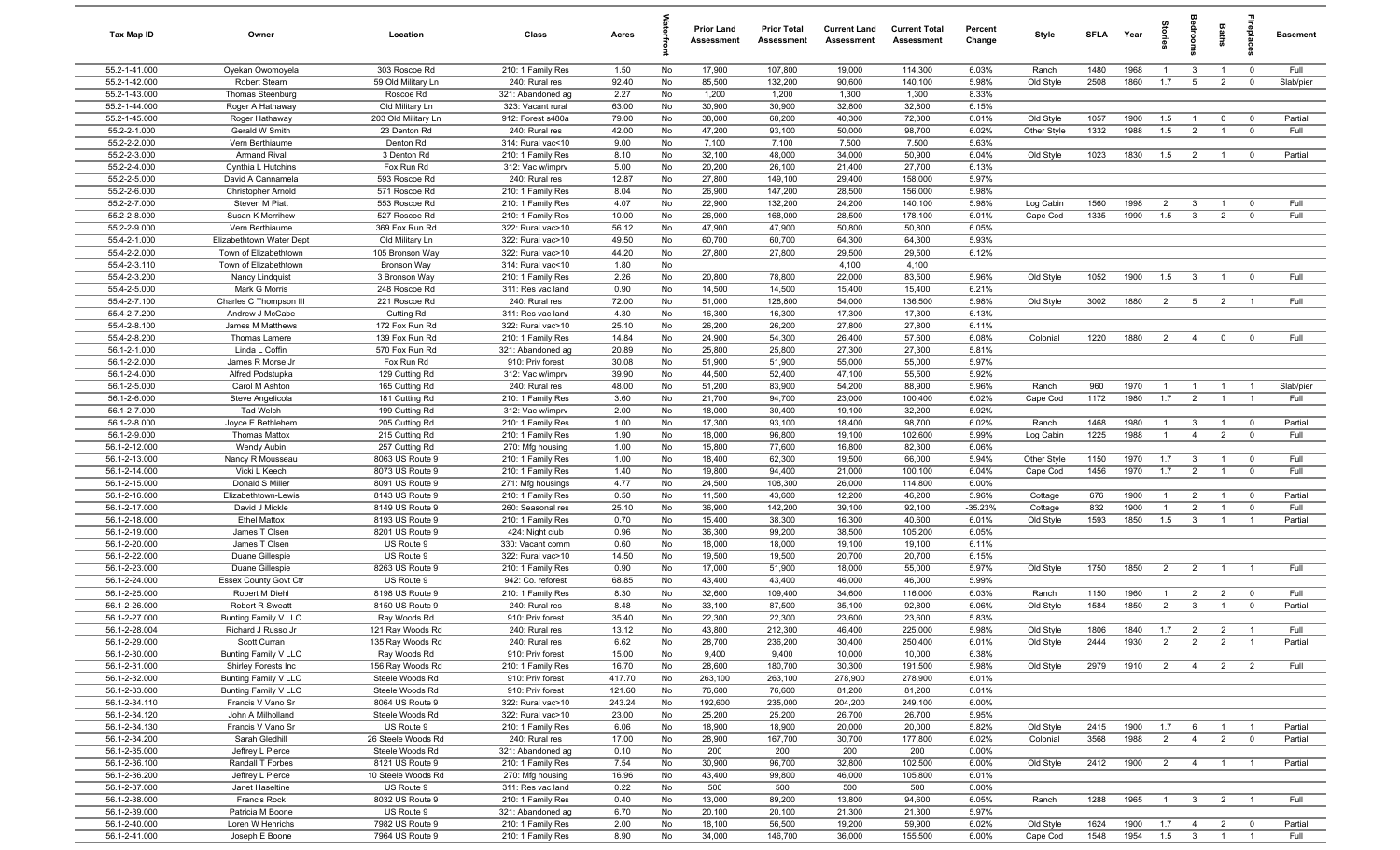| Tax Map ID | Owner | Location | Class | Acres | Waterfront | Prior Land Assessment | Prior Total Assessment | Current Land Assessment | Current Total Assessment | Percent Change | Style | SFLA | Year | Stories | Bedrooms | Baths | Fireplaces | Basement |
|---|---|---|---|---|---|---|---|---|---|---|---|---|---|---|---|---|---|---|
| 55.2-1-41.000 | Oyekan Owomoyela | 303 Roscoe Rd | 210: 1 Family Res | 1.50 | No | 17,900 | 107,800 | 19,000 | 114,300 | 6.03% | Ranch | 1480 | 1968 | 1 | 3 | 1 | 0 | Full |
| 55.2-1-42.000 | Robert Stearn | 59 Old Military Ln | 240: Rural res | 92.40 | No | 85,500 | 132,200 | 90,600 | 140,100 | 5.98% | Old Style | 2508 | 1860 | 1.7 | 5 | 2 | 0 | Slab/pier |
| 55.2-1-43.000 | Thomas Steenburg | Roscoe Rd | 321: Abandoned ag | 2.27 | No | 1,200 | 1,200 | 1,300 | 1,300 | 8.33% | | | | | | | | |
| 55.2-1-44.000 | Roger A Hathaway | Old Military Ln | 323: Vacant rural | 63.00 | No | 30,900 | 30,900 | 32,800 | 32,800 | 6.15% | | | | | | | | |
| 55.2-1-45.000 | Roger Hathaway | 203 Old Military Ln | 912: Forest s480a | 79.00 | No | 38,000 | 68,200 | 40,300 | 72,300 | 6.01% | Old Style | 1057 | 1900 | 1.5 | 1 | 0 | 0 | Partial |
| 55.2-2-1.000 | Gerald W Smith | 23 Denton Rd | 240: Rural res | 42.00 | No | 47,200 | 93,100 | 50,000 | 98,700 | 6.02% | Other Style | 1332 | 1988 | 1.5 | 2 | 1 | 0 | Full |
| 55.2-2-2.000 | Vern Berthiaume | Denton Rd | 314: Rural vac<10 | 9.00 | No | 7,100 | 7,100 | 7,500 | 7,500 | 5.63% | | | | | | | | |
| 55.2-2-3.000 | Armand Rival | 3 Denton Rd | 210: 1 Family Res | 8.10 | No | 32,100 | 48,000 | 34,000 | 50,900 | 6.04% | Old Style | 1023 | 1830 | 1.5 | 2 | 1 | 0 | Partial |
| 55.2-2-4.000 | Cynthia L Hutchins | Fox Run Rd | 312: Vac w/imprv | 5.00 | No | 20,200 | 26,100 | 21,400 | 27,700 | 6.13% | | | | | | | | |
| 55.2-2-5.000 | David A Cannamela | 593 Roscoe Rd | 240: Rural res | 12.87 | No | 27,800 | 149,100 | 29,400 | 158,000 | 5.97% | | | | | | | | |
| 55.2-2-6.000 | Christopher Arnold | 571 Roscoe Rd | 210: 1 Family Res | 8.04 | No | 26,900 | 147,200 | 28,500 | 156,000 | 5.98% | | | | | | | | |
| 55.2-2-7.000 | Steven M Piatt | 553 Roscoe Rd | 210: 1 Family Res | 4.07 | No | 22,900 | 132,200 | 24,200 | 140,100 | 5.98% | Log Cabin | 1560 | 1998 | 2 | 3 | 1 | 0 | Full |
| 55.2-2-8.000 | Susan K Merrihew | 527 Roscoe Rd | 210: 1 Family Res | 10.00 | No | 26,900 | 168,000 | 28,500 | 178,100 | 6.01% | Cape Cod | 1335 | 1990 | 1.5 | 3 | 2 | 0 | Full |
| 55.2-2-9.000 | Vern Berthiaume | 369 Fox Run Rd | 322: Rural vac>10 | 56.12 | No | 47,900 | 47,900 | 50,800 | 50,800 | 6.05% | | | | | | | | |
| 55.4-2-1.000 | Elizabethtown Water Dept | Old Military Ln | 322: Rural vac>10 | 49.50 | No | 60,700 | 60,700 | 64,300 | 64,300 | 5.93% | | | | | | | | |
| 55.4-2-2.000 | Town of Elizabethtown | 105 Bronson Way | 322: Rural vac>10 | 44.20 | No | 27,800 | 27,800 | 29,500 | 29,500 | 6.12% | | | | | | | | |
| 55.4-2-3.110 | Town of Elizabethtown | Bronson Way | 314: Rural vac<10 | 1.80 | No | | | 4,100 | 4,100 | | | | | | | | | |
| 55.4-2-3.200 | Nancy Lindquist | 3 Bronson Way | 210: 1 Family Res | 2.26 | No | 20,800 | 78,800 | 22,000 | 83,500 | 5.96% | Old Style | 1052 | 1900 | 1.5 | 3 | 1 | 0 | Full |
| 55.4-2-5.000 | Mark G Morris | 248 Roscoe Rd | 311: Res vac land | 0.90 | No | 14,500 | 14,500 | 15,400 | 15,400 | 6.21% | | | | | | | | |
| 55.4-2-7.100 | Charles C Thompson III | 221 Roscoe Rd | 240: Rural res | 72.00 | No | 51,000 | 128,800 | 54,000 | 136,500 | 5.98% | Old Style | 3002 | 1880 | 2 | 5 | 2 | 1 | Full |
| 55.4-2-7.200 | Andrew J McCabe | Cutting Rd | 311: Res vac land | 4.30 | No | 16,300 | 16,300 | 17,300 | 17,300 | 6.13% | | | | | | | | |
| 55.4-2-8.100 | James M Matthews | 172 Fox Run Rd | 322: Rural vac>10 | 25.10 | No | 26,200 | 26,200 | 27,800 | 27,800 | 6.11% | | | | | | | | |
| 55.4-2-8.200 | Thomas Lamere | 139 Fox Run Rd | 210: 1 Family Res | 14.84 | No | 24,900 | 54,300 | 26,400 | 57,600 | 6.08% | Colonial | 1220 | 1880 | 2 | 4 | 0 | 0 | Full |
| 56.1-2-1.000 | Linda L Coffin | 570 Fox Run Rd | 321: Abandoned ag | 20.89 | No | 25,800 | 25,800 | 27,300 | 27,300 | 5.81% | | | | | | | | |
| 56.1-2-2.000 | James R Morse Jr | Fox Run Rd | 910: Priv forest | 30.08 | No | 51,900 | 51,900 | 55,000 | 55,000 | 5.97% | | | | | | | | |
| 56.1-2-4.000 | Alfred Podstupka | 129 Cutting Rd | 312: Vac w/imprv | 39.90 | No | 44,500 | 52,400 | 47,100 | 55,500 | 5.92% | | | | | | | | |
| 56.1-2-5.000 | Carol M Ashton | 165 Cutting Rd | 240: Rural res | 48.00 | No | 51,200 | 83,900 | 54,200 | 88,900 | 5.96% | Ranch | 960 | 1970 | 1 | 1 | 1 | 1 | Slab/pier |
| 56.1-2-6.000 | Steve Angelicola | 181 Cutting Rd | 210: 1 Family Res | 3.60 | No | 21,700 | 94,700 | 23,000 | 100,400 | 6.02% | Cape Cod | 1172 | 1980 | 1.7 | 2 | 1 | 1 | Full |
| 56.1-2-7.000 | Tad Welch | 199 Cutting Rd | 312: Vac w/imprv | 2.00 | No | 18,000 | 30,400 | 19,100 | 32,200 | 5.92% | | | | | | | | |
| 56.1-2-8.000 | Joyce E Bethlehem | 205 Cutting Rd | 210: 1 Family Res | 1.00 | No | 17,300 | 93,100 | 18,400 | 98,700 | 6.02% | Ranch | 1468 | 1980 | 1 | 3 | 1 | 0 | Partial |
| 56.1-2-9.000 | Thomas Mattox | 215 Cutting Rd | 210: 1 Family Res | 1.90 | No | 18,000 | 96,800 | 19,100 | 102,600 | 5.99% | Log Cabin | 1225 | 1988 | 1 | 4 | 2 | 0 | Full |
| 56.1-2-12.000 | Wendy Aubin | 257 Cutting Rd | 270: Mfg housing | 1.00 | No | 15,800 | 77,600 | 16,800 | 82,300 | 6.06% | | | | | | | | |
| 56.1-2-13.000 | Nancy R Mousseau | 8063 US Route 9 | 210: 1 Family Res | 1.00 | No | 18,400 | 62,300 | 19,500 | 66,000 | 5.94% | Other Style | 1150 | 1970 | 1.7 | 3 | 1 | 0 | Full |
| 56.1-2-14.000 | Vicki L Keech | 8073 US Route 9 | 210: 1 Family Res | 1.40 | No | 19,800 | 94,400 | 21,000 | 100,100 | 6.04% | Cape Cod | 1456 | 1970 | 1.7 | 2 | 1 | 0 | Full |
| 56.1-2-15.000 | Donald S Miller | 8091 US Route 9 | 271: Mfg housings | 4.77 | No | 24,500 | 108,300 | 26,000 | 114,800 | 6.00% | | | | | | | | |
| 56.1-2-16.000 | Elizabethtown-Lewis | 8143 US Route 9 | 210: 1 Family Res | 0.50 | No | 11,500 | 43,600 | 12,200 | 46,200 | 5.96% | Cottage | 676 | 1900 | 1 | 2 | 1 | 0 | Partial |
| 56.1-2-17.000 | David J Mickle | 8149 US Route 9 | 260: Seasonal res | 25.10 | No | 36,900 | 142,200 | 39,100 | 92,100 | -35.23% | Cottage | 832 | 1900 | 1 | 2 | 1 | 0 | Full |
| 56.1-2-18.000 | Ethel Mattox | 8193 US Route 9 | 210: 1 Family Res | 0.70 | No | 15,400 | 38,300 | 16,300 | 40,600 | 6.01% | Old Style | 1593 | 1850 | 1.5 | 3 | 1 | 1 | Partial |
| 56.1-2-19.000 | James T Olsen | 8201 US Route 9 | 424: Night club | 0.96 | No | 36,300 | 99,200 | 38,500 | 105,200 | 6.05% | | | | | | | | |
| 56.1-2-20.000 | James T Olsen | US Route 9 | 330: Vacant comm | 0.60 | No | 18,000 | 18,000 | 19,100 | 19,100 | 6.11% | | | | | | | | |
| 56.1-2-22.000 | Duane Gillespie | US Route 9 | 322: Rural vac>10 | 14.50 | No | 19,500 | 19,500 | 20,700 | 20,700 | 6.15% | | | | | | | | |
| 56.1-2-23.000 | Duane Gillespie | 8263 US Route 9 | 210: 1 Family Res | 0.90 | No | 17,000 | 51,900 | 18,000 | 55,000 | 5.97% | Old Style | 1750 | 1850 | 2 | 2 | 1 | 1 | Full |
| 56.1-2-24.000 | Essex County Govt Ctr | US Route 9 | 942: Co. reforest | 68.85 | No | 43,400 | 43,400 | 46,000 | 46,000 | 5.99% | | | | | | | | |
| 56.1-2-25.000 | Robert M Diehl | 8198 US Route 9 | 210: 1 Family Res | 8.30 | No | 32,600 | 109,400 | 34,600 | 116,000 | 6.03% | Ranch | 1150 | 1960 | 1 | 2 | 2 | 0 | Full |
| 56.1-2-26.000 | Robert R Sweatt | 8150 US Route 9 | 240: Rural res | 8.48 | No | 33,100 | 87,500 | 35,100 | 92,800 | 6.06% | Old Style | 1584 | 1850 | 2 | 3 | 1 | 0 | Partial |
| 56.1-2-27.000 | Bunting Family V LLC | Ray Woods Rd | 910: Priv forest | 35.40 | No | 22,300 | 22,300 | 23,600 | 23,600 | 5.83% | | | | | | | | |
| 56.1-2-28.004 | Richard J Russo Jr | 121 Ray Woods Rd | 240: Rural res | 13.12 | No | 43,800 | 212,300 | 46,400 | 225,000 | 5.98% | Old Style | 1806 | 1840 | 1.7 | 2 | 2 | 1 | Full |
| 56.1-2-29.000 | Scott Curran | 135 Ray Woods Rd | 240: Rural res | 6.62 | No | 28,700 | 236,200 | 30,400 | 250,400 | 6.01% | Old Style | 2444 | 1930 | 2 | 2 | 2 | 1 | Partial |
| 56.1-2-30.000 | Bunting Family V LLC | Ray Woods Rd | 910: Priv forest | 15.00 | No | 9,400 | 9,400 | 10,000 | 10,000 | 6.38% | | | | | | | | |
| 56.1-2-31.000 | Shirley Forests Inc | 156 Ray Woods Rd | 210: 1 Family Res | 16.70 | No | 28,600 | 180,700 | 30,300 | 191,500 | 5.98% | Old Style | 2979 | 1910 | 2 | 4 | 2 | 2 | Full |
| 56.1-2-32.000 | Bunting Family V LLC | Steele Woods Rd | 910: Priv forest | 417.70 | No | 263,100 | 263,100 | 278,900 | 278,900 | 6.01% | | | | | | | | |
| 56.1-2-33.000 | Bunting Family V LLC | Steele Woods Rd | 910: Priv forest | 121.60 | No | 76,600 | 76,600 | 81,200 | 81,200 | 6.01% | | | | | | | | |
| 56.1-2-34.110 | Francis V Vano Sr | 8064 US Route 9 | 322: Rural vac>10 | 243.24 | No | 192,600 | 235,000 | 204,200 | 249,100 | 6.00% | | | | | | | | |
| 56.1-2-34.120 | John A Milholland | Steele Woods Rd | 322: Rural vac>10 | 23.00 | No | 25,200 | 25,200 | 26,700 | 26,700 | 5.95% | | | | | | | | |
| 56.1-2-34.130 | Francis V Vano Sr | US Route 9 | 210: 1 Family Res | 6.06 | No | 18,900 | 18,900 | 20,000 | 20,000 | 5.82% | Old Style | 2415 | 1900 | 1.7 | 6 | 1 | 1 | Partial |
| 56.1-2-34.200 | Sarah Gledhill | 26 Steele Woods Rd | 240: Rural res | 17.00 | No | 28,900 | 167,700 | 30,700 | 177,800 | 6.02% | Colonial | 3568 | 1988 | 2 | 4 | 2 | 0 | Partial |
| 56.1-2-35.000 | Jeffrey L Pierce | Steele Woods Rd | 321: Abandoned ag | 0.10 | No | 200 | 200 | 200 | 200 | 0.00% | | | | | | | | |
| 56.1-2-36.100 | Randall T Forbes | 8121 US Route 9 | 210: 1 Family Res | 7.54 | No | 30,900 | 96,700 | 32,800 | 102,500 | 6.00% | Old Style | 2412 | 1900 | 2 | 4 | 1 | 1 | Partial |
| 56.1-2-36.200 | Jeffrey L Pierce | 10 Steele Woods Rd | 270: Mfg housing | 16.96 | No | 43,400 | 99,800 | 46,000 | 105,800 | 6.01% | | | | | | | | |
| 56.1-2-37.000 | Janet Haseltine | US Route 9 | 311: Res vac land | 0.22 | No | 500 | 500 | 500 | 500 | 0.00% | | | | | | | | |
| 56.1-2-38.000 | Francis Rock | 8032 US Route 9 | 210: 1 Family Res | 0.40 | No | 13,000 | 89,200 | 13,800 | 94,600 | 6.05% | Ranch | 1288 | 1965 | 1 | 3 | 2 | 1 | Full |
| 56.1-2-39.000 | Patricia M Boone | US Route 9 | 321: Abandoned ag | 6.70 | No | 20,100 | 20,100 | 21,300 | 21,300 | 5.97% | | | | | | | | |
| 56.1-2-40.000 | Loren W Henrichs | 7982 US Route 9 | 210: 1 Family Res | 2.00 | No | 18,100 | 56,500 | 19,200 | 59,900 | 6.02% | Old Style | 1624 | 1900 | 1.7 | 4 | 2 | 0 | Partial |
| 56.1-2-41.000 | Joseph E Boone | 7964 US Route 9 | 210: 1 Family Res | 8.90 | No | 34,000 | 146,700 | 36,000 | 155,500 | 6.00% | Cape Cod | 1548 | 1954 | 1.5 | 3 | 1 | 1 | Full |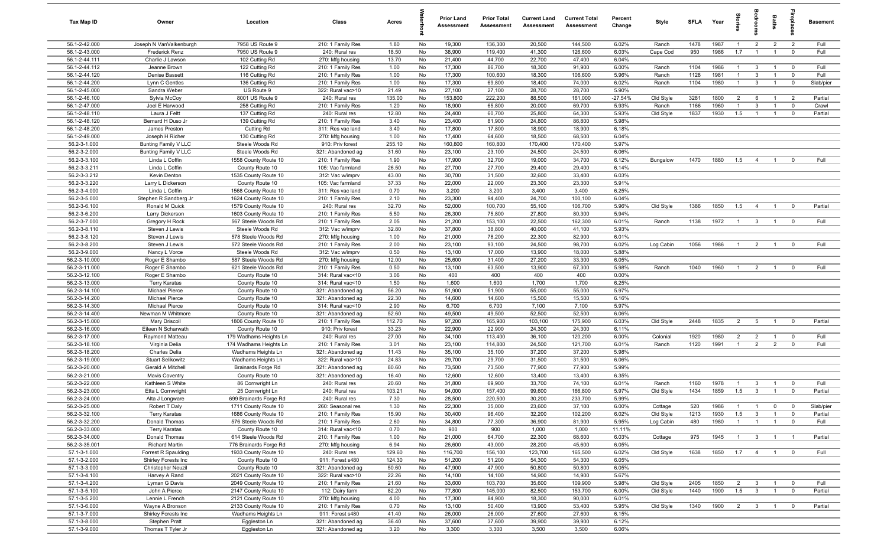| Tax Map ID | Owner | Location | Class | Acres | Waterfront | Prior Land Assessment | Prior Total Assessment | Current Land Assessment | Current Total Assessment | Percent Change | Style | SFLA | Year | Stories | Bedrooms | Baths | Fireplaces | Basement |
|---|---|---|---|---|---|---|---|---|---|---|---|---|---|---|---|---|---|---|
| 56.1-2-42.000 | Joseph N VanValkenburgh | 7958 US Route 9 | 210: 1 Family Res | 1.80 | No | 19,300 | 136,300 | 20,500 | 144,500 | 6.02% | Ranch | 1478 | 1987 | 1 | 2 | 2 | 2 | Full |
| 56.1-2-43.000 | Frederick Renz | 7950 US Route 9 | 240: Rural res | 18.50 | No | 38,900 | 119,400 | 41,300 | 126,600 | 6.03% | Cape Cod | 950 | 1986 | 1.7 | 1 | 1 | 0 | Full |
| 56.1-2-44.111 | Charlie J Lawson | 102 Cutting Rd | 270: Mfg housing | 13.70 | No | 21,400 | 44,700 | 22,700 | 47,400 | 6.04% | | | | | | | | |
| 56.1-2-44.112 | Jeanne Brown | 122 Cutting Rd | 210: 1 Family Res | 1.00 | No | 17,300 | 86,700 | 18,300 | 91,900 | 6.00% | Ranch | 1104 | 1986 | 1 | 3 | 1 | 0 | Full |
| 56.1-2-44.120 | Denise Bassett | 116 Cutting Rd | 210: 1 Family Res | 1.00 | No | 17,300 | 100,600 | 18,300 | 106,600 | 5.96% | Ranch | 1128 | 1981 | 1 | 3 | 1 | 0 | Full |
| 56.1-2-44.200 | Lynn C Gentles | 136 Cutting Rd | 210: 1 Family Res | 1.00 | No | 17,300 | 69,800 | 18,400 | 74,000 | 6.02% | Ranch | 1104 | 1980 | 1 | 3 | 1 | 0 | Slab/pier |
| 56.1-2-45.000 | Sandra Weber | US Route 9 | 322: Rural vac>10 | 21.49 | No | 27,100 | 27,100 | 28,700 | 28,700 | 5.90% | | | | | | | | |
| 56.1-2-46.100 | Sylvia McCoy | 8001 US Route 9 | 240: Rural res | 135.00 | No | 153,800 | 222,200 | 88,500 | 161,000 | -27.54% | Old Style | 3281 | 1800 | 2 | 6 | 1 | 2 | Partial |
| 56.1-2-47.000 | Joel E Harwood | 258 Cutting Rd | 210: 1 Family Res | 1.20 | No | 18,900 | 65,800 | 20,000 | 69,700 | 5.93% | Ranch | 1166 | 1960 | 1 | 3 | 1 | 0 | Crawl |
| 56.1-2-48.110 | Laura J Feltt | 137 Cutting Rd | 240: Rural res | 12.80 | No | 24,400 | 60,700 | 25,800 | 64,300 | 5.93% | Old Style | 1837 | 1930 | 1.5 | 1 | 1 | 0 | Partial |
| 56.1-2-48.120 | Bernard H Duso Jr | 139 Cutting Rd | 210: 1 Family Res | 3.40 | No | 23,400 | 81,900 | 24,800 | 86,800 | 5.98% | | | | | | | | |
| 56.1-2-48.200 | James Preston | Cutting Rd | 311: Res vac land | 3.40 | No | 17,800 | 17,800 | 18,900 | 18,900 | 6.18% | | | | | | | | |
| 56.1-2-49.000 | Joseph H Richer | 130 Cutting Rd | 270: Mfg housing | 1.00 | No | 17,400 | 64,600 | 18,500 | 68,500 | 6.04% | | | | | | | | |
| 56.2-3-1.000 | Bunting Family V LLC | Steele Woods Rd | 910: Priv forest | 255.10 | No | 160,800 | 160,800 | 170,400 | 170,400 | 5.97% | | | | | | | | |
| 56.2-3-2.000 | Bunting Family V LLC | Steele Woods Rd | 321: Abandoned ag | 31.60 | No | 23,100 | 23,100 | 24,500 | 24,500 | 6.06% | | | | | | | | |
| 56.2-3-3.100 | Linda L Coffin | 1558 County Route 10 | 210: 1 Family Res | 1.90 | No | 17,900 | 32,700 | 19,000 | 34,700 | 6.12% | Bungalow | 1470 | 1880 | 1.5 | 4 | 1 | 0 | Full |
| 56.2-3-3.211 | Linda L Coffin | County Route 10 | 105: Vac farmland | 26.50 | No | 27,700 | 27,700 | 29,400 | 29,400 | 6.14% | | | | | | | | |
| 56.2-3-3.212 | Kevin Denton | 1535 County Route 10 | 312: Vac w/imprv | 43.00 | No | 30,700 | 31,500 | 32,600 | 33,400 | 6.03% | | | | | | | | |
| 56.2-3-3.220 | Larry L Dickerson | County Route 10 | 105: Vac farmland | 37.33 | No | 22,000 | 22,000 | 23,300 | 23,300 | 5.91% | | | | | | | | |
| 56.2-3-4.000 | Linda L Coffin | 1568 County Route 10 | 311: Res vac land | 0.70 | No | 3,200 | 3,200 | 3,400 | 3,400 | 6.25% | | | | | | | | |
| 56.2-3-5.000 | Stephen R Sandberg Jr | 1624 County Route 10 | 210: 1 Family Res | 2.10 | No | 23,300 | 94,400 | 24,700 | 100,100 | 6.04% | | | | | | | | |
| 56.2-3-6.100 | Ronald M Quick | 1579 County Route 10 | 240: Rural res | 32.70 | No | 52,000 | 100,700 | 55,100 | 106,700 | 5.96% | Old Style | 1386 | 1850 | 1.5 | 4 | 1 | 0 | Partial |
| 56.2-3-6.200 | Larry Dickerson | 1603 County Route 10 | 210: 1 Family Res | 5.50 | No | 26,300 | 75,800 | 27,800 | 80,300 | 5.94% | | | | | | | | |
| 56.2-3-7.000 | Gregory H Rock | 567 Steele Woods Rd | 210: 1 Family Res | 2.05 | No | 21,200 | 153,100 | 22,500 | 162,300 | 6.01% | Ranch | 1138 | 1972 | 1 | 3 | 1 | 0 | Full |
| 56.2-3-8.110 | Steven J Lewis | Steele Woods Rd | 312: Vac w/imprv | 32.80 | No | 37,800 | 38,800 | 40,000 | 41,100 | 5.93% | | | | | | | | |
| 56.2-3-8.120 | Steven J Lewis | 578 Steele Woods Rd | 270: Mfg housing | 1.00 | No | 21,000 | 78,200 | 22,300 | 82,900 | 6.01% | | | | | | | | |
| 56.2-3-8.200 | Steven J Lewis | 572 Steele Woods Rd | 210: 1 Family Res | 2.00 | No | 23,100 | 93,100 | 24,500 | 98,700 | 6.02% | Log Cabin | 1056 | 1986 | 1 | 2 | 1 | 0 | Full |
| 56.2-3-9.000 | Nancy L Vorce | Steele Woods Rd | 312: Vac w/imprv | 0.50 | No | 13,100 | 17,000 | 13,900 | 18,000 | 5.88% | | | | | | | | |
| 56.2-3-10.000 | Roger E Shambo | 587 Steele Woods Rd | 270: Mfg housing | 12.00 | No | 25,600 | 31,400 | 27,200 | 33,300 | 6.05% | | | | | | | | |
| 56.2-3-11.000 | Roger E Shambo | 621 Steele Woods Rd | 210: 1 Family Res | 0.50 | No | 13,100 | 63,500 | 13,900 | 67,300 | 5.98% | Ranch | 1040 | 1960 | 1 | 2 | 1 | 0 | Full |
| 56.2-3-12.100 | Roger E Shambo | County Route 10 | 314: Rural vac<10 | 3.06 | No | 400 | 400 | 400 | 400 | 0.00% | | | | | | | | |
| 56.2-3-13.000 | Terry Karatas | County Route 10 | 314: Rural vac<10 | 1.50 | No | 1,600 | 1,600 | 1,700 | 1,700 | 6.25% | | | | | | | | |
| 56.2-3-14.100 | Michael Pierce | County Route 10 | 321: Abandoned ag | 56.20 | No | 51,900 | 51,900 | 55,000 | 55,000 | 5.97% | | | | | | | | |
| 56.2-3-14.200 | Michael Pierce | County Route 10 | 321: Abandoned ag | 22.30 | No | 14,600 | 14,600 | 15,500 | 15,500 | 6.16% | | | | | | | | |
| 56.2-3-14.300 | Michael Pierce | County Route 10 | 314: Rural vac<10 | 2.90 | No | 6,700 | 6,700 | 7,100 | 7,100 | 5.97% | | | | | | | | |
| 56.2-3-14.400 | Newman M Whitmore | County Route 10 | 321: Abandoned ag | 52.60 | No | 49,500 | 49,500 | 52,500 | 52,500 | 6.06% | | | | | | | | |
| 56.2-3-15.000 | Mary Driscoll | 1806 County Route 10 | 210: 1 Family Res | 112.70 | No | 97,200 | 165,900 | 103,100 | 175,900 | 6.03% | Old Style | 2448 | 1835 | 2 | 5 | 1 | 0 | Partial |
| 56.2-3-16.000 | Eileen N Scharwath | County Route 10 | 910: Priv forest | 33.23 | No | 22,900 | 22,900 | 24,300 | 24,300 | 6.11% | | | | | | | | |
| 56.2-3-17.000 | Raymond Matteau | 179 Wadhams Heights Ln | 240: Rural res | 27.00 | No | 34,100 | 113,400 | 36,100 | 120,200 | 6.00% | Colonial | 1920 | 1980 | 2 | 2 | 1 | 0 | Full |
| 56.2-3-18.100 | Virginia Delia | 174 Wadhams Heights Ln | 210: 1 Family Res | 3.01 | No | 23,100 | 114,800 | 24,500 | 121,700 | 6.01% | Ranch | 1120 | 1991 | 1 | 2 | 2 | 0 | Full |
| 56.2-3-18.200 | Charles Delia | Wadhams Heights Ln | 321: Abandoned ag | 11.43 | No | 35,100 | 35,100 | 37,200 | 37,200 | 5.98% | | | | | | | | |
| 56.2-3-19.000 | Stuart Selikowitz | Wadhams Heights Ln | 322: Rural vac>10 | 24.83 | No | 29,700 | 29,700 | 31,500 | 31,500 | 6.06% | | | | | | | | |
| 56.2-3-20.000 | Gerald A Mitchell | Brainards Forge Rd | 321: Abandoned ag | 80.60 | No | 73,500 | 73,500 | 77,900 | 77,900 | 5.99% | | | | | | | | |
| 56.2-3-21.000 | Mavis Coventry | County Route 10 | 321: Abandoned ag | 16.40 | No | 12,600 | 12,600 | 13,400 | 13,400 | 6.35% | | | | | | | | |
| 56.2-3-22.000 | Kathleen S White | 86 Cornwright Ln | 240: Rural res | 20.60 | No | 31,800 | 69,900 | 33,700 | 74,100 | 6.01% | Ranch | 1160 | 1978 | 1 | 3 | 1 | 0 | Full |
| 56.2-3-23.000 | Etta L Cornwright | 25 Cornwright Ln | 240: Rural res | 103.21 | No | 94,000 | 157,400 | 99,600 | 166,800 | 5.97% | Old Style | 1434 | 1859 | 1.5 | 3 | 1 | 0 | Partial |
| 56.2-3-24.000 | Alta J Longware | 699 Brainards Forge Rd | 240: Rural res | 7.30 | No | 28,500 | 220,500 | 30,200 | 233,700 | 5.99% | | | | | | | | |
| 56.2-3-25.000 | Robert T Daly | 1711 County Route 10 | 260: Seasonal res | 1.30 | No | 22,300 | 35,000 | 23,600 | 37,100 | 6.00% | Cottage | 520 | 1986 | 1 | 1 | 0 | 0 | Slab/pier |
| 56.2-3-32.100 | Terry Karatas | 1686 County Route 10 | 210: 1 Family Res | 15.90 | No | 30,400 | 96,400 | 32,200 | 102,200 | 6.02% | Old Style | 1213 | 1930 | 1.5 | 3 | 1 | 0 | Partial |
| 56.2-3-32.200 | Donald Thomas | 576 Steele Woods Rd | 210: 1 Family Res | 2.60 | No | 34,800 | 77,300 | 36,900 | 81,900 | 5.95% | Log Cabin | 480 | 1980 | 1 | 1 | 1 | 0 | Full |
| 56.2-3-33.000 | Terry Karatas | County Route 10 | 314: Rural vac<10 | 0.70 | No | 900 | 900 | 1,000 | 1,000 | 11.11% | | | | | | | | |
| 56.2-3-34.000 | Donald Thomas | 614 Steele Woods Rd | 210: 1 Family Res | 1.00 | No | 21,000 | 64,700 | 22,300 | 68,600 | 6.03% | Cottage | 975 | 1945 | 1 | 3 | 1 | 1 | Partial |
| 56.2-3-35.001 | Richard Martin | 776 Brainards Forge Rd | 270: Mfg housing | 6.94 | No | 26,600 | 43,000 | 28,200 | 45,600 | 6.05% | | | | | | | | |
| 57.1-3-1.000 | Forrest R Spaulding | 1933 County Route 10 | 240: Rural res | 129.60 | No | 116,700 | 156,100 | 123,700 | 165,500 | 6.02% | Old Style | 1638 | 1850 | 1.7 | 4 | 1 | 0 | Full |
| 57.1-3-2.000 | Shirley Forests Inc | County Route 10 | 911: Forest s480 | 124.30 | No | 51,200 | 51,200 | 54,300 | 54,300 | 6.05% | | | | | | | | |
| 57.1-3-3.000 | Christopher Neuzil | County Route 10 | 321: Abandoned ag | 50.60 | No | 47,900 | 47,900 | 50,800 | 50,800 | 6.05% | | | | | | | | |
| 57.1-3-4.100 | Harvey A Rand | 2021 County Route 10 | 322: Rural vac>10 | 22.26 | No | 14,100 | 14,100 | 14,900 | 14,900 | 5.67% | | | | | | | | |
| 57.1-3-4.200 | Lyman G Davis | 2049 County Route 10 | 210: 1 Family Res | 21.60 | No | 33,600 | 103,700 | 35,600 | 109,900 | 5.98% | Old Style | 2405 | 1850 | 2 | 3 | 1 | 0 | Full |
| 57.1-3-5.100 | John A Pierce | 2147 County Route 10 | 112: Dairy farm | 82.20 | No | 77,800 | 145,000 | 82,500 | 153,700 | 6.00% | Old Style | 1440 | 1900 | 1.5 | 3 | 1 | 0 | Partial |
| 57.1-3-5.200 | Lennie L French | 2121 County Route 10 | 270: Mfg housing | 4.00 | No | 17,300 | 84,900 | 18,300 | 90,000 | 6.01% | | | | | | | | |
| 57.1-3-6.000 | Wayne A Bronson | 2133 County Route 10 | 210: 1 Family Res | 0.70 | No | 13,100 | 50,400 | 13,900 | 53,400 | 5.95% | Old Style | 1340 | 1900 | 2 | 3 | 1 | 0 | Partial |
| 57.1-3-7.000 | Shirley Forests Inc | Wadhams Heights Ln | 911: Forest s480 | 41.40 | No | 26,000 | 26,000 | 27,600 | 27,600 | 6.15% | | | | | | | | |
| 57.1-3-8.000 | Stephen Pratt | Eggleston Ln | 321: Abandoned ag | 36.40 | No | 37,600 | 37,600 | 39,900 | 39,900 | 6.12% | | | | | | | | |
| 57.1-3-9.000 | Thomas T Tyler Jr | Eggleston Ln | 321: Abandoned ag | 3.20 | No | 3,300 | 3,300 | 3,500 | 3,500 | 6.06% | | | | | | | | |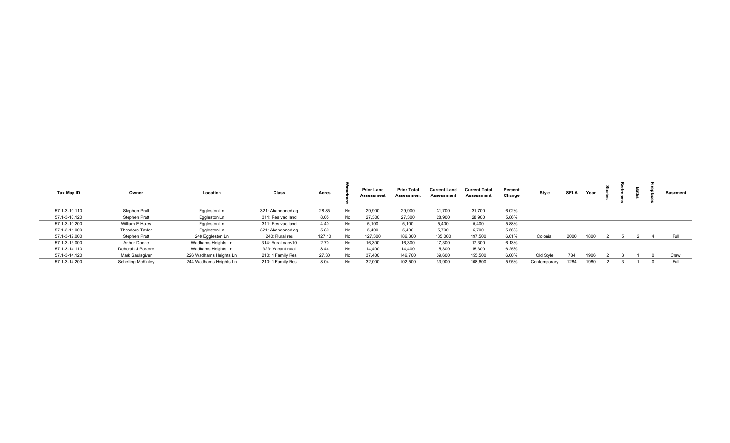| Tax Map ID | Owner | Location | Class | Acres | Waterfront | Prior Land Assessment | Prior Total Assessment | Current Land Assessment | Current Total Assessment | Percent Change | Style | SFLA | Year | Stories | Bedrooms | Baths | Fireplaces | Basement |
|---|---|---|---|---|---|---|---|---|---|---|---|---|---|---|---|---|---|---|
| 57.1-3-10.110 | Stephen Pratt | Eggleston Ln | 321: Abandoned ag | 28.85 | No | 29,900 | 29,900 | 31,700 | 31,700 | 6.02% | | | | | | | | |
| 57.1-3-10.120 | Stephen Pratt | Eggleston Ln | 311: Res vac land | 8.05 | No | 27,300 | 27,300 | 28,900 | 28,900 | 5.86% | | | | | | | | |
| 57.1-3-10.200 | William E Haley | Eggleston Ln | 311: Res vac land | 4.40 | No | 5,100 | 5,100 | 5,400 | 5,400 | 5.88% | | | | | | | | |
| 57.1-3-11.000 | Theodore Taylor | Eggleston Ln | 321: Abandoned ag | 5.80 | No | 5,400 | 5,400 | 5,700 | 5,700 | 5.56% | | | | | | | | |
| 57.1-3-12.000 | Stephen Pratt | 248 Eggleston Ln | 240: Rural res | 127.10 | No | 127,300 | 186,300 | 135,000 | 197,500 | 6.01% | Colonial | 2000 | 1800 | 2 | 5 | 2 | 4 | Full |
| 57.1-3-13.000 | Arthur Dodge | Wadhams Heights Ln | 314: Rural vac<10 | 2.70 | No | 16,300 | 16,300 | 17,300 | 17,300 | 6.13% | | | | | | | | |
| 57.1-3-14.110 | Deborah J Pastore | Wadhams Heights Ln | 323: Vacant rural | 8.44 | No | 14,400 | 14,400 | 15,300 | 15,300 | 6.25% | | | | | | | | |
| 57.1-3-14.120 | Mark Saulsgiver | 226 Wadhams Heights Ln | 210: 1 Family Res | 27.30 | No | 37,400 | 146,700 | 39,600 | 155,500 | 6.00% | Old Style | 784 | 1906 | 2 | 3 | 1 | 0 | Crawl |
| 57.1-3-14.200 | Schelling McKinley | 244 Wadhams Heights Ln | 210: 1 Family Res | 8.04 | No | 32,000 | 102,500 | 33,900 | 108,600 | 5.95% | Contemporary | 1284 | 1980 | 2 | 3 | 1 | 0 | Full |